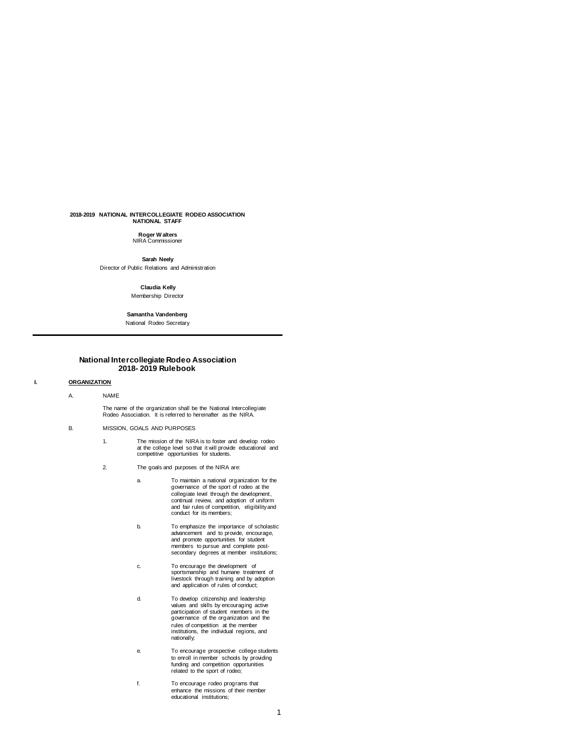**2018-2019 NATIONAL INTERCOLLEGIATE RODEO ASSOCIATION**
**NATIONAL STAFF**

**Roger Walters**
NIRA Commissioner

**Sarah Neely**
Director of Public Relations and Administration

**Claudia Kelly**
Membership Director

**Samantha Vandenberg**
National Rodeo Secretary

---

# National Intercollegiate Rodeo Association
# 2018- 2019 Rulebook

## I. ORGANIZATION

### A. NAME

The name of the organization shall be the National Intercollegiate Rodeo Association. It is referred to hereinafter as the NIRA.

### B. MISSION, GOALS AND PURPOSES

1. The mission of the NIRA is to foster and develop rodeo at the college level so that it will provide educational and competitive opportunities for students.

2. The goals and purposes of the NIRA are:

   a. To maintain a national organization for the governance of the sport of rodeo at the collegiate level through the development, continual review, and adoption of uniform and fair rules of competition, eligibility and conduct for its members;

   b. To emphasize the importance of scholastic advancement and to provide, encourage, and promote opportunities for student members to pursue and complete post-secondary degrees at member institutions;

   c. To encourage the development of sportsmanship and humane treatment of livestock through training and by adoption and application of rules of conduct;

   d. To develop citizenship and leadership values and skills by encouraging active participation of student members in the governance of the organization and the rules of competition at the member institutions, the individual regions, and nationally;

   e. To encourage prospective college students to enroll in member schools by providing funding and competition opportunities related to the sport of rodeo;

   f. To encourage rodeo programs that enhance the missions of their member educational institutions;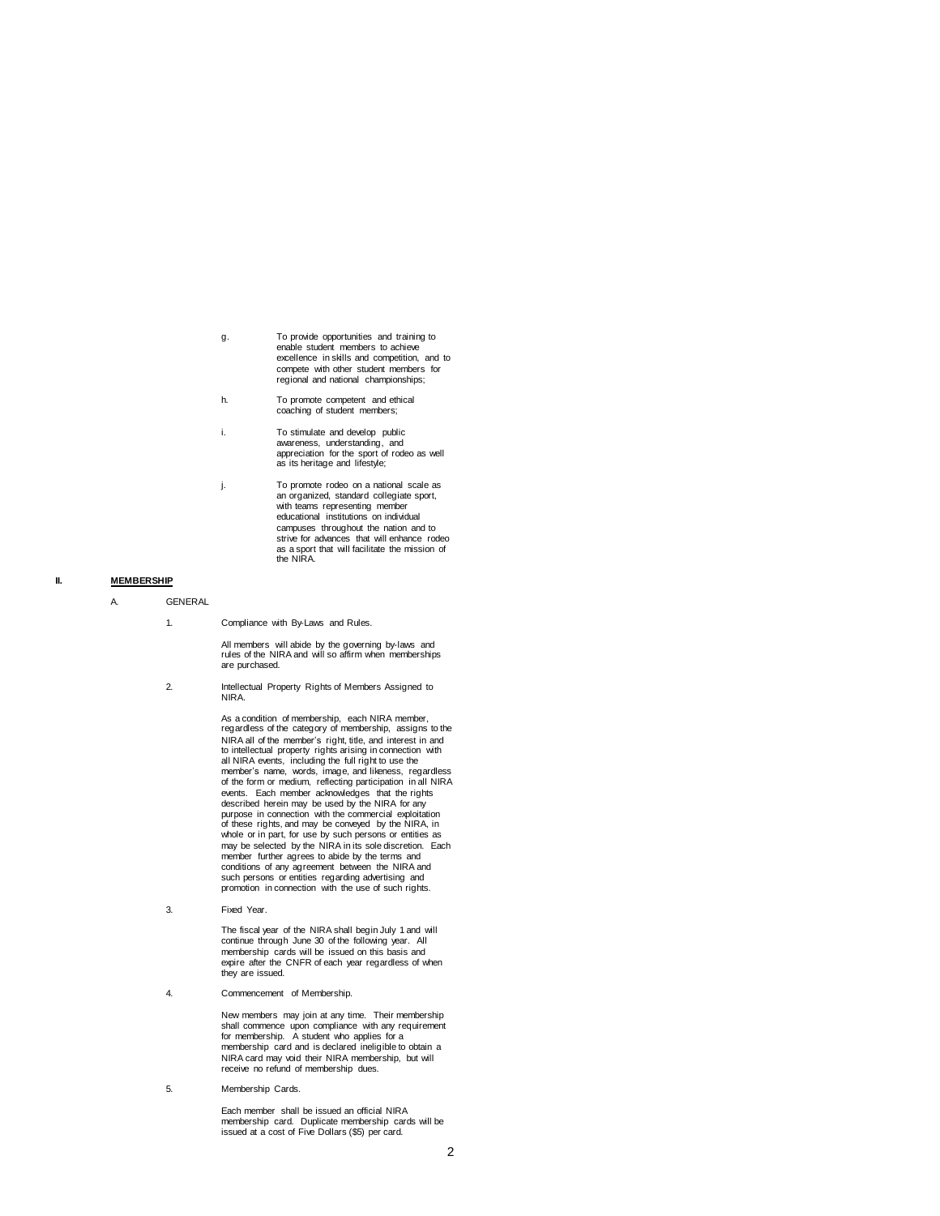g. To provide opportunities and training to enable student members to achieve excellence in skills and competition, and to compete with other student members for regional and national championships;

h. To promote competent and ethical coaching of student members;

i. To stimulate and develop public awareness, understanding, and appreciation for the sport of rodeo as well as its heritage and lifestyle;

j. To promote rodeo on a national scale as an organized, standard collegiate sport, with teams representing member educational institutions on individual campuses throughout the nation and to strive for advances that will enhance rodeo as a sport that will facilitate the mission of the NIRA.

## II. **MEMBERSHIP**

### A. GENERAL

1. Compliance with By-Laws and Rules.

   All members will abide by the governing by-laws and rules of the NIRA and will so affirm when memberships are purchased.

2. Intellectual Property Rights of Members Assigned to NIRA.

   As a condition of membership, each NIRA member, regardless of the category of membership, assigns to the NIRA all of the member's right, title, and interest in and to intellectual property rights arising in connection with all NIRA events, including the full right to use the member's name, words, image, and likeness, regardless of the form or medium, reflecting participation in all NIRA events. Each member acknowledges that the rights described herein may be used by the NIRA for any purpose in connection with the commercial exploitation of these rights, and may be conveyed by the NIRA, in whole or in part, for use by such persons or entities as may be selected by the NIRA in its sole discretion. Each member further agrees to abide by the terms and conditions of any agreement between the NIRA and such persons or entities regarding advertising and promotion in connection with the use of such rights.

3. Fixed Year.

   The fiscal year of the NIRA shall begin July 1 and will continue through June 30 of the following year. All membership cards will be issued on this basis and expire after the CNFR of each year regardless of when they are issued.

4. Commencement of Membership.

   New members may join at any time. Their membership shall commence upon compliance with any requirement for membership. A student who applies for a membership card and is declared ineligible to obtain a NIRA card may void their NIRA membership, but will receive no refund of membership dues.

5. Membership Cards.

   Each member shall be issued an official NIRA membership card. Duplicate membership cards will be issued at a cost of Five Dollars ($5) per card.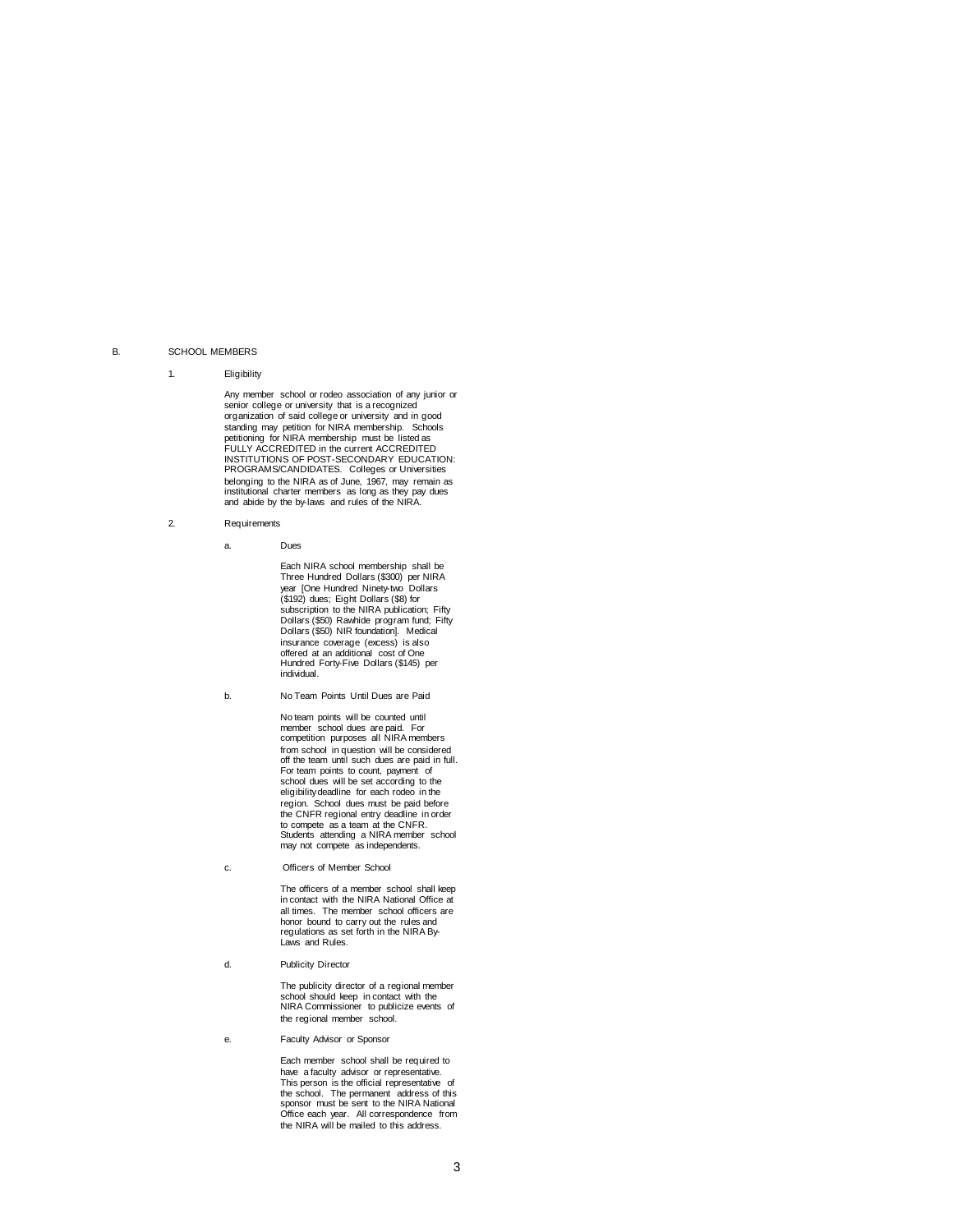## B. SCHOOL MEMBERS

### 1. Eligibility

Any member school or rodeo association of any junior or senior college or university that is a recognized organization of said college or university and in good standing may petition for NIRA membership. Schools petitioning for NIRA membership must be listed as FULLY ACCREDITED in the current ACCREDITED INSTITUTIONS OF POST-SECONDARY EDUCATION: PROGRAMS/CANDIDATES. Colleges or Universities belonging to the NIRA as of June, 1967, may remain as institutional charter members as long as they pay dues and abide by the by-laws and rules of the NIRA.

### 2. Requirements

#### a. Dues

Each NIRA school membership shall be Three Hundred Dollars ($300) per NIRA year [One Hundred Ninety-two Dollars ($192) dues; Eight Dollars ($8) for subscription to the NIRA publication; Fifty Dollars ($50) Rawhide program fund; Fifty Dollars ($50) NIR foundation]. Medical insurance coverage (excess) is also offered at an additional cost of One Hundred Forty-Five Dollars ($145) per individual.

#### b. No Team Points Until Dues are Paid

No team points will be counted until member school dues are paid. For competition purposes all NIRA members from school in question will be considered off the team until such dues are paid in full. For team points to count, payment of school dues will be set according to the eligibility deadline for each rodeo in the region. School dues must be paid before the CNFR regional entry deadline in order to compete as a team at the CNFR. Students attending a NIRA member school may not compete as independents.

#### c. Officers of Member School

The officers of a member school shall keep in contact with the NIRA National Office at all times. The member school officers are honor bound to carry out the rules and regulations as set forth in the NIRA By-Laws and Rules.

#### d. Publicity Director

The publicity director of a regional member school should keep in contact with the NIRA Commissioner to publicize events of the regional member school.

#### e. Faculty Advisor or Sponsor

Each member school shall be required to have a faculty advisor or representative. This person is the official representative of the school. The permanent address of this sponsor must be sent to the NIRA National Office each year. All correspondence from the NIRA will be mailed to this address.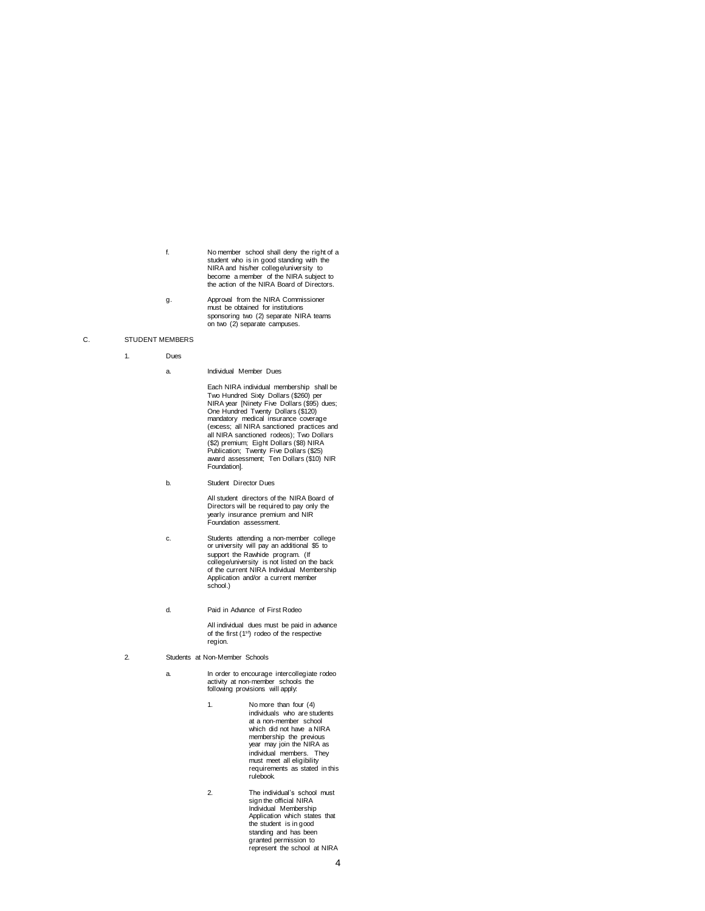f. No member school shall deny the right of a student who is in good standing with the NIRA and his/her college/university to become a member of the NIRA subject to the action of the NIRA Board of Directors.

g. Approval from the NIRA Commissioner must be obtained for institutions sponsoring two (2) separate NIRA teams on two (2) separate campuses.

C. STUDENT MEMBERS

1. Dues

a. Individual Member Dues

Each NIRA individual membership shall be Two Hundred Sixty Dollars ($260) per NIRA year [Ninety Five Dollars ($95) dues; One Hundred Twenty Dollars ($120) mandatory medical insurance coverage (excess; all NIRA sanctioned practices and all NIRA sanctioned rodeos); Two Dollars ($2) premium; Eight Dollars ($8) NIRA Publication; Twenty Five Dollars ($25) award assessment; Ten Dollars ($10) NIR Foundation].

b. Student Director Dues

All student directors of the NIRA Board of Directors will be required to pay only the yearly insurance premium and NIR Foundation assessment.

c. Students attending a non-member college or university will pay an additional $5 to support the Rawhide program. (If college/university is not listed on the back of the current NIRA Individual Membership Application and/or a current member school.)

d. Paid in Advance of First Rodeo

All individual dues must be paid in advance of the first (1st) rodeo of the respective region.

2. Students at Non-Member Schools

a. In order to encourage intercollegiate rodeo activity at non-member schools the following provisions will apply:

1. No more than four (4) individuals who are students at a non-member school which did not have a NIRA membership the previous year may join the NIRA as individual members. They must meet all eligibility requirements as stated in this rulebook.

2. The individual's school must sign the official NIRA Individual Membership Application which states that the student is in good standing and has been granted permission to represent the school at NIRA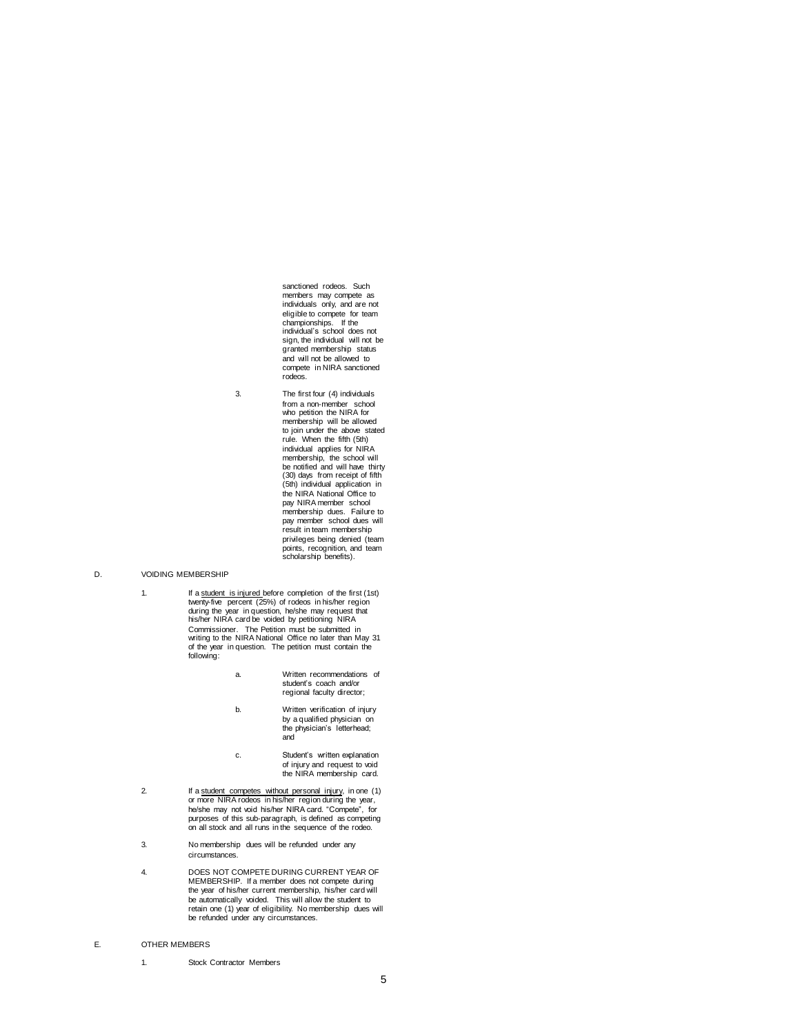sanctioned rodeos. Such members may compete as individuals only, and are not eligible to compete for team championships. If the individual's school does not sign, the individual will not be granted membership status and will not be allowed to compete in NIRA sanctioned rodeos.

3. The first four (4) individuals from a non-member school who petition the NIRA for membership will be allowed to join under the above stated rule. When the fifth (5th) individual applies for NIRA membership, the school will be notified and will have thirty (30) days from receipt of fifth (5th) individual application in the NIRA National Office to pay NIRA member school membership dues. Failure to pay member school dues will result in team membership privileges being denied (team points, recognition, and team scholarship benefits).

D. VOIDING MEMBERSHIP

1. If a <u>student is injured</u> before completion of the first (1st) twenty-five percent (25%) of rodeos in his/her region during the year in question, he/she may request that his/her NIRA card be voided by petitioning NIRA Commissioner. The Petition must be submitted in writing to the NIRA National Office no later than May 31 of the year in question. The petition must contain the following:

   a. Written recommendations of student's coach and/or regional faculty director;

   b. Written verification of injury by a qualified physician on the physician's letterhead; and

   c. Student's written explanation of injury and request to void the NIRA membership card.

2. If a <u>student competes without personal injury</u>, in one (1) or more NIRA rodeos in his/her region during the year, he/she may not void his/her NIRA card. "Compete", for purposes of this sub-paragraph, is defined as competing on all stock and all runs in the sequence of the rodeo.

3. No membership dues will be refunded under any circumstances.

4. DOES NOT COMPETE DURING CURRENT YEAR OF MEMBERSHIP. If a member does not compete during the year of his/her current membership, his/her card will be automatically voided. This will allow the student to retain one (1) year of eligibility. No membership dues will be refunded under any circumstances.

E. OTHER MEMBERS

1. Stock Contractor Members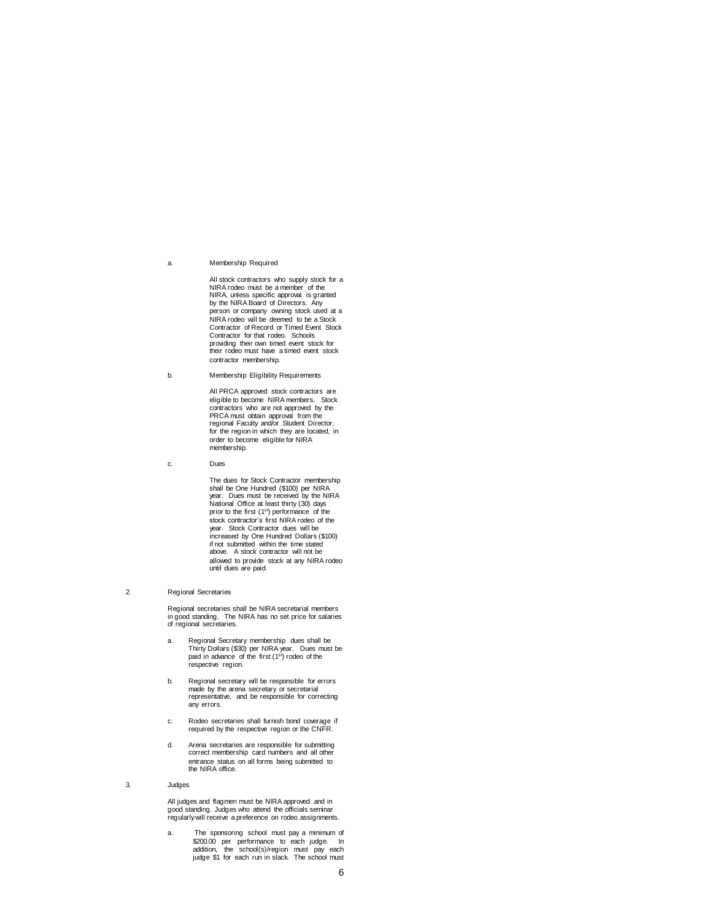a. Membership Required

All stock contractors who supply stock for a NIRA rodeo must be a member of the NIRA, unless specific approval is granted by the NIRA Board of Directors. Any person or company owning stock used at a NIRA rodeo will be deemed to be a Stock Contractor of Record or Timed Event Stock Contractor for that rodeo. Schools providing their own timed event stock for their rodeo must have a timed event stock contractor membership.

b. Membership Eligibility Requirements

All PRCA approved stock contractors are eligible to become NIRA members. Stock contractors who are not approved by the PRCA must obtain approval from the regional Faculty and/or Student Director, for the region in which they are located, in order to become eligible for NIRA membership.

c. Dues

The dues for Stock Contractor membership shall be One Hundred ($100) per NIRA year. Dues must be received by the NIRA National Office at least thirty (30) days prior to the first (1st) performance of the stock contractor's first NIRA rodeo of the year. Stock Contractor dues will be increased by One Hundred Dollars ($100) if not submitted within the time stated above. A stock contractor will not be allowed to provide stock at any NIRA rodeo until dues are paid.

2. Regional Secretaries

Regional secretaries shall be NIRA secretarial members in good standing. The NIRA has no set price for salaries of regional secretaries.

a. Regional Secretary membership dues shall be Thirty Dollars ($30) per NIRA year. Dues must be paid in advance of the first (1st) rodeo of the respective region.

b. Regional secretary will be responsible for errors made by the arena secretary or secretarial representative, and be responsible for correcting any errors.

c. Rodeo secretaries shall furnish bond coverage if required by the respective region or the CNFR.

d. Arena secretaries are responsible for submitting correct membership card numbers and all other entrance status on all forms being submitted to the NIRA office.

3. Judges

All judges and flagmen must be NIRA approved and in good standing. Judges who attend the officials seminar regularly will receive a preference on rodeo assignments.

a. The sponsoring school must pay a minimum of $200.00 per performance to each judge. In addition, the school(s)/region must pay each judge $1 for each run in slack. The school must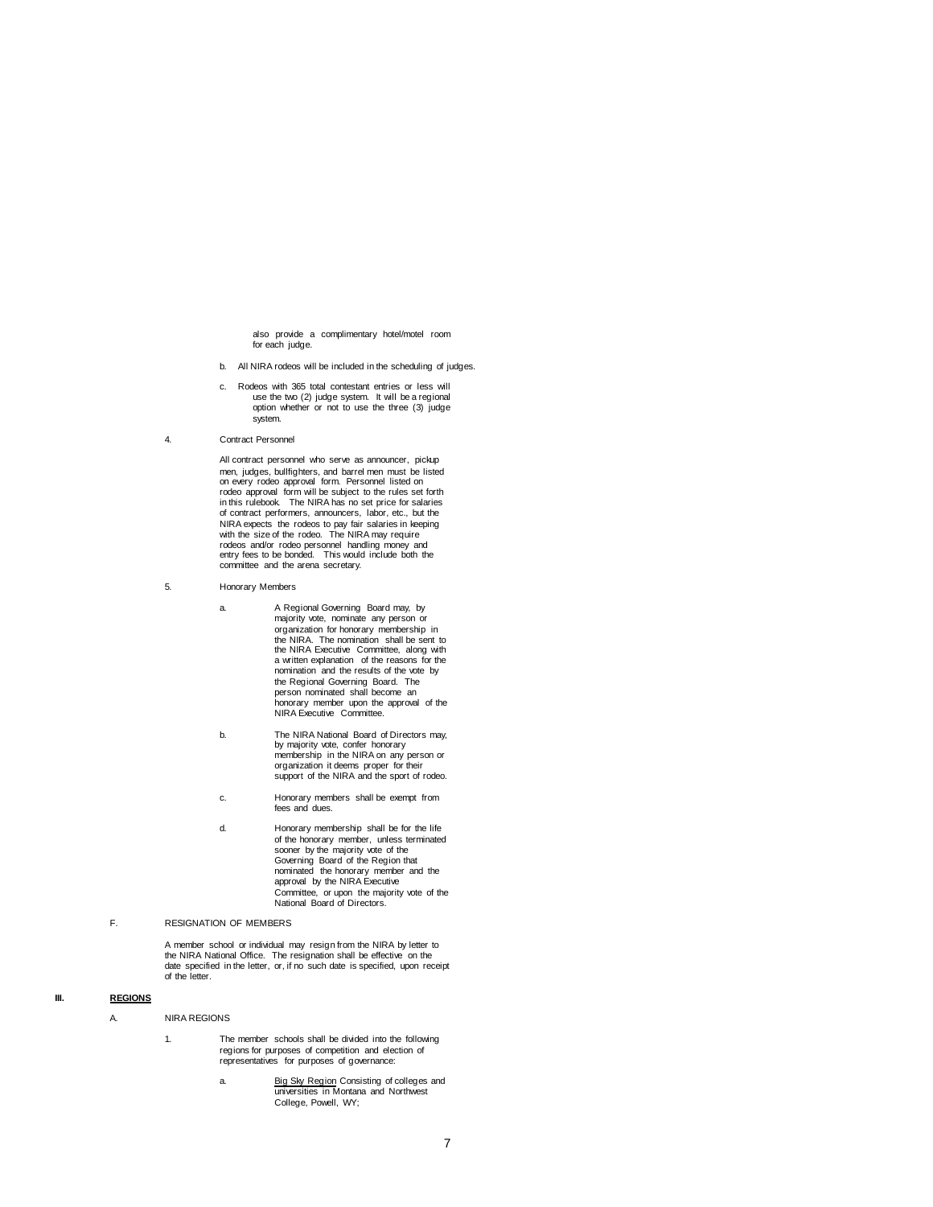also provide a complimentary hotel/motel room for each judge.

b. All NIRA rodeos will be included in the scheduling of judges.

c. Rodeos with 365 total contestant entries or less will use the two (2) judge system. It will be a regional option whether or not to use the three (3) judge system.

4. Contract Personnel

All contract personnel who serve as announcer, pickup men, judges, bullfighters, and barrel men must be listed on every rodeo approval form. Personnel listed on rodeo approval form will be subject to the rules set forth in this rulebook. The NIRA has no set price for salaries of contract performers, announcers, labor, etc., but the NIRA expects the rodeos to pay fair salaries in keeping with the size of the rodeo. The NIRA may require rodeos and/or rodeo personnel handling money and entry fees to be bonded. This would include both the committee and the arena secretary.

5. Honorary Members

a. A Regional Governing Board may, by majority vote, nominate any person or organization for honorary membership in the NIRA. The nomination shall be sent to the NIRA Executive Committee, along with a written explanation of the reasons for the nomination and the results of the vote by the Regional Governing Board. The person nominated shall become an honorary member upon the approval of the NIRA Executive Committee.

b. The NIRA National Board of Directors may, by majority vote, confer honorary membership in the NIRA on any person or organization it deems proper for their support of the NIRA and the sport of rodeo.

c. Honorary members shall be exempt from fees and dues.

d. Honorary membership shall be for the life of the honorary member, unless terminated sooner by the majority vote of the Governing Board of the Region that nominated the honorary member and the approval by the NIRA Executive Committee, or upon the majority vote of the National Board of Directors.

F. RESIGNATION OF MEMBERS

A member school or individual may resign from the NIRA by letter to the NIRA National Office. The resignation shall be effective on the date specified in the letter, or, if no such date is specified, upon receipt of the letter.

## III. REGIONS

A. NIRA REGIONS

1. The member schools shall be divided into the following regions for purposes of competition and election of representatives for purposes of governance:

a. Big Sky Region Consisting of colleges and universities in Montana and Northwest College, Powell, WY;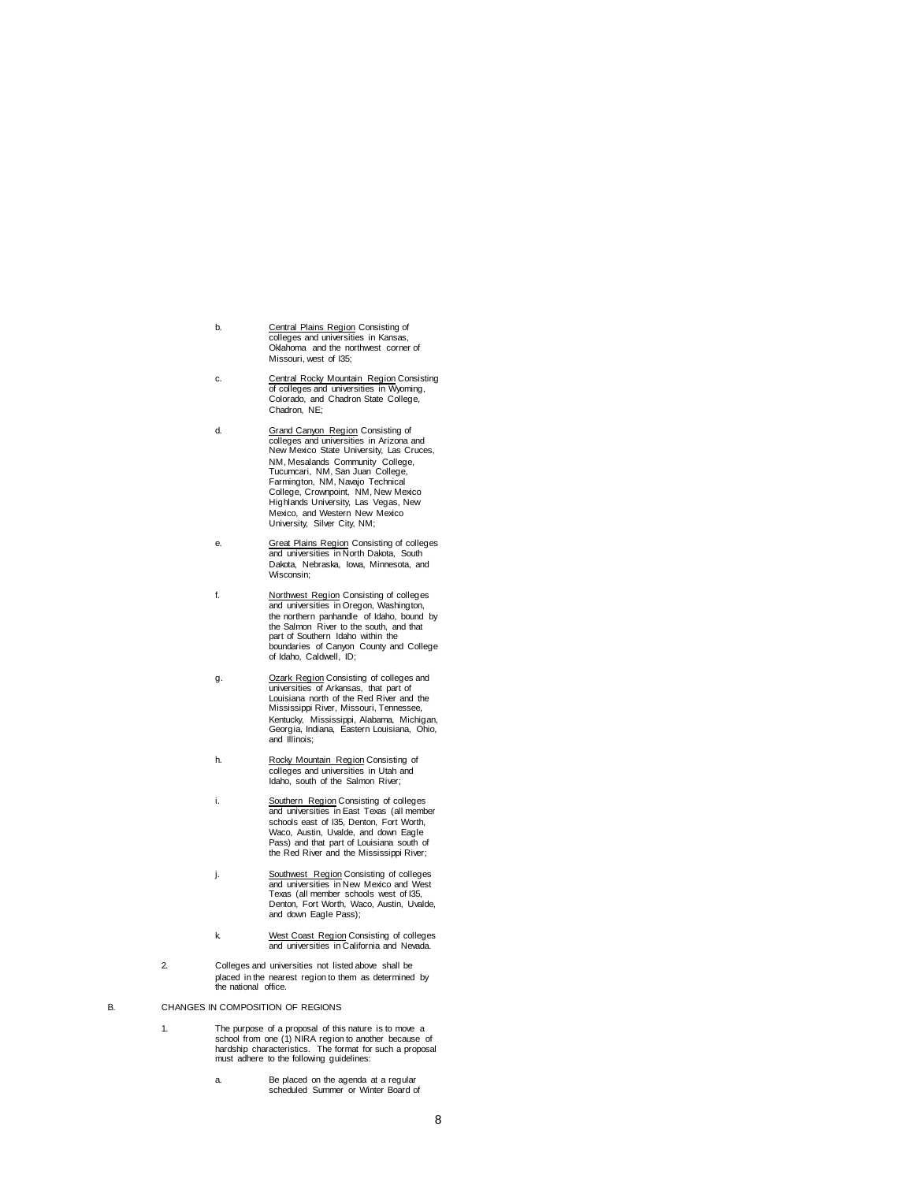b. Central Plains Region Consisting of colleges and universities in Kansas, Oklahoma and the northwest corner of Missouri, west of I35;

c. Central Rocky Mountain Region Consisting of colleges and universities in Wyoming, Colorado, and Chadron State College, Chadron, NE;

d. Grand Canyon Region Consisting of colleges and universities in Arizona and New Mexico State University, Las Cruces, NM, Mesalands Community College, Tucumcari, NM, San Juan College, Farmington, NM, Navajo Technical College, Crownpoint, NM, New Mexico Highlands University, Las Vegas, New Mexico, and Western New Mexico University, Silver City, NM;

e. Great Plains Region Consisting of colleges and universities in North Dakota, South Dakota, Nebraska, Iowa, Minnesota, and Wisconsin;

f. Northwest Region Consisting of colleges and universities in Oregon, Washington, the northern panhandle of Idaho, bound by the Salmon River to the south, and that part of Southern Idaho within the boundaries of Canyon County and College of Idaho, Caldwell, ID;

g. Ozark Region Consisting of colleges and universities of Arkansas, that part of Louisiana north of the Red River and the Mississippi River, Missouri, Tennessee, Kentucky, Mississippi, Alabama, Michigan, Georgia, Indiana, Eastern Louisiana, Ohio, and Illinois;

h. Rocky Mountain Region Consisting of colleges and universities in Utah and Idaho, south of the Salmon River;

i. Southern Region Consisting of colleges and universities in East Texas (all member schools east of I35, Denton, Fort Worth, Waco, Austin, Uvalde, and down Eagle Pass) and that part of Louisiana south of the Red River and the Mississippi River;

j. Southwest Region Consisting of colleges and universities in New Mexico and West Texas (all member schools west of I35, Denton, Fort Worth, Waco, Austin, Uvalde, and down Eagle Pass);

k. West Coast Region Consisting of colleges and universities in California and Nevada.

2. Colleges and universities not listed above shall be placed in the nearest region to them as determined by the national office.

B. CHANGES IN COMPOSITION OF REGIONS

1. The purpose of a proposal of this nature is to move a school from one (1) NIRA region to another because of hardship characteristics. The format for such a proposal must adhere to the following guidelines:

a. Be placed on the agenda at a regular scheduled Summer or Winter Board of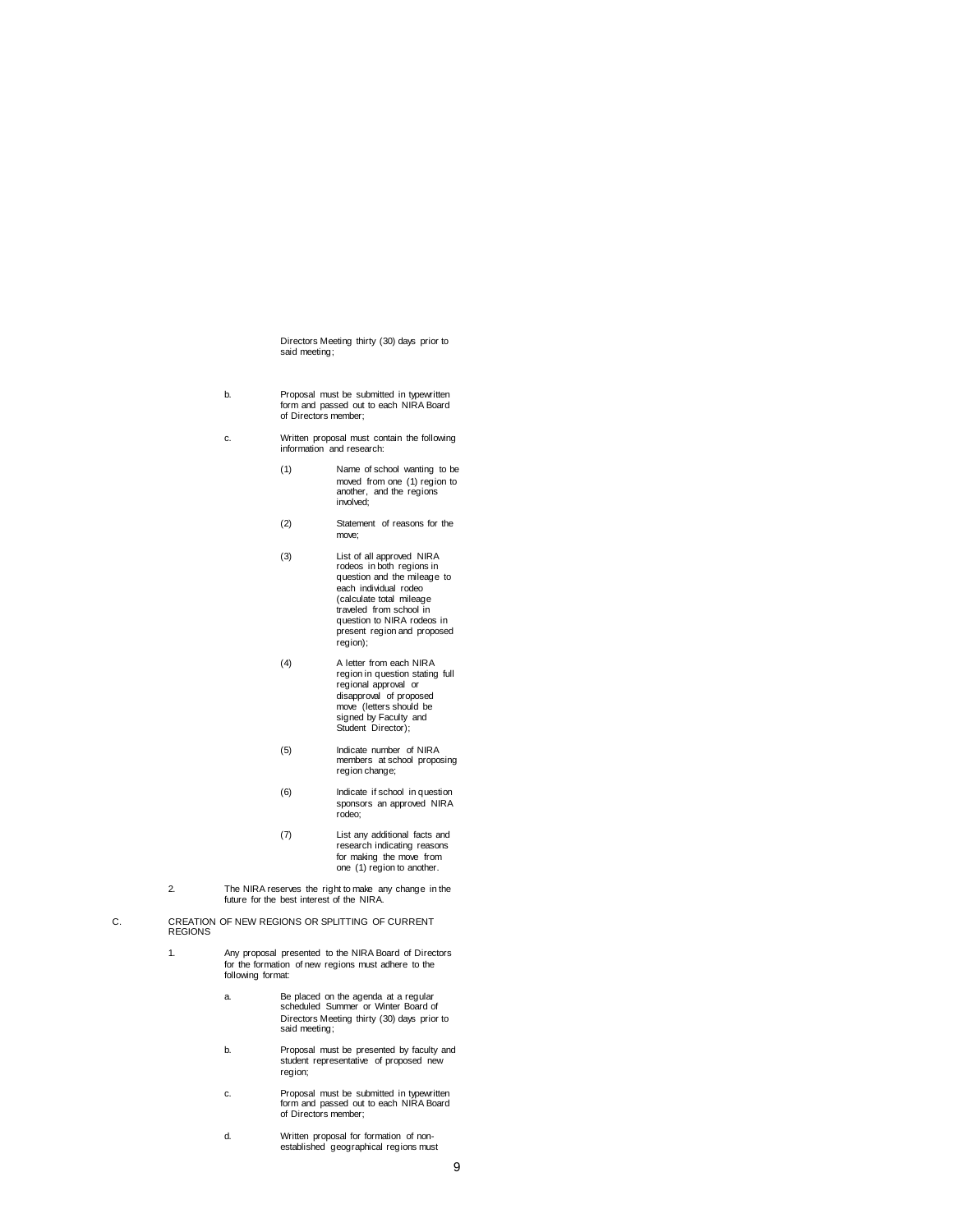Directors Meeting thirty (30) days prior to said meeting;

b. Proposal must be submitted in typewritten form and passed out to each NIRA Board of Directors member;

c. Written proposal must contain the following information and research:

(1) Name of school wanting to be moved from one (1) region to another, and the regions involved;

(2) Statement of reasons for the move;

(3) List of all approved NIRA rodeos in both regions in question and the mileage to each individual rodeo (calculate total mileage traveled from school in question to NIRA rodeos in present region and proposed region);

(4) A letter from each NIRA region in question stating full regional approval or disapproval of proposed move (letters should be signed by Faculty and Student Director);

(5) Indicate number of NIRA members at school proposing region change;

(6) Indicate if school in question sponsors an approved NIRA rodeo;

(7) List any additional facts and research indicating reasons for making the move from one (1) region to another.

2. The NIRA reserves the right to make any change in the future for the best interest of the NIRA.

C. CREATION OF NEW REGIONS OR SPLITTING OF CURRENT REGIONS

1. Any proposal presented to the NIRA Board of Directors for the formation of new regions must adhere to the following format:

a. Be placed on the agenda at a regular scheduled Summer or Winter Board of Directors Meeting thirty (30) days prior to said meeting;

b. Proposal must be presented by faculty and student representative of proposed new region;

c. Proposal must be submitted in typewritten form and passed out to each NIRA Board of Directors member;

d. Written proposal for formation of non-established geographical regions must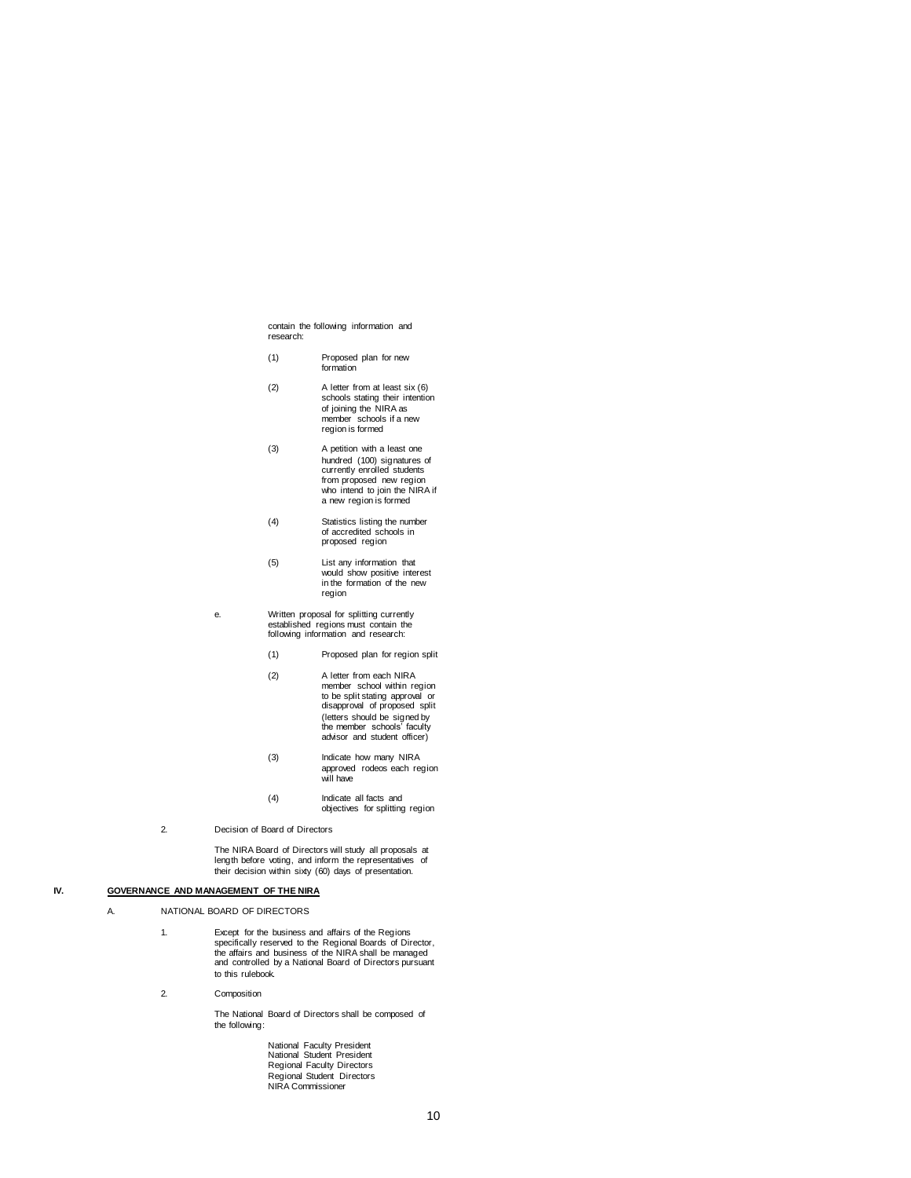contain the following information and research:

(1) Proposed plan for new formation

(2) A letter from at least six (6) schools stating their intention of joining the NIRA as member schools if a new region is formed

(3) A petition with a least one hundred (100) signatures of currently enrolled students from proposed new region who intend to join the NIRA if a new region is formed

(4) Statistics listing the number of accredited schools in proposed region

(5) List any information that would show positive interest in the formation of the new region

e. Written proposal for splitting currently established regions must contain the following information and research:

(1) Proposed plan for region split

(2) A letter from each NIRA member school within region to be split stating approval or disapproval of proposed split (letters should be signed by the member schools' faculty advisor and student officer)

(3) Indicate how many NIRA approved rodeos each region will have

(4) Indicate all facts and objectives for splitting region

2. Decision of Board of Directors

The NIRA Board of Directors will study all proposals at length before voting, and inform the representatives of their decision within sixty (60) days of presentation.

# IV. GOVERNANCE AND MANAGEMENT OF THE NIRA

A. NATIONAL BOARD OF DIRECTORS

1. Except for the business and affairs of the Regions specifically reserved to the Regional Boards of Director, the affairs and business of the NIRA shall be managed and controlled by a National Board of Directors pursuant to this rulebook.

2. Composition

The National Board of Directors shall be composed of the following:

National Faculty President
National Student President
Regional Faculty Directors
Regional Student Directors
NIRA Commissioner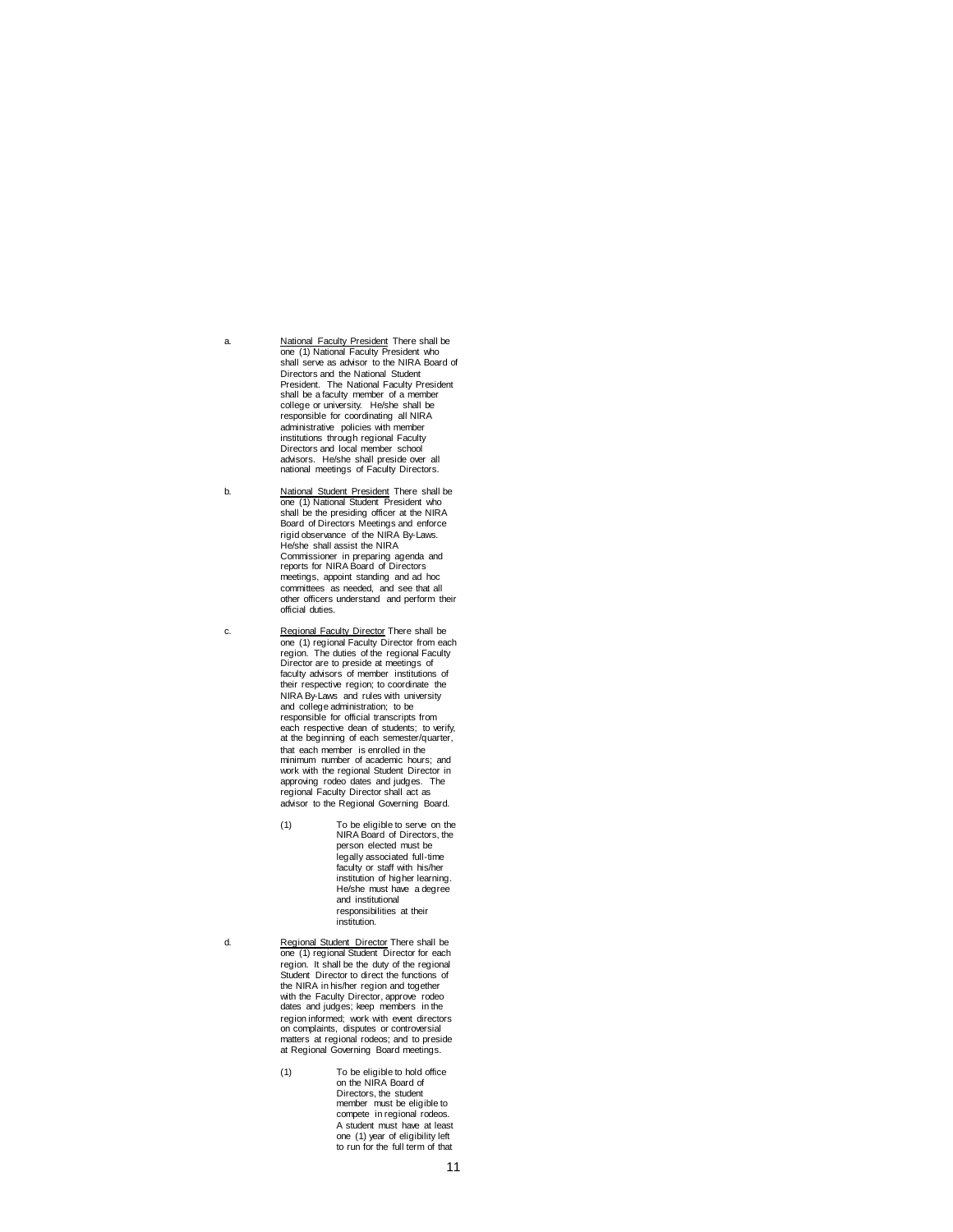a. <u>National Faculty President</u> There shall be one (1) National Faculty President who shall serve as advisor to the NIRA Board of Directors and the National Student President. The National Faculty President shall be a faculty member of a member college or university. He/she shall be responsible for coordinating all NIRA administrative policies with member institutions through regional Faculty Directors and local member school advisors. He/she shall preside over all national meetings of Faculty Directors.

b. <u>National Student President</u> There shall be one (1) National Student President who shall be the presiding officer at the NIRA Board of Directors Meetings and enforce rigid observance of the NIRA By-Laws. He/she shall assist the NIRA Commissioner in preparing agenda and reports for NIRA Board of Directors meetings, appoint standing and ad hoc committees as needed, and see that all other officers understand and perform their official duties.

c. <u>Regional Faculty Director</u> There shall be one (1) regional Faculty Director from each region. The duties of the regional Faculty Director are to preside at meetings of faculty advisors of member institutions of their respective region; to coordinate the NIRA By-Laws and rules with university and college administration; to be responsible for official transcripts from each respective dean of students; to verify, at the beginning of each semester/quarter, that each member is enrolled in the minimum number of academic hours; and work with the regional Student Director in approving rodeo dates and judges. The regional Faculty Director shall act as advisor to the Regional Governing Board.

   (1) To be eligible to serve on the NIRA Board of Directors, the person elected must be legally associated full-time faculty or staff with his/her institution of higher learning. He/she must have a degree and institutional responsibilities at their institution.

d. <u>Regional Student Director</u> There shall be one (1) regional Student Director for each region. It shall be the duty of the regional Student Director to direct the functions of the NIRA in his/her region and together with the Faculty Director, approve rodeo dates and judges; keep members in the region informed; work with event directors on complaints, disputes or controversial matters at regional rodeos; and to preside at Regional Governing Board meetings.

   (1) To be eligible to hold office on the NIRA Board of Directors, the student member must be eligible to compete in regional rodeos. A student must have at least one (1) year of eligibility left to run for the full term of that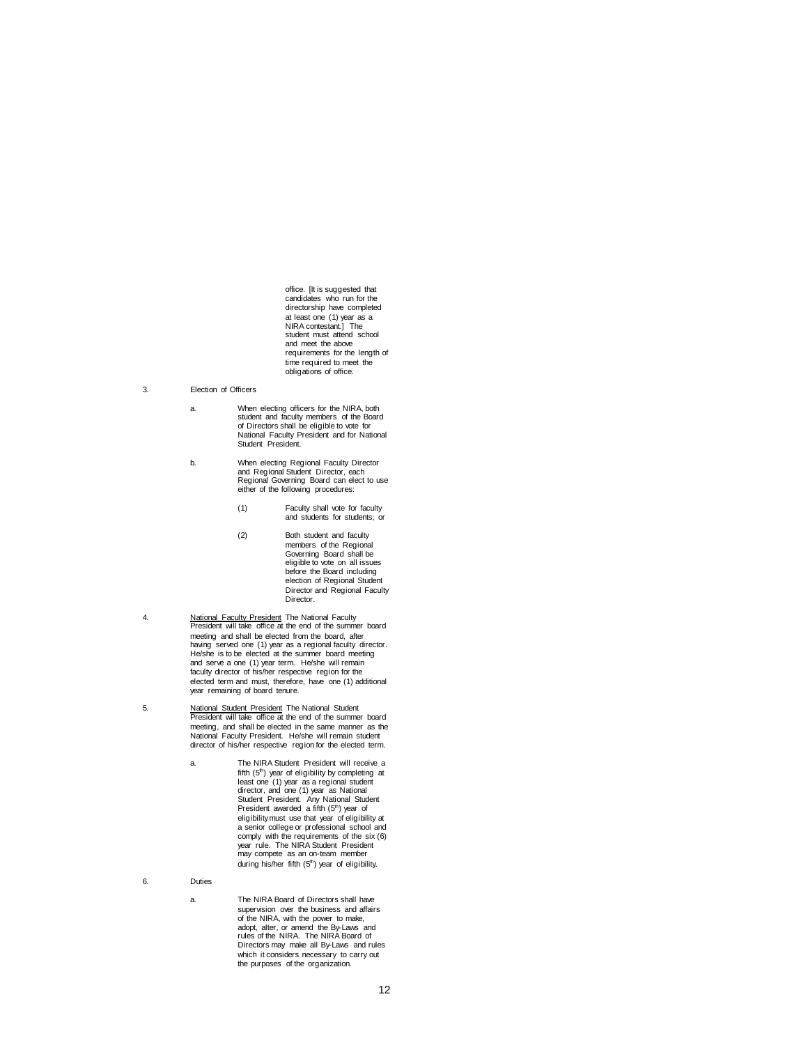office. [It is suggested that candidates who run for the directorship have completed at least one (1) year as a NIRA contestant.] The student must attend school and meet the above requirements for the length of time required to meet the obligations of office.

3. Election of Officers

   a. When electing officers for the NIRA, both student and faculty members of the Board of Directors shall be eligible to vote for National Faculty President and for National Student President.

   b. When electing Regional Faculty Director and Regional Student Director, each Regional Governing Board can elect to use either of the following procedures:

      (1) Faculty shall vote for faculty and students for students; or

      (2) Both student and faculty members of the Regional Governing Board shall be eligible to vote on all issues before the Board including election of Regional Student Director and Regional Faculty Director.

4. <u>National Faculty President</u> The National Faculty President will take office at the end of the summer board meeting and shall be elected from the board, after having served one (1) year as a regional faculty director. He/she is to be elected at the summer board meeting and serve a one (1) year term. He/she will remain faculty director of his/her respective region for the elected term and must, therefore, have one (1) additional year remaining of board tenure.

5. <u>National Student President</u> The National Student President will take office at the end of the summer board meeting, and shall be elected in the same manner as the National Faculty President. He/she will remain student director of his/her respective region for the elected term.

   a. The NIRA Student President will receive a fifth (5th) year of eligibility by completing at least one (1) year as a regional student director, and one (1) year as National Student President. Any National Student President awarded a fifth (5th) year of eligibility must use that year of eligibility at a senior college or professional school and comply with the requirements of the six (6) year rule. The NIRA Student President may compete as an on-team member during his/her fifth (5th) year of eligibility.

6. Duties

   a. The NIRA Board of Directors shall have supervision over the business and affairs of the NIRA, with the power to make, adopt, alter, or amend the By-Laws and rules of the NIRA. The NIRA Board of Directors may make all By-Laws and rules which it considers necessary to carry out the purposes of the organization.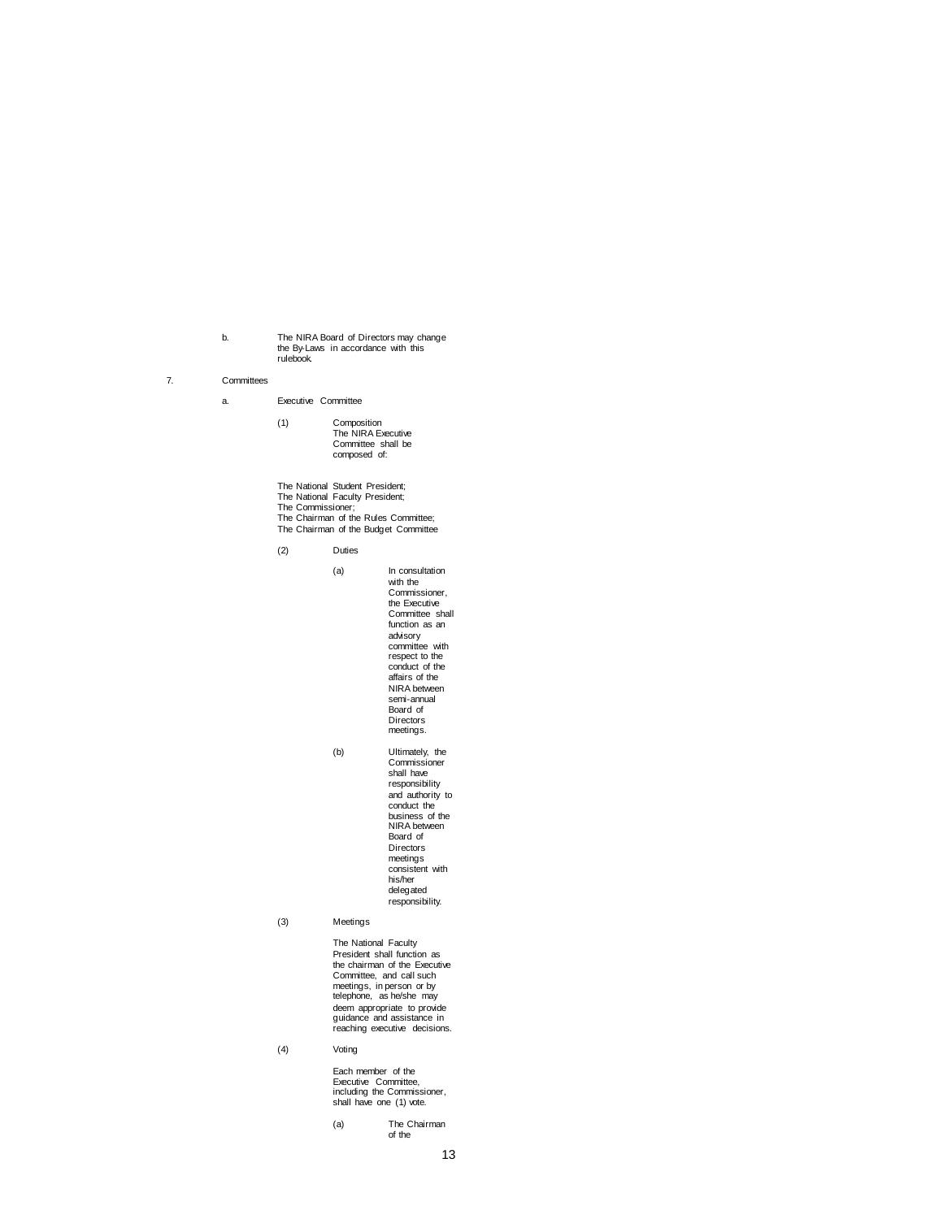b. The NIRA Board of Directors may change the By-Laws in accordance with this rulebook.

7. Committees

a. Executive Committee

(1) Composition
The NIRA Executive Committee shall be composed of:

The National Student President;
The National Faculty President;
The Commissioner;
The Chairman of the Rules Committee;
The Chairman of the Budget Committee

(2) Duties

(a) In consultation with the Commissioner, the Executive Committee shall function as an advisory committee with respect to the conduct of the affairs of the NIRA between semi-annual Board of Directors meetings.

(b) Ultimately, the Commissioner shall have responsibility and authority to conduct the business of the NIRA between Board of Directors meetings consistent with his/her delegated responsibility.

(3) Meetings

The National Faculty President shall function as the chairman of the Executive Committee, and call such meetings, in person or by telephone, as he/she may deem appropriate to provide guidance and assistance in reaching executive decisions.

(4) Voting

Each member of the Executive Committee, including the Commissioner, shall have one (1) vote.

(a) The Chairman of the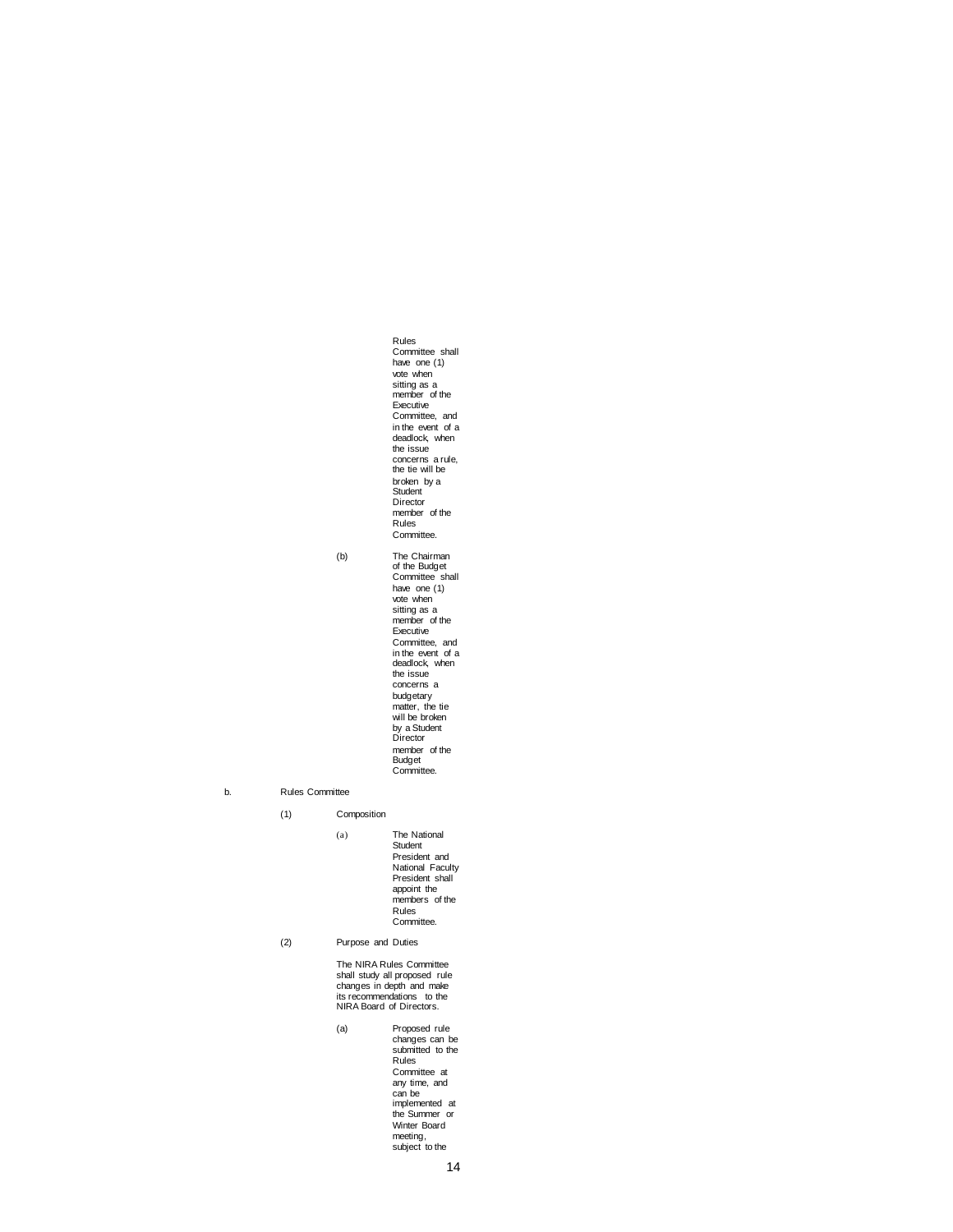Rules Committee shall have one (1) vote when sitting as a member of the Executive Committee, and in the event of a deadlock, when the issue concerns a rule, the tie will be broken by a Student Director member of the Rules Committee.

(b) The Chairman of the Budget Committee shall have one (1) vote when sitting as a member of the Executive Committee, and in the event of a deadlock, when the issue concerns a budgetary matter, the tie will be broken by a Student Director member of the Budget Committee.

b. Rules Committee

(1) Composition

(a) The National Student President and National Faculty President shall appoint the members of the Rules Committee.

(2) Purpose and Duties

The NIRA Rules Committee shall study all proposed rule changes in depth and make its recommendations to the NIRA Board of Directors.

(a) Proposed rule changes can be submitted to the Rules Committee at any time, and can be implemented at the Summer or Winter Board meeting, subject to the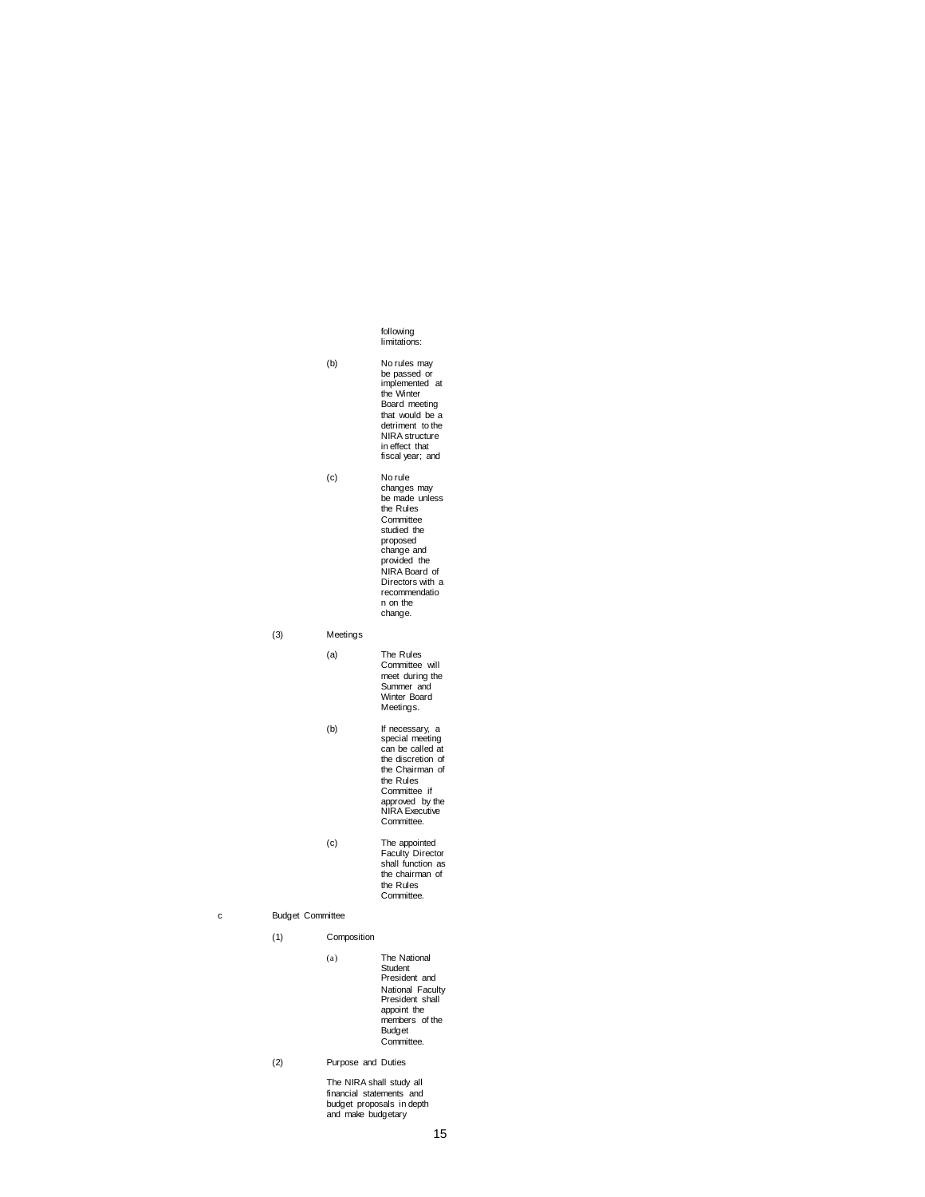following limitations:

(b) No rules may be passed or implemented at the Winter Board meeting that would be a detriment to the NIRA structure in effect that fiscal year; and

(c) No rule changes may be made unless the Rules Committee studied the proposed change and provided the NIRA Board of Directors with a recommendation on the change.

(3) Meetings

(a) The Rules Committee will meet during the Summer and Winter Board Meetings.

(b) If necessary, a special meeting can be called at the discretion of the Chairman of the Rules Committee if approved by the NIRA Executive Committee.

(c) The appointed Faculty Director shall function as the chairman of the Rules Committee.

c Budget Committee

(1) Composition

(a) The National Student President and National Faculty President shall appoint the members of the Budget Committee.

(2) Purpose and Duties

The NIRA shall study all financial statements and budget proposals in depth and make budgetary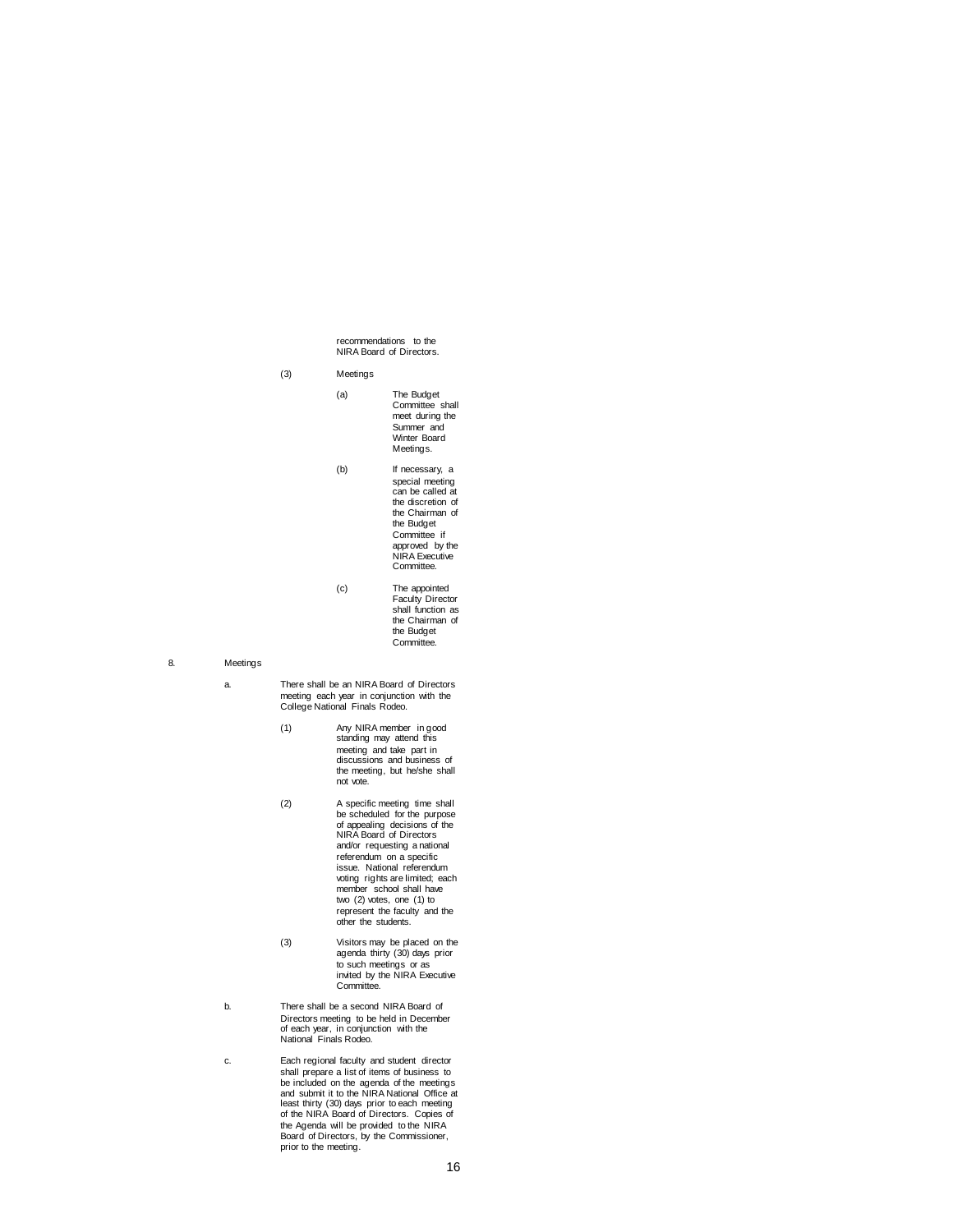recommendations to the NIRA Board of Directors.

(3) Meetings

(a) The Budget Committee shall meet during the Summer and Winter Board Meetings.

(b) If necessary, a special meeting can be called at the discretion of the Chairman of the Budget Committee if approved by the NIRA Executive Committee.

(c) The appointed Faculty Director shall function as the Chairman of the Budget Committee.

8. Meetings

a. There shall be an NIRA Board of Directors meeting each year in conjunction with the College National Finals Rodeo.

(1) Any NIRA member in good standing may attend this meeting and take part in discussions and business of the meeting, but he/she shall not vote.

(2) A specific meeting time shall be scheduled for the purpose of appealing decisions of the NIRA Board of Directors and/or requesting a national referendum on a specific issue. National referendum voting rights are limited; each member school shall have two (2) votes, one (1) to represent the faculty and the other the students.

(3) Visitors may be placed on the agenda thirty (30) days prior to such meetings or as invited by the NIRA Executive Committee.

b. There shall be a second NIRA Board of Directors meeting to be held in December of each year, in conjunction with the National Finals Rodeo.

c. Each regional faculty and student director shall prepare a list of items of business to be included on the agenda of the meetings and submit it to the NIRA National Office at least thirty (30) days prior to each meeting of the NIRA Board of Directors. Copies of the Agenda will be provided to the NIRA Board of Directors, by the Commissioner, prior to the meeting.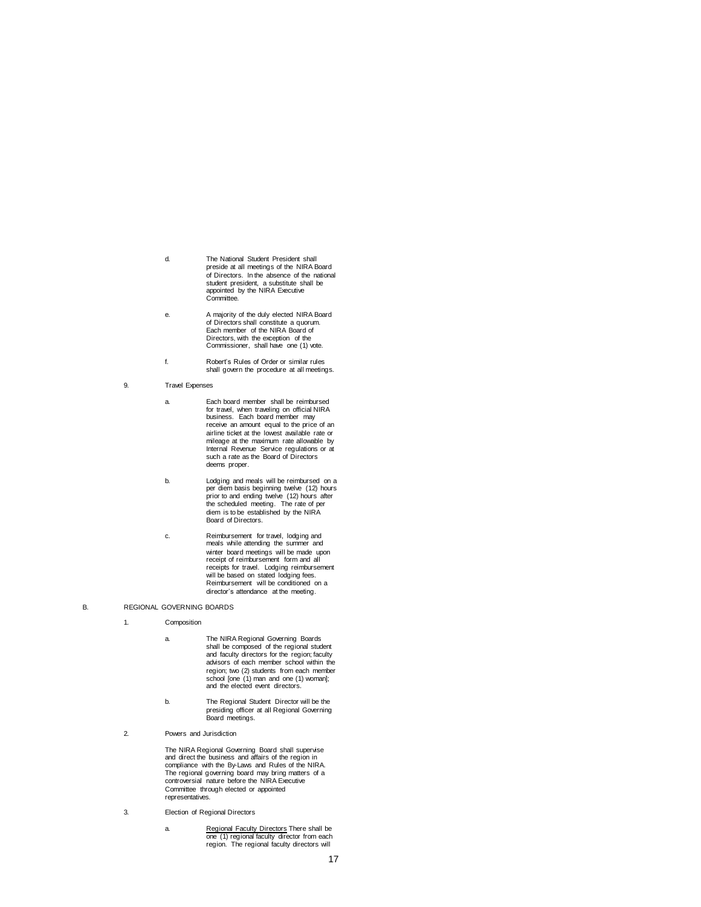d. The National Student President shall preside at all meetings of the NIRA Board of Directors. In the absence of the national student president, a substitute shall be appointed by the NIRA Executive Committee.

e. A majority of the duly elected NIRA Board of Directors shall constitute a quorum. Each member of the NIRA Board of Directors, with the exception of the Commissioner, shall have one (1) vote.

f. Robert's Rules of Order or similar rules shall govern the procedure at all meetings.

9. Travel Expenses

a. Each board member shall be reimbursed for travel, when traveling on official NIRA business. Each board member may receive an amount equal to the price of an airline ticket at the lowest available rate or mileage at the maximum rate allowable by Internal Revenue Service regulations or at such a rate as the Board of Directors deems proper.

b. Lodging and meals will be reimbursed on a per diem basis beginning twelve (12) hours prior to and ending twelve (12) hours after the scheduled meeting. The rate of per diem is to be established by the NIRA Board of Directors.

c. Reimbursement for travel, lodging and meals while attending the summer and winter board meetings will be made upon receipt of reimbursement form and all receipts for travel. Lodging reimbursement will be based on stated lodging fees. Reimbursement will be conditioned on a director's attendance at the meeting.

B. REGIONAL GOVERNING BOARDS

1. Composition

a. The NIRA Regional Governing Boards shall be composed of the regional student and faculty directors for the region; faculty advisors of each member school within the region; two (2) students from each member school [one (1) man and one (1) woman]; and the elected event directors.

b. The Regional Student Director will be the presiding officer at all Regional Governing Board meetings.

2. Powers and Jurisdiction

The NIRA Regional Governing Board shall supervise and direct the business and affairs of the region in compliance with the By-Laws and Rules of the NIRA. The regional governing board may bring matters of a controversial nature before the NIRA Executive Committee through elected or appointed representatives.

3. Election of Regional Directors

a. Regional Faculty Directors There shall be one (1) regional faculty director from each region. The regional faculty directors will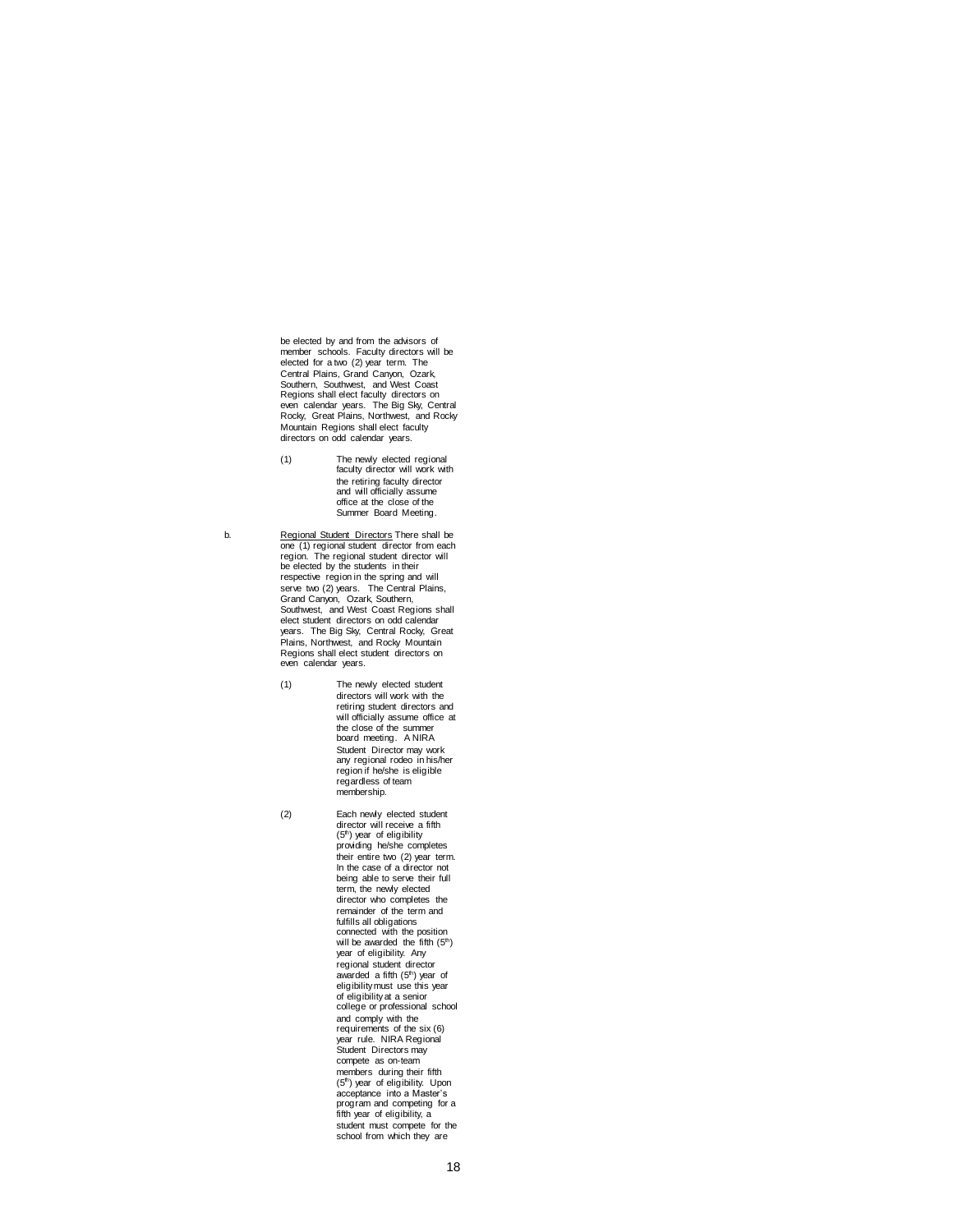be elected by and from the advisors of member schools. Faculty directors will be elected for a two (2) year term. The Central Plains, Grand Canyon, Ozark, Southern, Southwest, and West Coast Regions shall elect faculty directors on even calendar years. The Big Sky, Central Rocky, Great Plains, Northwest, and Rocky Mountain Regions shall elect faculty directors on odd calendar years.

(1) The newly elected regional faculty director will work with the retiring faculty director and will officially assume office at the close of the Summer Board Meeting.

b. <u>Regional Student Directors</u> There shall be one (1) regional student director from each region. The regional student director will be elected by the students in their respective region in the spring and will serve two (2) years. The Central Plains, Grand Canyon, Ozark, Southern, Southwest, and West Coast Regions shall elect student directors on odd calendar years. The Big Sky, Central Rocky, Great Plains, Northwest, and Rocky Mountain Regions shall elect student directors on even calendar years.

(1) The newly elected student directors will work with the retiring student directors and will officially assume office at the close of the summer board meeting. A NIRA Student Director may work any regional rodeo in his/her region if he/she is eligible regardless of team membership.

(2) Each newly elected student director will receive a fifth (5th) year of eligibility providing he/she completes their entire two (2) year term. In the case of a director not being able to serve their full term, the newly elected director who completes the remainder of the term and fulfills all obligations connected with the position will be awarded the fifth (5th) year of eligibility. Any regional student director awarded a fifth (5th) year of eligibility must use this year of eligibility at a senior college or professional school and comply with the requirements of the six (6) year rule. NIRA Regional Student Directors may compete as on-team members during their fifth (5th) year of eligibility. Upon acceptance into a Master's program and competing for a fifth year of eligibility, a student must compete for the school from which they are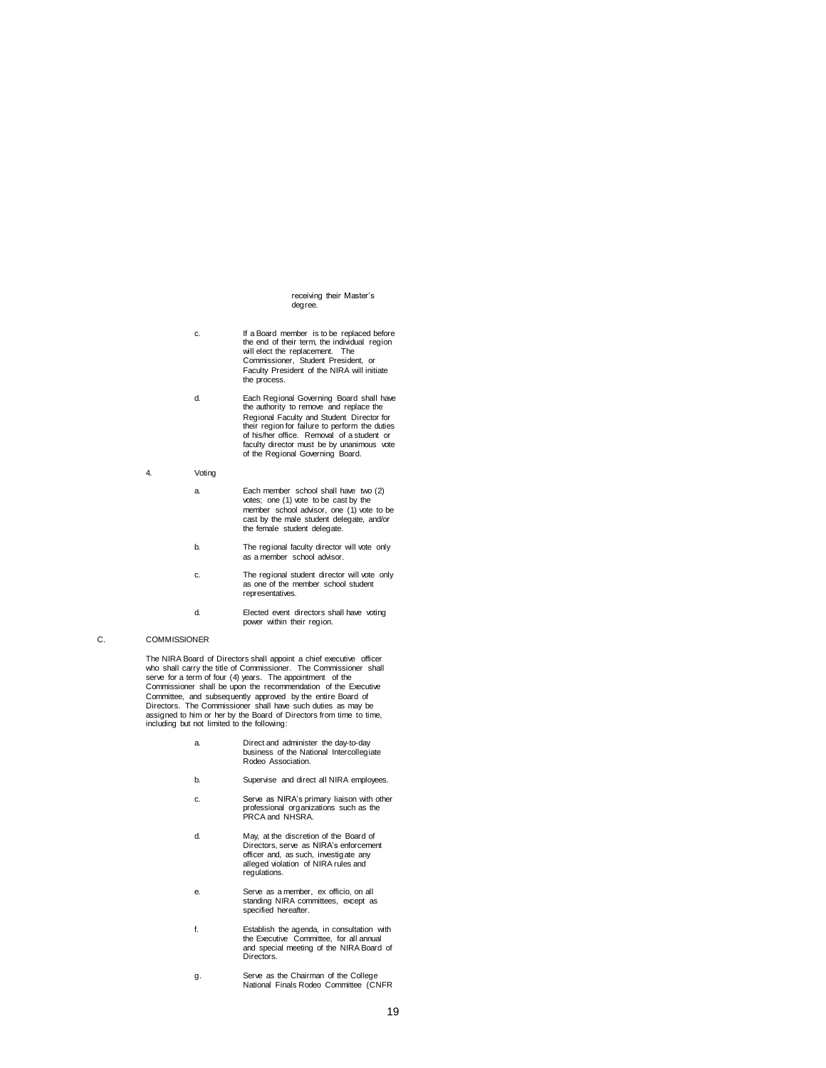receiving their Master's degree.

c. If a Board member is to be replaced before the end of their term, the individual region will elect the replacement. The Commissioner, Student President, or Faculty President of the NIRA will initiate the process.

d. Each Regional Governing Board shall have the authority to remove and replace the Regional Faculty and Student Director for their region for failure to perform the duties of his/her office. Removal of a student or faculty director must be by unanimous vote of the Regional Governing Board.

4. Voting

a. Each member school shall have two (2) votes; one (1) vote to be cast by the member school advisor, one (1) vote to be cast by the male student delegate, and/or the female student delegate.

b. The regional faculty director will vote only as a member school advisor.

c. The regional student director will vote only as one of the member school student representatives.

d. Elected event directors shall have voting power within their region.

C. COMMISSIONER

The NIRA Board of Directors shall appoint a chief executive officer who shall carry the title of Commissioner. The Commissioner shall serve for a term of four (4) years. The appointment of the Commissioner shall be upon the recommendation of the Executive Committee, and subsequently approved by the entire Board of Directors. The Commissioner shall have such duties as may be assigned to him or her by the Board of Directors from time to time, including but not limited to the following:

a. Direct and administer the day-to-day business of the National Intercollegiate Rodeo Association.

b. Supervise and direct all NIRA employees.

c. Serve as NIRA's primary liaison with other professional organizations such as the PRCA and NHSRA.

d. May, at the discretion of the Board of Directors, serve as NIRA's enforcement officer and, as such, investigate any alleged violation of NIRA rules and regulations.

e. Serve as a member, ex officio, on all standing NIRA committees, except as specified hereafter.

f. Establish the agenda, in consultation with the Executive Committee, for all annual and special meeting of the NIRA Board of Directors.

g. Serve as the Chairman of the College National Finals Rodeo Committee (CNFR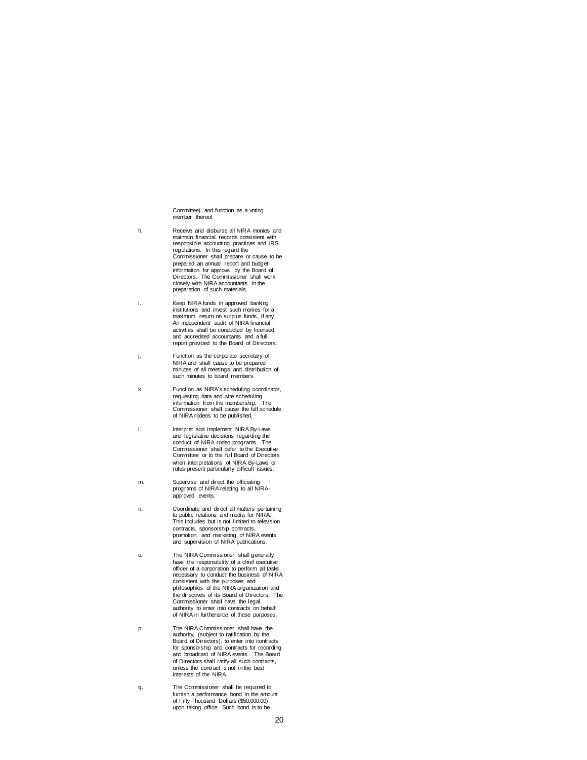Committee) and function as a voting member thereof.

h. Receive and disburse all NIRA monies and maintain financial records consistent with responsible accounting practices and IRS regulations. In this regard the Commissioner shall prepare or cause to be prepared an annual report and budget information for approval by the Board of Directors. The Commissioner shall work closely with NIRA accountants in the preparation of such materials.

i. Keep NIRA funds in approved banking institutions and invest such monies for a maximum return on surplus funds, if any. An independent audit of NIRA financial activities shall be conducted by licensed and accredited accountants and a full report provided to the Board of Directors.

j. Function as the corporate secretary of NIRA and shall cause to be prepared minutes of all meetings and distribution of such minutes to board members.

k. Function as NIRA's scheduling coordinator, requesting data and site scheduling information from the membership. The Commissioner shall cause the full schedule of NIRA rodeos to be published.

l. Interpret and implement NIRA By-Laws and legislative decisions regarding the conduct of NIRA rodeo programs. The Commissioner shall defer to the Executive Committee or to the full Board of Directors when interpretations of NIRA By-Laws or rules present particularly difficult issues.

m. Supervise and direct the officiating programs of NIRA relating to all NIRA-approved events.

n. Coordinate and direct all matters pertaining to public relations and media for NIRA. This includes but is not limited to television contracts, sponsorship contracts, promotion, and marketing of NIRA events and supervision of NIRA publications.

o. The NIRA Commissioner shall generally have the responsibility of a chief executive officer of a corporation to perform all tasks necessary to conduct the business of NIRA consistent with the purposes and philosophies of the NIRA organization and the directives of its Board of Directors. The Commissioner shall have the legal authority to enter into contracts on behalf of NIRA in furtherance of these purposes.

p. The NIRA Commissioner shall have the authority, (subject to ratification by the Board of Directors), to enter into contracts for sponsorship and contracts for recording and broadcast of NIRA events. The Board of Directors shall ratify all such contracts, unless the contract is not in the best interests of the NIRA.

q. The Commissioner shall be required to furnish a performance bond in the amount of Fifty Thousand Dollars ($50,000.00) upon taking office. Such bond is to be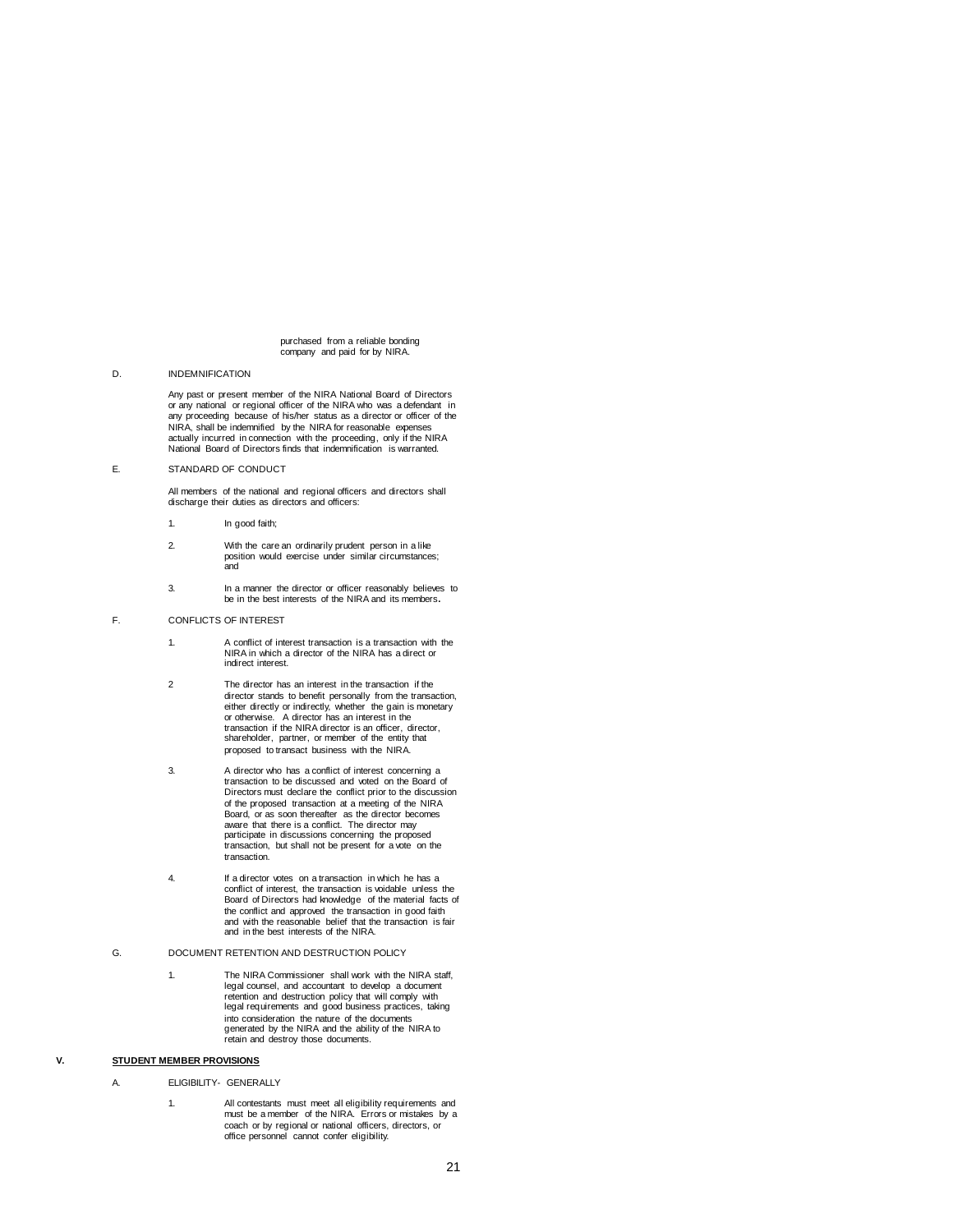purchased from a reliable bonding company and paid for by NIRA.

D. INDEMNIFICATION

Any past or present member of the NIRA National Board of Directors or any national or regional officer of the NIRA who was a defendant in any proceeding because of his/her status as a director or officer of the NIRA, shall be indemnified by the NIRA for reasonable expenses actually incurred in connection with the proceeding, only if the NIRA National Board of Directors finds that indemnification is warranted.

E. STANDARD OF CONDUCT

All members of the national and regional officers and directors shall discharge their duties as directors and officers:

1. In good faith;

2. With the care an ordinarily prudent person in a like position would exercise under similar circumstances; and

3. In a manner the director or officer reasonably believes to be in the best interests of the NIRA and its members.

F. CONFLICTS OF INTEREST

1. A conflict of interest transaction is a transaction with the NIRA in which a director of the NIRA has a direct or indirect interest.

2 The director has an interest in the transaction if the director stands to benefit personally from the transaction, either directly or indirectly, whether the gain is monetary or otherwise. A director has an interest in the transaction if the NIRA director is an officer, director, shareholder, partner, or member of the entity that proposed to transact business with the NIRA.

3. A director who has a conflict of interest concerning a transaction to be discussed and voted on the Board of Directors must declare the conflict prior to the discussion of the proposed transaction at a meeting of the NIRA Board, or as soon thereafter as the director becomes aware that there is a conflict. The director may participate in discussions concerning the proposed transaction, but shall not be present for a vote on the transaction.

4. If a director votes on a transaction in which he has a conflict of interest, the transaction is voidable unless the Board of Directors had knowledge of the material facts of the conflict and approved the transaction in good faith and with the reasonable belief that the transaction is fair and in the best interests of the NIRA.

G. DOCUMENT RETENTION AND DESTRUCTION POLICY

1. The NIRA Commissioner shall work with the NIRA staff, legal counsel, and accountant to develop a document retention and destruction policy that will comply with legal requirements and good business practices, taking into consideration the nature of the documents generated by the NIRA and the ability of the NIRA to retain and destroy those documents.

## V. <u>STUDENT MEMBER PROVISIONS</u>

A. ELIGIBILITY- GENERALLY

1. All contestants must meet all eligibility requirements and must be a member of the NIRA. Errors or mistakes by a coach or by regional or national officers, directors, or office personnel cannot confer eligibility.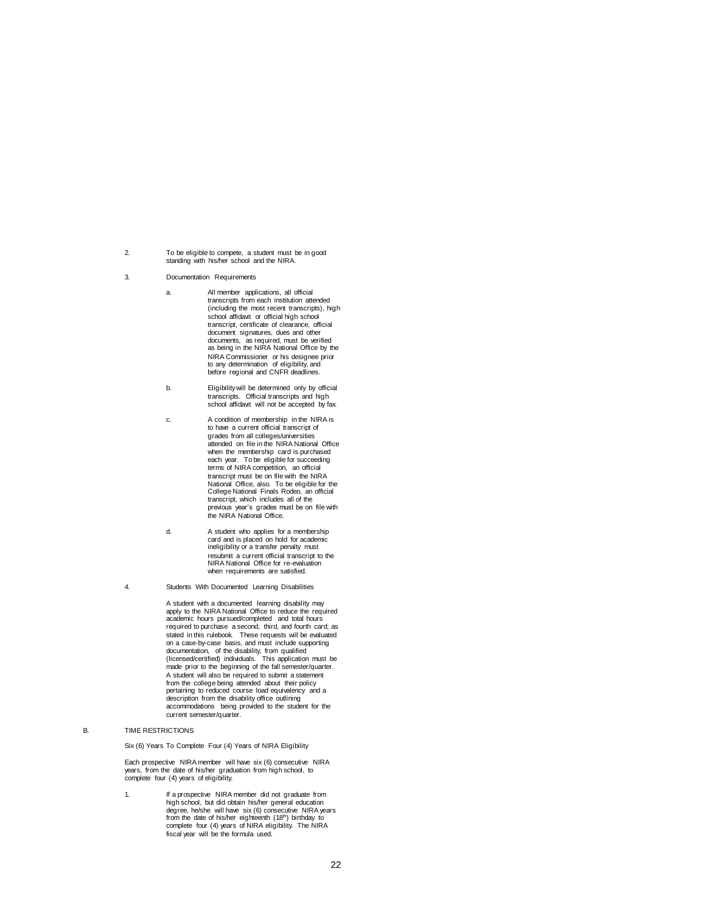2. To be eligible to compete, a student must be in good standing with his/her school and the NIRA.

3. Documentation Requirements

   a. All member applications, all official transcripts from each institution attended (including the most recent transcripts), high school affidavit or official high school transcript, certificate of clearance, official document signatures, dues and other documents, as required, must be verified as being in the NIRA National Office by the NIRA Commissioner or his designee prior to any determination of eligibility, and before regional and CNFR deadlines.

   b. Eligibility will be determined only by official transcripts. Official transcripts and high school affidavit will not be accepted by fax.

   c. A condition of membership in the NIRA is to have a current official transcript of grades from all colleges/universities attended on file in the NIRA National Office when the membership card is purchased each year. To be eligible for succeeding terms of NIRA competition, an official transcript must be on file with the NIRA National Office, also. To be eligible for the College National Finals Rodeo, an official transcript, which includes all of the previous year's grades must be on file with the NIRA National Office.

   d. A student who applies for a membership card and is placed on hold for academic ineligibility or a transfer penalty must resubmit a current official transcript to the NIRA National Office for re-evaluation when requirements are satisfied.

4. Students With Documented Learning Disabilities

   A student with a documented learning disability may apply to the NIRA National Office to reduce the required academic hours pursued/completed and total hours required to purchase a second, third, and fourth card; as stated in this rulebook. These requests will be evaluated on a case-by-case basis, and must include supporting documentation, of the disability, from qualified (licensed/certified) individuals. This application must be made prior to the beginning of the fall semester/quarter. A student will also be required to submit a statement from the college being attended about their policy pertaining to reduced course load equivalency and a description from the disability office outlining accommodations being provided to the student for the current semester/quarter.

B. TIME RESTRICTIONS

Six (6) Years To Complete Four (4) Years of NIRA Eligibility

Each prospective NIRA member will have six (6) consecutive NIRA years, from the date of his/her graduation from high school, to complete four (4) years of eligibility.

1. If a prospective NIRA member did not graduate from high school, but did obtain his/her general education degree, he/she will have six (6) consecutive NIRA years from the date of his/her eighteenth (18th) birthday to complete four (4) years of NIRA eligibility. The NIRA fiscal year will be the formula used.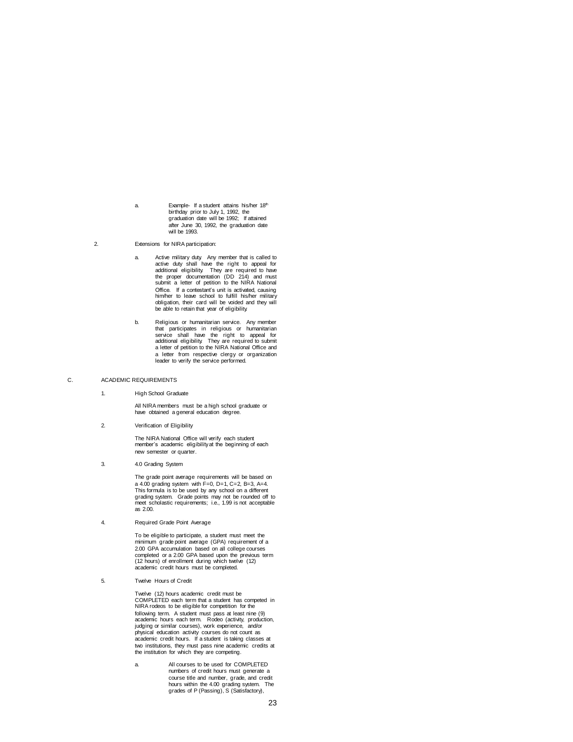a. Example- If a student attains his/her 18th birthday prior to July 1, 1992, the graduation date will be 1992; If attained after June 30, 1992, the graduation date will be 1993.

2. Extensions for NIRA participation:

   a. Active military duty. Any member that is called to active duty shall have the right to appeal for additional eligibility. They are required to have the proper documentation (DD 214) and must submit a letter of petition to the NIRA National Office. If a contestant's unit is activated, causing him/her to leave school to fulfill his/her military obligation, their card will be voided and they will be able to retain that year of eligibility.

   b. Religious or humanitarian service. Any member that participates in religious or humanitarian service shall have the right to appeal for additional eligibility. They are required to submit a letter of petition to the NIRA National Office and a letter from respective clergy or organization leader to verify the service performed.

C. ACADEMIC REQUIREMENTS

1. High School Graduate

   All NIRA members must be a high school graduate or have obtained a general education degree.

2. Verification of Eligibility

   The NIRA National Office will verify each student member's academic eligibility at the beginning of each new semester or quarter.

3. 4.0 Grading System

   The grade point average requirements will be based on a 4.00 grading system with F=0, D=1, C=2, B=3, A=4. This formula is to be used by any school on a different grading system. Grade points may not be rounded off to meet scholastic requirements; i.e., 1.99 is not acceptable as 2.00.

4. Required Grade Point Average

   To be eligible to participate, a student must meet the minimum grade point average (GPA) requirement of a 2.00 GPA accumulation based on all college courses completed or a 2.00 GPA based upon the previous term (12 hours) of enrollment during which twelve (12) academic credit hours must be completed.

5. Twelve Hours of Credit

   Twelve (12) hours academic credit must be COMPLETED each term that a student has competed in NIRA rodeos to be eligible for competition for the following term. A student must pass at least nine (9) academic hours each term. Rodeo (activity, production, judging or similar courses), work experience, and/or physical education activity courses do not count as academic credit hours. If a student is taking classes at two institutions, they must pass nine academic credits at the institution for which they are competing.

   a. All courses to be used for COMPLETED numbers of credit hours must generate a course title and number, grade, and credit hours within the 4.00 grading system. The grades of P (Passing), S (Satisfactory),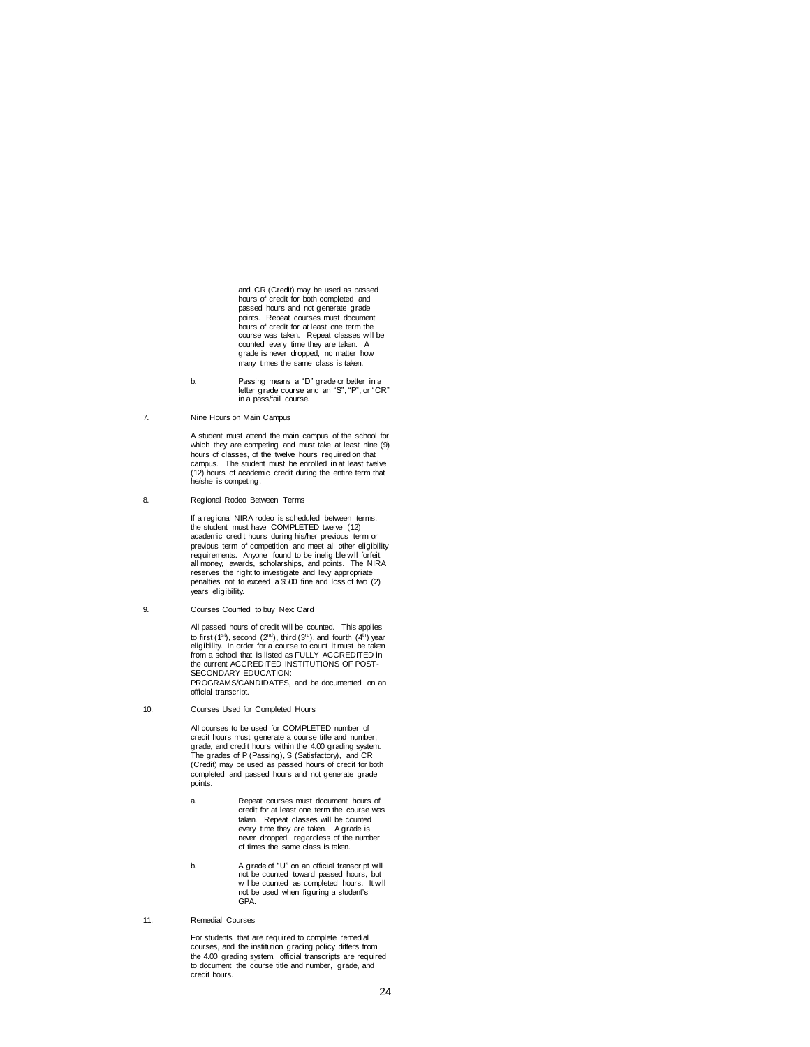and CR (Credit) may be used as passed hours of credit for both completed and passed hours and not generate grade points. Repeat courses must document hours of credit for at least one term the course was taken. Repeat classes will be counted every time they are taken. A grade is never dropped, no matter how many times the same class is taken.

b. Passing means a "D" grade or better in a letter grade course and an "S", "P", or "CR" in a pass/fail course.

7. Nine Hours on Main Campus

A student must attend the main campus of the school for which they are competing and must take at least nine (9) hours of classes, of the twelve hours required on that campus. The student must be enrolled in at least twelve (12) hours of academic credit during the entire term that he/she is competing.

8. Regional Rodeo Between Terms

If a regional NIRA rodeo is scheduled between terms, the student must have COMPLETED twelve (12) academic credit hours during his/her previous term or previous term of competition and meet all other eligibility requirements. Anyone found to be ineligible will forfeit all money, awards, scholarships, and points. The NIRA reserves the right to investigate and levy appropriate penalties not to exceed a $500 fine and loss of two (2) years eligibility.

9. Courses Counted to buy Next Card

All passed hours of credit will be counted. This applies to first (1st), second (2nd), third (3rd), and fourth (4th) year eligibility. In order for a course to count it must be taken from a school that is listed as FULLY ACCREDITED in the current ACCREDITED INSTITUTIONS OF POST-SECONDARY EDUCATION: PROGRAMS/CANDIDATES, and be documented on an official transcript.

10. Courses Used for Completed Hours

All courses to be used for COMPLETED number of credit hours must generate a course title and number, grade, and credit hours within the 4.00 grading system. The grades of P (Passing), S (Satisfactory), and CR (Credit) may be used as passed hours of credit for both completed and passed hours and not generate grade points.

a. Repeat courses must document hours of credit for at least one term the course was taken. Repeat classes will be counted every time they are taken. A grade is never dropped, regardless of the number of times the same class is taken.

b. A grade of "U" on an official transcript will not be counted toward passed hours, but will be counted as completed hours. It will not be used when figuring a student's GPA.

11. Remedial Courses

For students that are required to complete remedial courses, and the institution grading policy differs from the 4.00 grading system, official transcripts are required to document the course title and number, grade, and credit hours.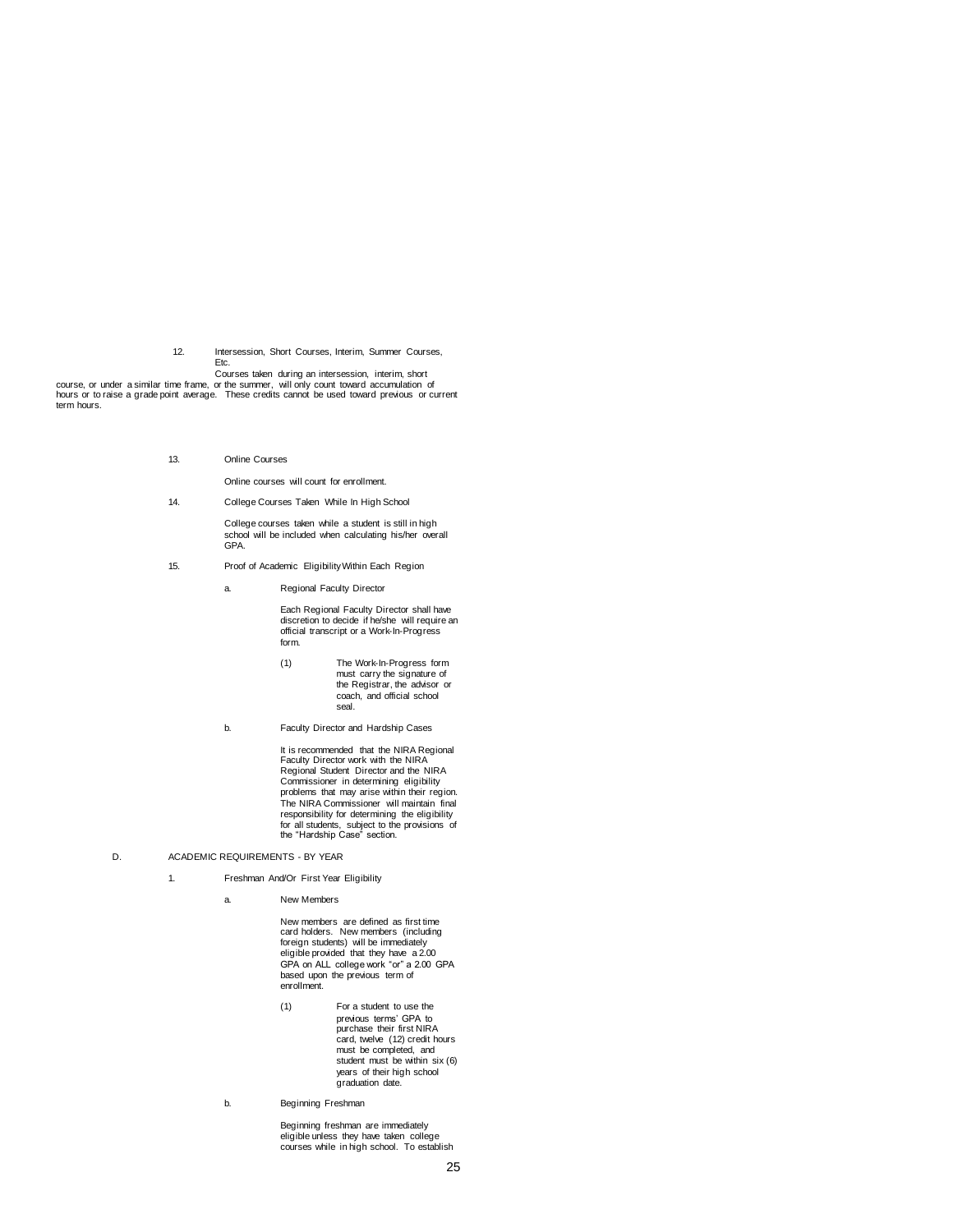12. Intersession, Short Courses, Interim, Summer Courses, Etc.

    Courses taken during an intersession, interim, short course, or under a similar time frame, or the summer, will only count toward accumulation of hours or to raise a grade point average. These credits cannot be used toward previous or current term hours.

13. Online Courses

    Online courses will count for enrollment.

14. College Courses Taken While In High School

    College courses taken while a student is still in high school will be included when calculating his/her overall GPA.

15. Proof of Academic Eligibility Within Each Region

    a. Regional Faculty Director

       Each Regional Faculty Director shall have discretion to decide if he/she will require an official transcript or a Work-In-Progress form.

       (1) The Work-In-Progress form must carry the signature of the Registrar, the advisor or coach, and official school seal.

    b. Faculty Director and Hardship Cases

       It is recommended that the NIRA Regional Faculty Director work with the NIRA Regional Student Director and the NIRA Commissioner in determining eligibility problems that may arise within their region. The NIRA Commissioner will maintain final responsibility for determining the eligibility for all students, subject to the provisions of the "Hardship Case" section.

D. ACADEMIC REQUIREMENTS - BY YEAR

1. Freshman And/Or First Year Eligibility

    a. New Members

       New members are defined as first time card holders. New members (including foreign students) will be immediately eligible provided that they have a 2.00 GPA on ALL college work "or" a 2.00 GPA based upon the previous term of enrollment.

       (1) For a student to use the previous terms' GPA to purchase their first NIRA card, twelve (12) credit hours must be completed, and student must be within six (6) years of their high school graduation date.

    b. Beginning Freshman

       Beginning freshman are immediately eligible unless they have taken college courses while in high school. To establish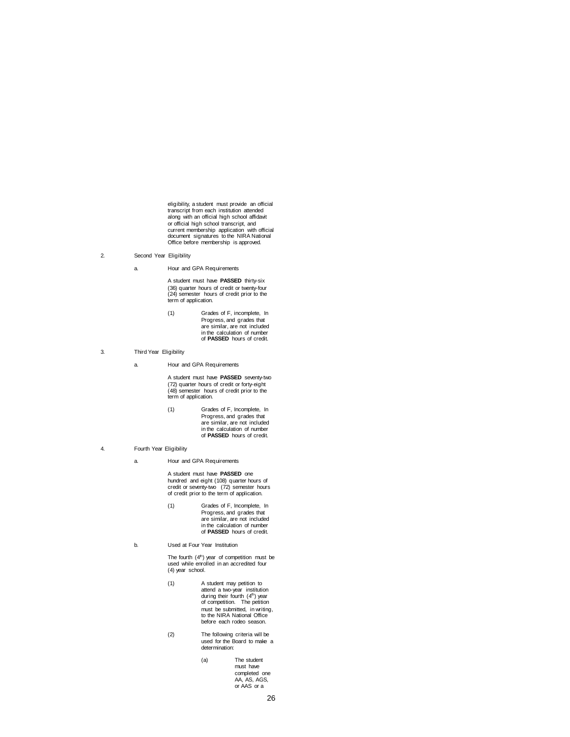eligibility, a student must provide an official transcript from each institution attended along with an official high school affidavit or official high school transcript, and current membership application with official document signatures to the NIRA National Office before membership is approved.

2. Second Year Eligibility

   a. Hour and GPA Requirements

      A student must have **PASSED** thirty-six (36) quarter hours of credit or twenty-four (24) semester hours of credit prior to the term of application.

      (1) Grades of F, incomplete, In Progress, and grades that are similar, are not included in the calculation of number of **PASSED** hours of credit.

3. Third Year Eligibility

   a. Hour and GPA Requirements

      A student must have **PASSED** seventy-two (72) quarter hours of credit or forty-eight (48) semester hours of credit prior to the term of application.

      (1) Grades of F, Incomplete, In Progress, and grades that are similar, are not included in the calculation of number of **PASSED** hours of credit.

4. Fourth Year Eligibility

   a. Hour and GPA Requirements

      A student must have **PASSED** one hundred and eight (108) quarter hours of credit or seventy-two (72) semester hours of credit prior to the term of application.

      (1) Grades of F, Incomplete, In Progress, and grades that are similar, are not included in the calculation of number of **PASSED** hours of credit.

   b. Used at Four Year Institution

      The fourth (4th) year of competition must be used while enrolled in an accredited four (4) year school.

      (1) A student may petition to attend a two-year institution during their fourth (4th) year of competition. The petition must be submitted, in writing, to the NIRA National Office before each rodeo season.

      (2) The following criteria will be used for the Board to make a determination:

         (a) The student must have completed one AA, AS, AGS, or AAS or a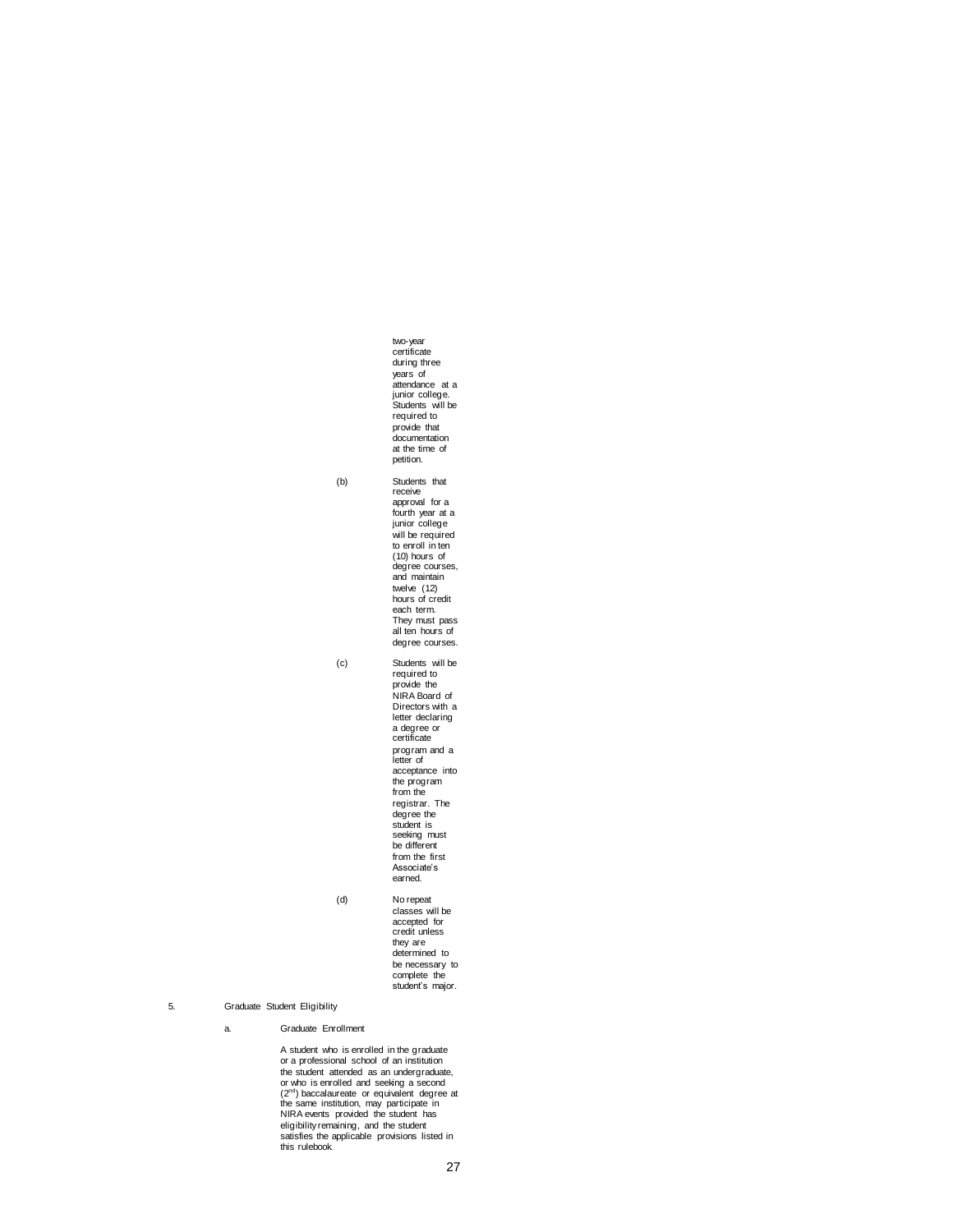two-year certificate during three years of attendance at a junior college. Students will be required to provide that documentation at the time of petition.

(b) Students that receive approval for a fourth year at a junior college will be required to enroll in ten (10) hours of degree courses, and maintain twelve (12) hours of credit each term. They must pass all ten hours of degree courses.

(c) Students will be required to provide the NIRA Board of Directors with a letter declaring a degree or certificate program and a letter of acceptance into the program from the registrar. The degree the student is seeking must be different from the first Associate's earned.

(d) No repeat classes will be accepted for credit unless they are determined to be necessary to complete the student's major.

5. Graduate Student Eligibility

a. Graduate Enrollment

A student who is enrolled in the graduate or a professional school of an institution the student attended as an undergraduate, or who is enrolled and seeking a second (2nd) baccalaureate or equivalent degree at the same institution, may participate in NIRA events provided the student has eligibility remaining, and the student satisfies the applicable provisions listed in this rulebook.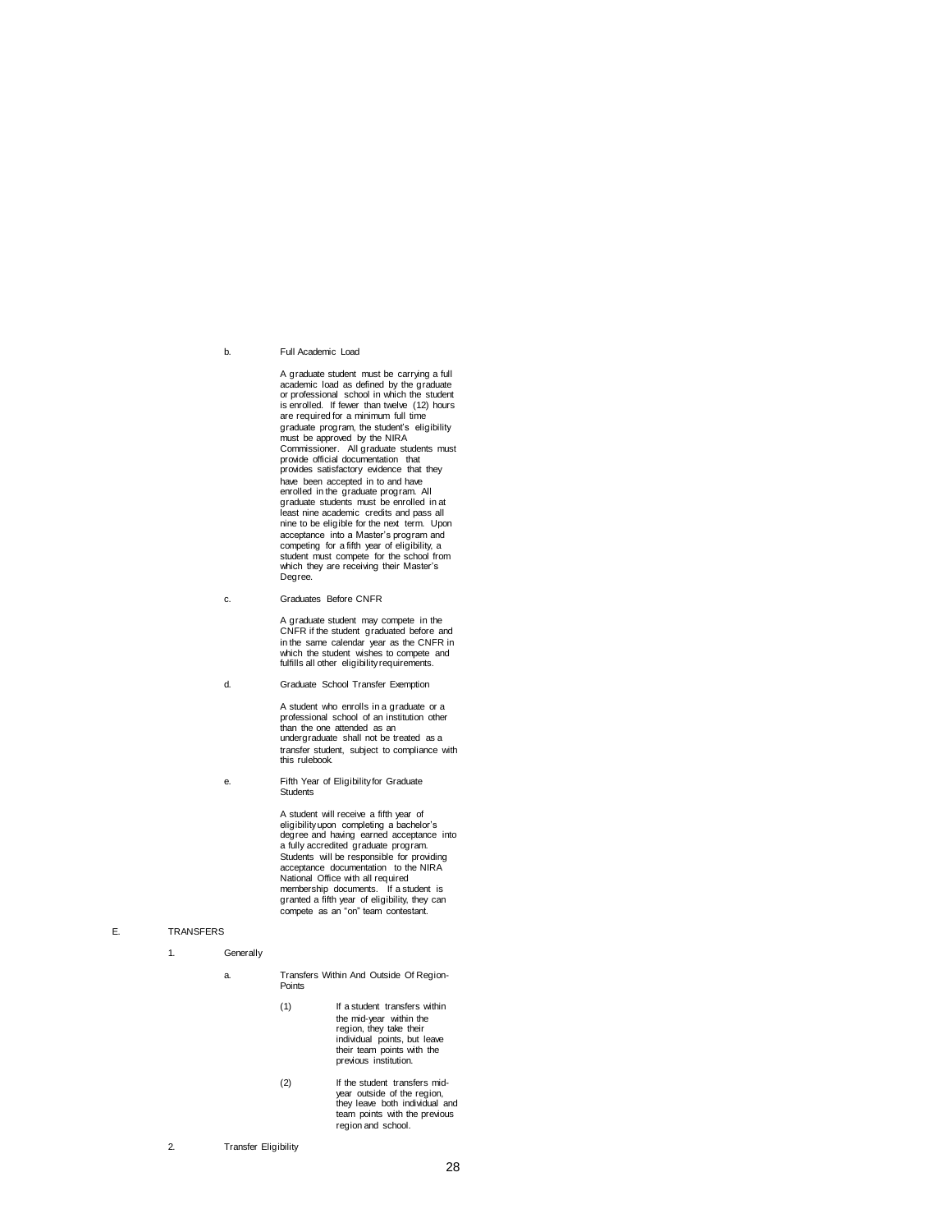b. Full Academic Load

A graduate student must be carrying a full academic load as defined by the graduate or professional school in which the student is enrolled. If fewer than twelve (12) hours are required for a minimum full time graduate program, the student's eligibility must be approved by the NIRA Commissioner. All graduate students must provide official documentation that provides satisfactory evidence that they have been accepted in to and have enrolled in the graduate program. All graduate students must be enrolled in at least nine academic credits and pass all nine to be eligible for the next term. Upon acceptance into a Master's program and competing for a fifth year of eligibility, a student must compete for the school from which they are receiving their Master's Degree.

c. Graduates Before CNFR

A graduate student may compete in the CNFR if the student graduated before and in the same calendar year as the CNFR in which the student wishes to compete and fulfills all other eligibility requirements.

d. Graduate School Transfer Exemption

A student who enrolls in a graduate or a professional school of an institution other than the one attended as an undergraduate shall not be treated as a transfer student, subject to compliance with this rulebook.

e. Fifth Year of Eligibility for Graduate Students

A student will receive a fifth year of eligibility upon completing a bachelor's degree and having earned acceptance into a fully accredited graduate program. Students will be responsible for providing acceptance documentation to the NIRA National Office with all required membership documents. If a student is granted a fifth year of eligibility, they can compete as an "on" team contestant.

## E. TRANSFERS

1. Generally

a. Transfers Within And Outside Of Region-Points

(1) If a student transfers within the mid-year within the region, they take their individual points, but leave their team points with the previous institution.

(2) If the student transfers mid-year outside of the region, they leave both individual and team points with the previous region and school.

2. Transfer Eligibility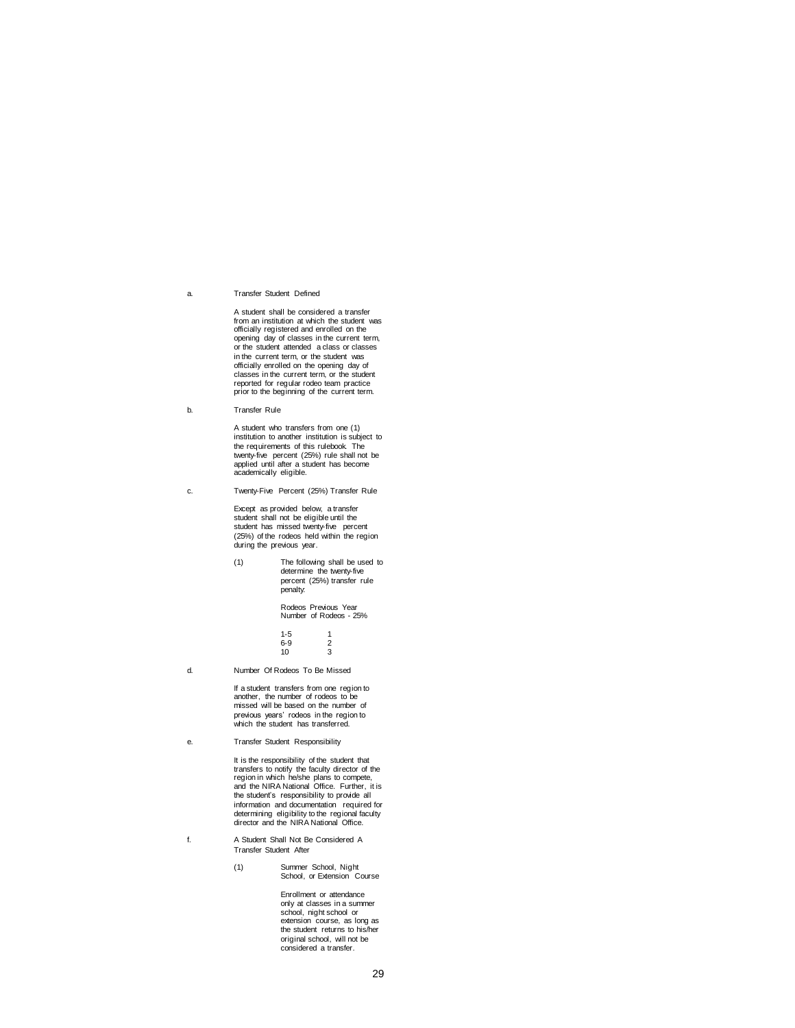a. Transfer Student Defined

A student shall be considered a transfer from an institution at which the student was officially registered and enrolled on the opening day of classes in the current term, or the student attended a class or classes in the current term, or the student was officially enrolled on the opening day of classes in the current term, or the student reported for regular rodeo team practice prior to the beginning of the current term.

b. Transfer Rule

A student who transfers from one (1) institution to another institution is subject to the requirements of this rulebook. The twenty-five percent (25%) rule shall not be applied until after a student has become academically eligible.

c. Twenty-Five Percent (25%) Transfer Rule

Except as provided below, a transfer student shall not be eligible until the student has missed twenty-five percent (25%) of the rodeos held within the region during the previous year.

(1) The following shall be used to determine the twenty-five percent (25%) transfer rule penalty:

| Rodeos Previous Year | Number of Rodeos - 25% |
|---|---|
| 1-5 | 1 |
| 6-9 | 2 |
| 10 | 3 |

d. Number Of Rodeos To Be Missed

If a student transfers from one region to another, the number of rodeos to be missed will be based on the number of previous years' rodeos in the region to which the student has transferred.

e. Transfer Student Responsibility

It is the responsibility of the student that transfers to notify the faculty director of the region in which he/she plans to compete, and the NIRA National Office. Further, it is the student's responsibility to provide all information and documentation required for determining eligibility to the regional faculty director and the NIRA National Office.

f. A Student Shall Not Be Considered A Transfer Student After

(1) Summer School, Night School, or Extension Course

Enrollment or attendance only at classes in a summer school, night school or extension course, as long as the student returns to his/her original school, will not be considered a transfer.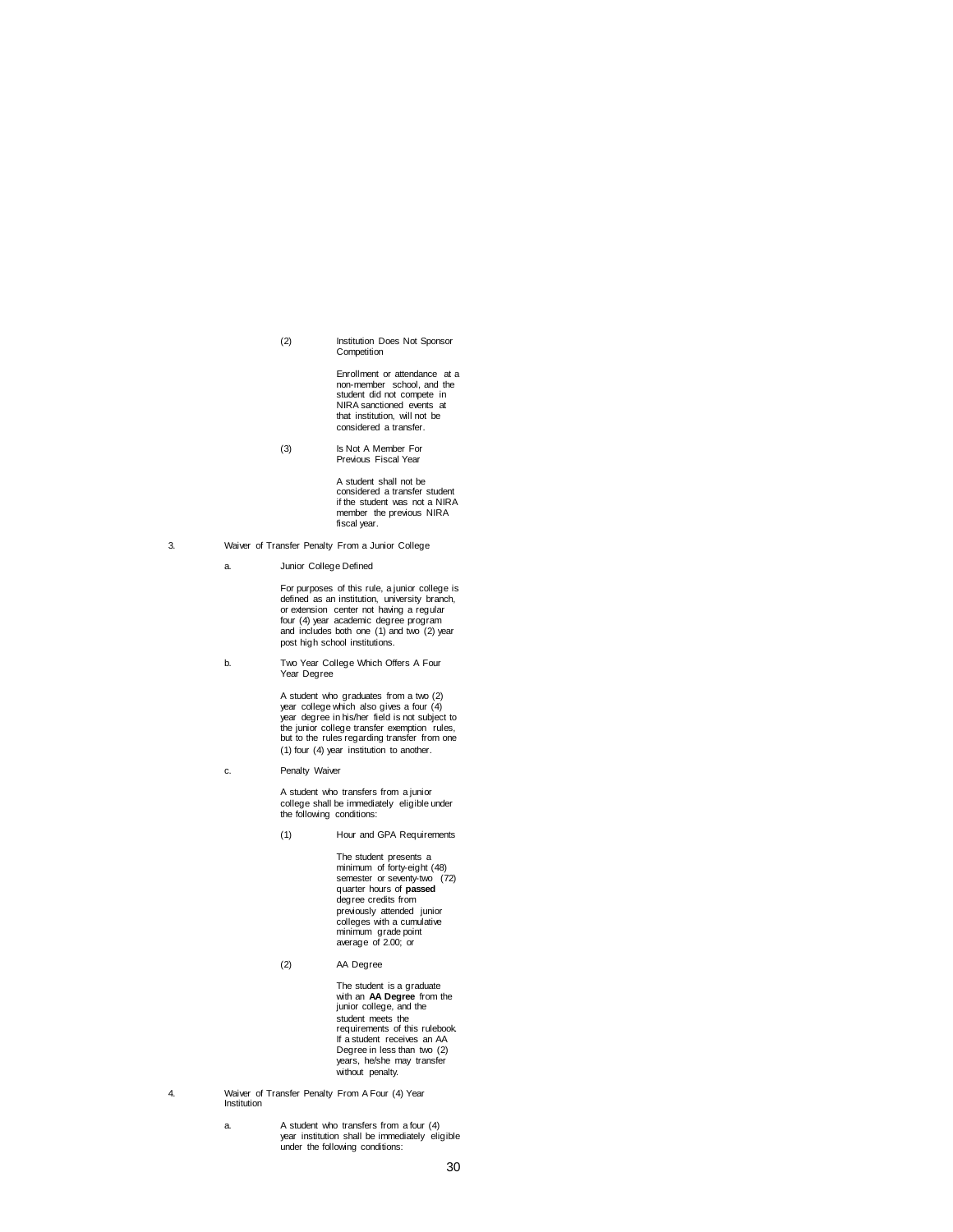(2) Institution Does Not Sponsor Competition

Enrollment or attendance at a non-member school, and the student did not compete in NIRA sanctioned events at that institution, will not be considered a transfer.

(3) Is Not A Member For Previous Fiscal Year

A student shall not be considered a transfer student if the student was not a NIRA member the previous NIRA fiscal year.

3. Waiver of Transfer Penalty From a Junior College

a. Junior College Defined

For purposes of this rule, a junior college is defined as an institution, university branch, or extension center not having a regular four (4) year academic degree program and includes both one (1) and two (2) year post high school institutions.

b. Two Year College Which Offers A Four Year Degree

A student who graduates from a two (2) year college which also gives a four (4) year degree in his/her field is not subject to the junior college transfer exemption rules, but to the rules regarding transfer from one (1) four (4) year institution to another.

c. Penalty Waiver

A student who transfers from a junior college shall be immediately eligible under the following conditions:

(1) Hour and GPA Requirements

The student presents a minimum of forty-eight (48) semester or seventy-two (72) quarter hours of **passed** degree credits from previously attended junior colleges with a cumulative minimum grade point average of 2.00; or

(2) AA Degree

The student is a graduate with an **AA Degree** from the junior college, and the student meets the requirements of this rulebook. If a student receives an AA Degree in less than two (2) years, he/she may transfer without penalty.

4. Waiver of Transfer Penalty From A Four (4) Year Institution

a. A student who transfers from a four (4) year institution shall be immediately eligible under the following conditions: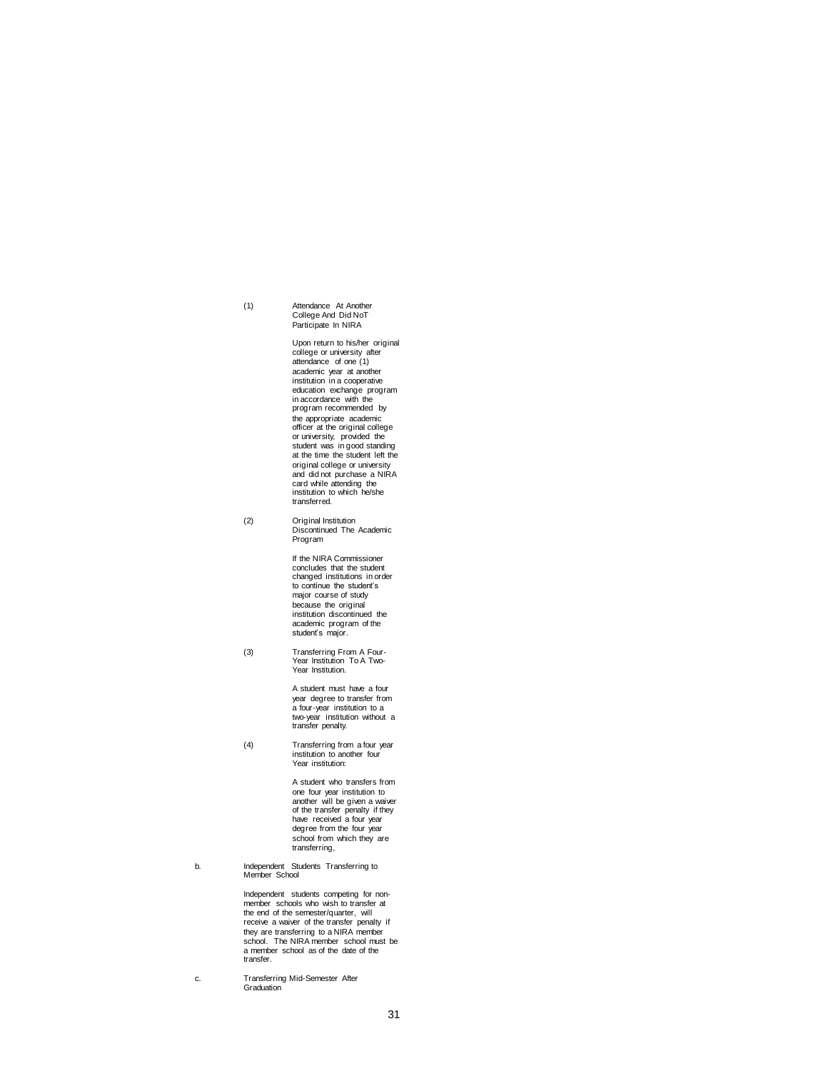(1) Attendance At Another College And Did NoT Participate In NIRA

Upon return to his/her original college or university after attendance of one (1) academic year at another institution in a cooperative education exchange program in accordance with the program recommended by the appropriate academic officer at the original college or university, provided the student was in good standing at the time the student left the original college or university and did not purchase a NIRA card while attending the institution to which he/she transferred.

(2) Original Institution Discontinued The Academic Program

If the NIRA Commissioner concludes that the student changed institutions in order to continue the student's major course of study because the original institution discontinued the academic program of the student's major.

(3) Transferring From A Four-Year Institution To A Two-Year Institution.

A student must have a four year degree to transfer from a four-year institution to a two-year institution without a transfer penalty.

(4) Transferring from a four year institution to another four Year institution:

A student who transfers from one four year institution to another will be given a waiver of the transfer penalty if they have received a four year degree from the four year school from which they are transferring,

b. Independent Students Transferring to Member School

Independent students competing for non-member schools who wish to transfer at the end of the semester/quarter, will receive a waiver of the transfer penalty if they are transferring to a NIRA member school. The NIRA member school must be a member school as of the date of the transfer.

c. Transferring Mid-Semester After Graduation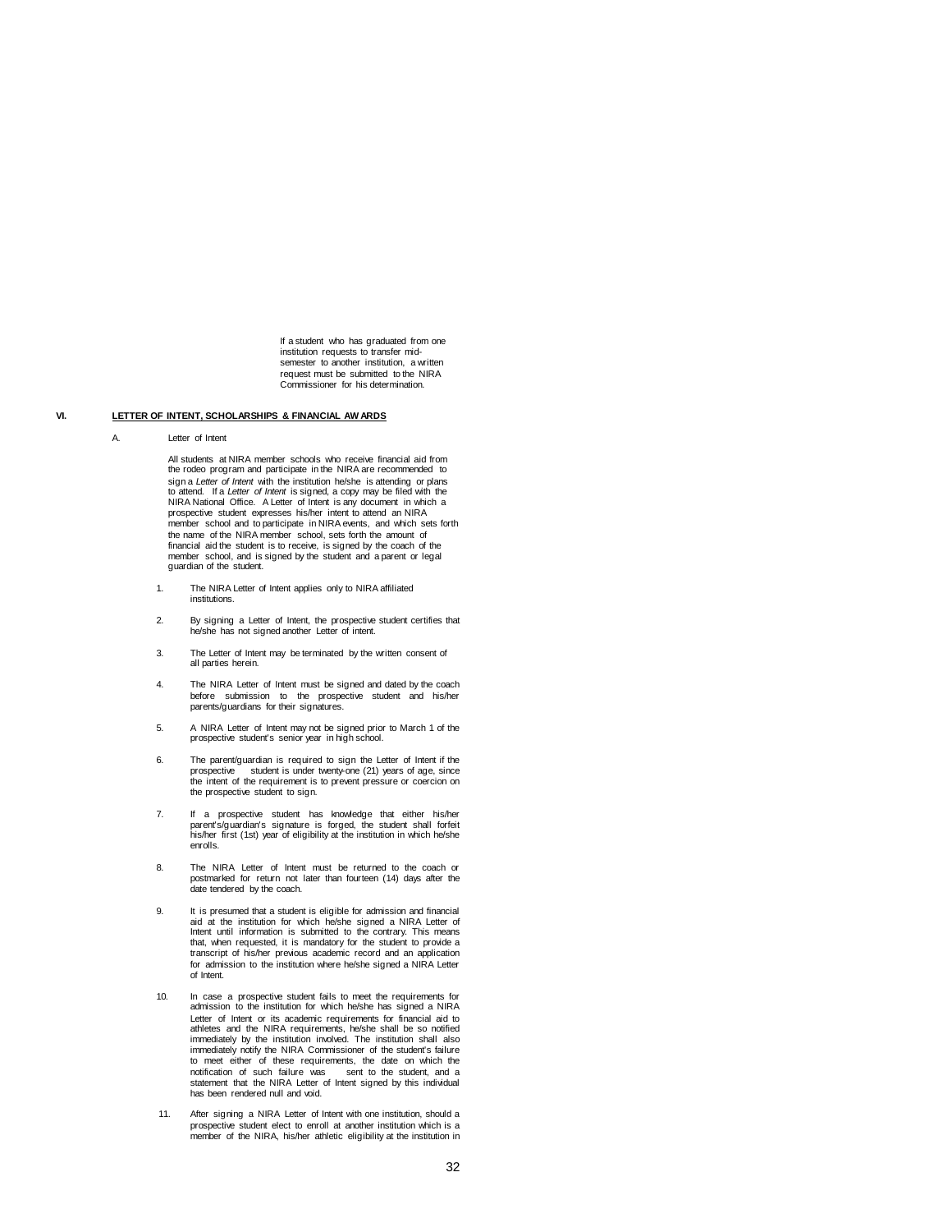If a student who has graduated from one institution requests to transfer mid-semester to another institution, a written request must be submitted to the NIRA Commissioner for his determination.

## VI. LETTER OF INTENT, SCHOLARSHIPS & FINANCIAL AWARDS

### A. Letter of Intent

All students at NIRA member schools who receive financial aid from the rodeo program and participate in the NIRA are recommended to sign a *Letter of Intent* with the institution he/she is attending or plans to attend. If a *Letter of Intent* is signed, a copy may be filed with the NIRA National Office. A Letter of Intent is any document in which a prospective student expresses his/her intent to attend an NIRA member school and to participate in NIRA events, and which sets forth the name of the NIRA member school, sets forth the amount of financial aid the student is to receive, is signed by the coach of the member school, and is signed by the student and a parent or legal guardian of the student.

1. The NIRA Letter of Intent applies only to NIRA affiliated institutions.
2. By signing a Letter of Intent, the prospective student certifies that he/she has not signed another Letter of intent.
3. The Letter of Intent may be terminated by the written consent of all parties herein.
4. The NIRA Letter of Intent must be signed and dated by the coach before submission to the prospective student and his/her parents/guardians for their signatures.
5. A NIRA Letter of Intent may not be signed prior to March 1 of the prospective student's senior year in high school.
6. The parent/guardian is required to sign the Letter of Intent if the prospective student is under twenty-one (21) years of age, since the intent of the requirement is to prevent pressure or coercion on the prospective student to sign.
7. If a prospective student has knowledge that either his/her parent's/guardian's signature is forged, the student shall forfeit his/her first (1st) year of eligibility at the institution in which he/she enrolls.
8. The NIRA Letter of Intent must be returned to the coach or postmarked for return not later than fourteen (14) days after the date tendered by the coach.
9. It is presumed that a student is eligible for admission and financial aid at the institution for which he/she signed a NIRA Letter of Intent until information is submitted to the contrary. This means that, when requested, it is mandatory for the student to provide a transcript of his/her previous academic record and an application for admission to the institution where he/she signed a NIRA Letter of Intent.
10. In case a prospective student fails to meet the requirements for admission to the institution for which he/she has signed a NIRA Letter of Intent or its academic requirements for financial aid to athletes and the NIRA requirements, he/she shall be so notified immediately by the institution involved. The institution shall also immediately notify the NIRA Commissioner of the student's failure to meet either of these requirements, the date on which the notification of such failure was sent to the student, and a statement that the NIRA Letter of Intent signed by this individual has been rendered null and void.
11. After signing a NIRA Letter of Intent with one institution, should a prospective student elect to enroll at another institution which is a member of the NIRA, his/her athletic eligibility at the institution in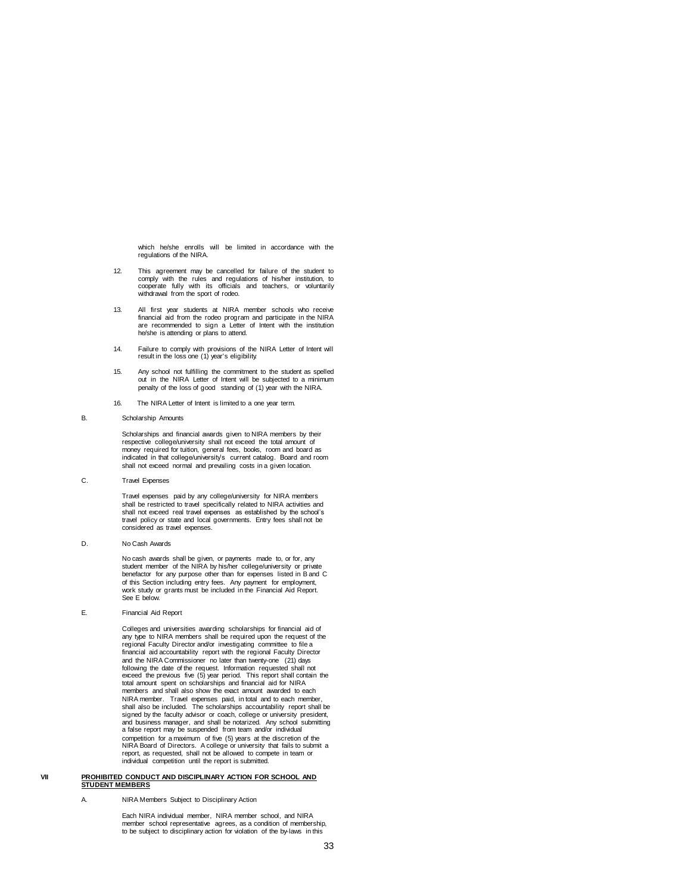which he/she enrolls will be limited in accordance with the regulations of the NIRA.

12. This agreement may be cancelled for failure of the student to comply with the rules and regulations of his/her institution, to cooperate fully with its officials and teachers, or voluntarily withdrawal from the sport of rodeo.

13. All first year students at NIRA member schools who receive financial aid from the rodeo program and participate in the NIRA are recommended to sign a Letter of Intent with the institution he/she is attending or plans to attend.

14. Failure to comply with provisions of the NIRA Letter of Intent will result in the loss one (1) year's eligibility.

15. Any school not fulfilling the commitment to the student as spelled out in the NIRA Letter of Intent will be subjected to a minimum penalty of the loss of good standing of (1) year with the NIRA.

16. The NIRA Letter of Intent is limited to a one year term.

B. Scholarship Amounts

Scholarships and financial awards given to NIRA members by their respective college/university shall not exceed the total amount of money required for tuition, general fees, books, room and board as indicated in that college/university's current catalog. Board and room shall not exceed normal and prevailing costs in a given location.

C. Travel Expenses

Travel expenses paid by any college/university for NIRA members shall be restricted to travel specifically related to NIRA activities and shall not exceed real travel expenses as established by the school's travel policy or state and local governments. Entry fees shall not be considered as travel expenses.

D. No Cash Awards

No cash awards shall be given, or payments made to, or for, any student member of the NIRA by his/her college/university or private benefactor for any purpose other than for expenses listed in B and C of this Section including entry fees. Any payment for employment, work study or grants must be included in the Financial Aid Report. See E below.

E. Financial Aid Report

Colleges and universities awarding scholarships for financial aid of any type to NIRA members shall be required upon the request of the regional Faculty Director and/or investigating committee to file a financial aid accountability report with the regional Faculty Director and the NIRA Commissioner no later than twenty-one (21) days following the date of the request. Information requested shall not exceed the previous five (5) year period. This report shall contain the total amount spent on scholarships and financial aid for NIRA members and shall also show the exact amount awarded to each NIRA member. Travel expenses paid, in total and to each member, shall also be included. The scholarships accountability report shall be signed by the faculty advisor or coach, college or university president, and business manager, and shall be notarized. Any school submitting a false report may be suspended from team and/or individual competition for a maximum of five (5) years at the discretion of the NIRA Board of Directors. A college or university that fails to submit a report, as requested, shall not be allowed to compete in team or individual competition until the report is submitted.

## VII **PROHIBITED CONDUCT AND DISCIPLINARY ACTION FOR SCHOOL AND STUDENT MEMBERS**

A. NIRA Members Subject to Disciplinary Action

Each NIRA individual member, NIRA member school, and NIRA member school representative agrees, as a condition of membership, to be subject to disciplinary action for violation of the by-laws in this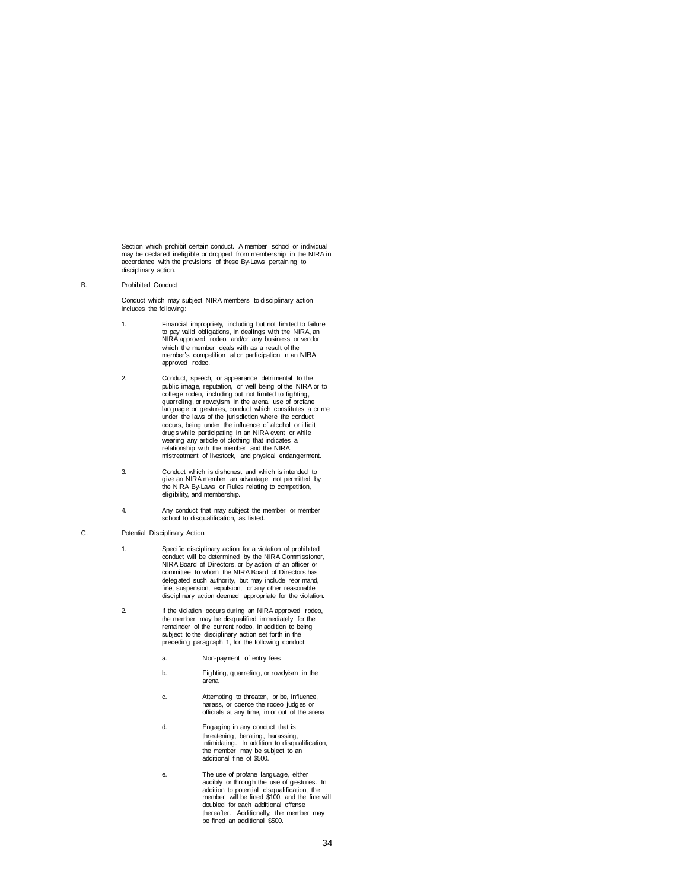Section which prohibit certain conduct. A member school or individual may be declared ineligible or dropped from membership in the NIRA in accordance with the provisions of these By-Laws pertaining to disciplinary action.

B. Prohibited Conduct

Conduct which may subject NIRA members to disciplinary action includes the following:

1. Financial impropriety, including but not limited to failure to pay valid obligations, in dealings with the NIRA, an NIRA approved rodeo, and/or any business or vendor which the member deals with as a result of the member's competition at or participation in an NIRA approved rodeo.

2. Conduct, speech, or appearance detrimental to the public image, reputation, or well being of the NIRA or to college rodeo, including but not limited to fighting, quarreling, or rowdyism in the arena, use of profane language or gestures, conduct which constitutes a crime under the laws of the jurisdiction where the conduct occurs, being under the influence of alcohol or illicit drugs while participating in an NIRA event or while wearing any article of clothing that indicates a relationship with the member and the NIRA, mistreatment of livestock, and physical endangerment.

3. Conduct which is dishonest and which is intended to give an NIRA member an advantage not permitted by the NIRA By-Laws or Rules relating to competition, eligibility, and membership.

4. Any conduct that may subject the member or member school to disqualification, as listed.

C. Potential Disciplinary Action

1. Specific disciplinary action for a violation of prohibited conduct will be determined by the NIRA Commissioner, NIRA Board of Directors, or by action of an officer or committee to whom the NIRA Board of Directors has delegated such authority, but may include reprimand, fine, suspension, expulsion, or any other reasonable disciplinary action deemed appropriate for the violation.

2. If the violation occurs during an NIRA approved rodeo, the member may be disqualified immediately for the remainder of the current rodeo, in addition to being subject to the disciplinary action set forth in the preceding paragraph 1, for the following conduct:

   a. Non-payment of entry fees

   b. Fighting, quarreling, or rowdyism in the arena

   c. Attempting to threaten, bribe, influence, harass, or coerce the rodeo judges or officials at any time, in or out of the arena

   d. Engaging in any conduct that is threatening, berating, harassing, intimidating. In addition to disqualification, the member may be subject to an additional fine of $500.

   e. The use of profane language, either audibly or through the use of gestures. In addition to potential disqualification, the member will be fined $100, and the fine will doubled for each additional offense thereafter. Additionally, the member may be fined an additional $500.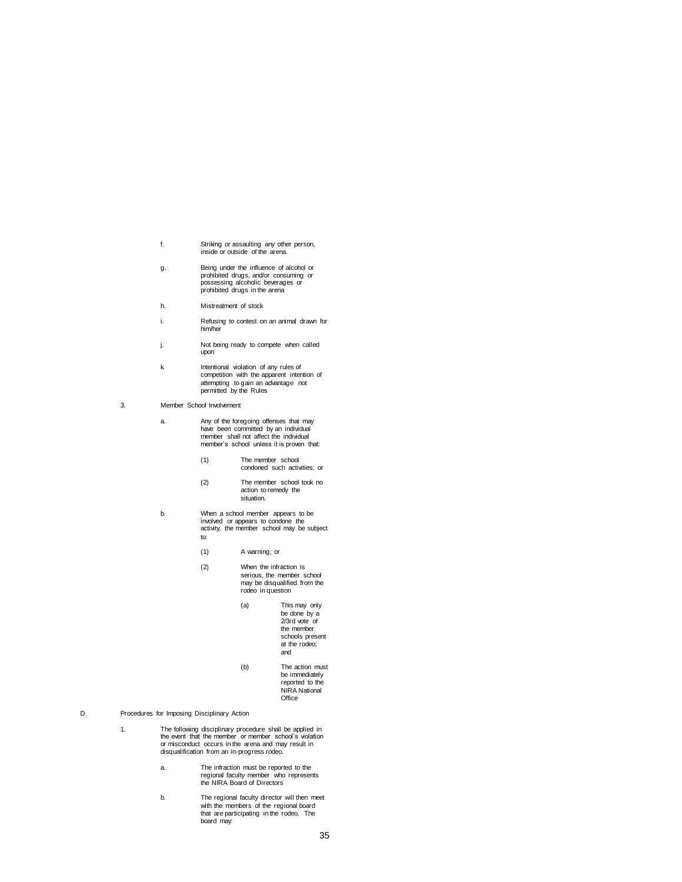f. Striking or assaulting any other person, inside or outside of the arena.

g. Being under the influence of alcohol or prohibited drugs, and/or consuming or possessing alcoholic beverages or prohibited drugs in the arena

h. Mistreatment of stock

i. Refusing to contest on an animal drawn for him/her

j. Not being ready to compete when called upon

k. Intentional violation of any rules of competition with the apparent intention of attempting to gain an advantage not permitted by the Rules

3. Member School Involvement

   a. Any of the foregoing offenses that may have been committed by an individual member shall not affect the individual member's school unless it is proven that:

      (1) The member school condoned such activities; or

      (2) The member school took no action to remedy the situation.

   b. When a school member appears to be involved or appears to condone the activity, the member school may be subject to:

      (1) A warning; or

      (2) When the infraction is serious, the member school may be disqualified from the rodeo in question

         (a) This may only be done by a 2/3rd vote of the member schools present at the rodeo; and

         (b) The action must be immediately reported to the NIRA National Office

D. Procedures for Imposing Disciplinary Action

   1. The following disciplinary procedure shall be applied in the event that the member or member school's violation or misconduct occurs in the arena and may result in disqualification from an in-progress rodeo.

      a. The infraction must be reported to the regional faculty member who represents the NIRA Board of Directors

      b. The regional faculty director will then meet with the members of the regional board that are participating in the rodeo. The board may: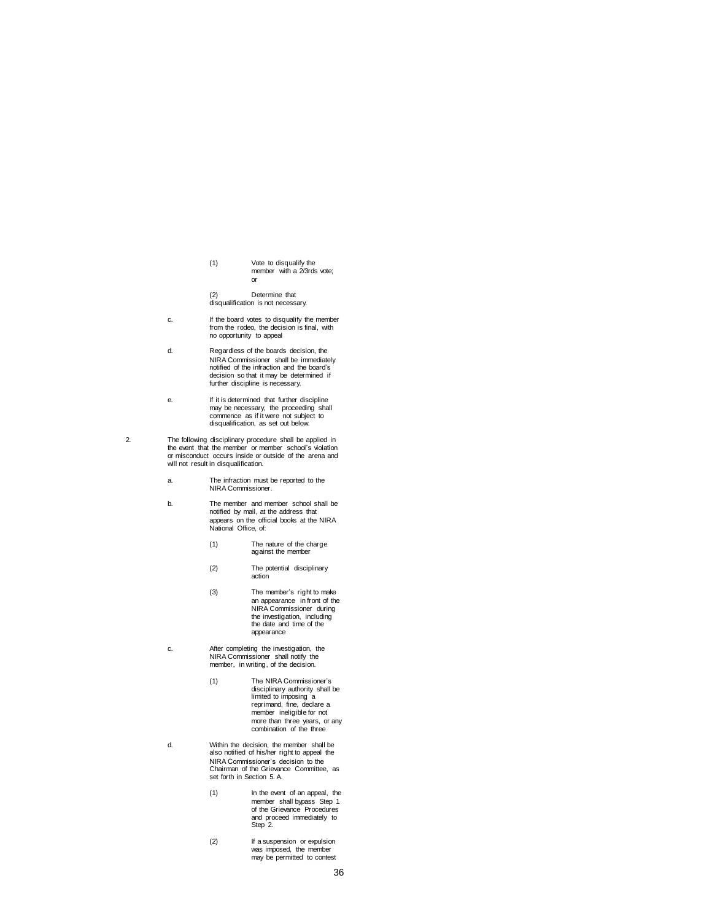(1) Vote to disqualify the member with a 2/3rds vote; or

(2) Determine that disqualification is not necessary.

c. If the board votes to disqualify the member from the rodeo, the decision is final, with no opportunity to appeal

d. Regardless of the boards decision, the NIRA Commissioner shall be immediately notified of the infraction and the board's decision so that it may be determined if further discipline is necessary.

e. If it is determined that further discipline may be necessary, the proceeding shall commence as if it were not subject to disqualification, as set out below.

2. The following disciplinary procedure shall be applied in the event that the member or member school's violation or misconduct occurs inside or outside of the arena and will not result in disqualification.

a. The infraction must be reported to the NIRA Commissioner.

b. The member and member school shall be notified by mail, at the address that appears on the official books at the NIRA National Office, of:

(1) The nature of the charge against the member

(2) The potential disciplinary action

(3) The member's right to make an appearance in front of the NIRA Commissioner during the investigation, including the date and time of the appearance

c. After completing the investigation, the NIRA Commissioner shall notify the member, in writing, of the decision.

(1) The NIRA Commissioner's disciplinary authority shall be limited to imposing a reprimand, fine, declare a member ineligible for not more than three years, or any combination of the three

d. Within the decision, the member shall be also notified of his/her right to appeal the NIRA Commissioner's decision to the Chairman of the Grievance Committee, as set forth in Section 5. A.

(1) In the event of an appeal, the member shall bypass Step 1 of the Grievance Procedures and proceed immediately to Step 2.

(2) If a suspension or expulsion was imposed, the member may be permitted to contest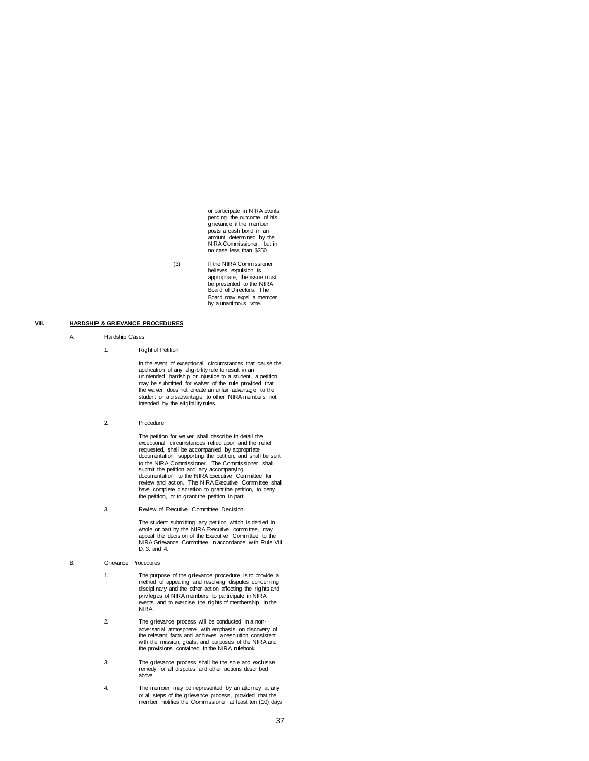or participate in NIRA events pending the outcome of his grievance if the member posts a cash bond in an amount determined by the NIRA Commissioner, but in no case less than $250

(3) If the NIRA Commissioner believes expulsion is appropriate, the issue must be presented to the NIRA Board of Directors. The Board may expel a member by a unanimous vote.

## VIII. HARDSHIP & GRIEVANCE PROCEDURES

A. Hardship Cases

1. Right of Petition

   In the event of exceptional circumstances that cause the application of any eligibility rule to result in an unintended hardship or injustice to a student, a petition may be submitted for waiver of the rule, provided that the waiver does not create an unfair advantage to the student or a disadvantage to other NIRA members not intended by the eligibility rules.

2. Procedure

   The petition for waiver shall describe in detail the exceptional circumstances relied upon and the relief requested, shall be accompanied by appropriate documentation supporting the petition, and shall be sent to the NIRA Commissioner. The Commissioner shall submit the petition and any accompanying documentation to the NIRA Executive Committee for review and action. The NIRA Executive Committee shall have complete discretion to grant the petition, to deny the petition, or to grant the petition in part.

3. Review of Executive Committee Decision

   The student submitting any petition which is denied in whole or part by the NIRA Executive committee, may appeal the decision of the Executive Committee to the NIRA Grievance Committee in accordance with Rule VIII D. 3. and 4.

B. Grievance Procedures

1. The purpose of the grievance procedure is to provide a method of appealing and resolving disputes concerning disciplinary and the other action affecting the rights and privileges of NIRA members to participate in NIRA events and to exercise the rights of membership in the NIRA.

2. The grievance process will be conducted in a non-adversarial atmosphere with emphasis on discovery of the relevant facts and achieves a resolution consistent with the mission, goals, and purposes of the NIRA and the provisions contained in the NIRA rulebook.

3. The grievance process shall be the sole and exclusive remedy for all disputes and other actions described above.

4. The member may be represented by an attorney at any or all steps of the grievance process, provided that the member notifies the Commissioner at least ten (10) days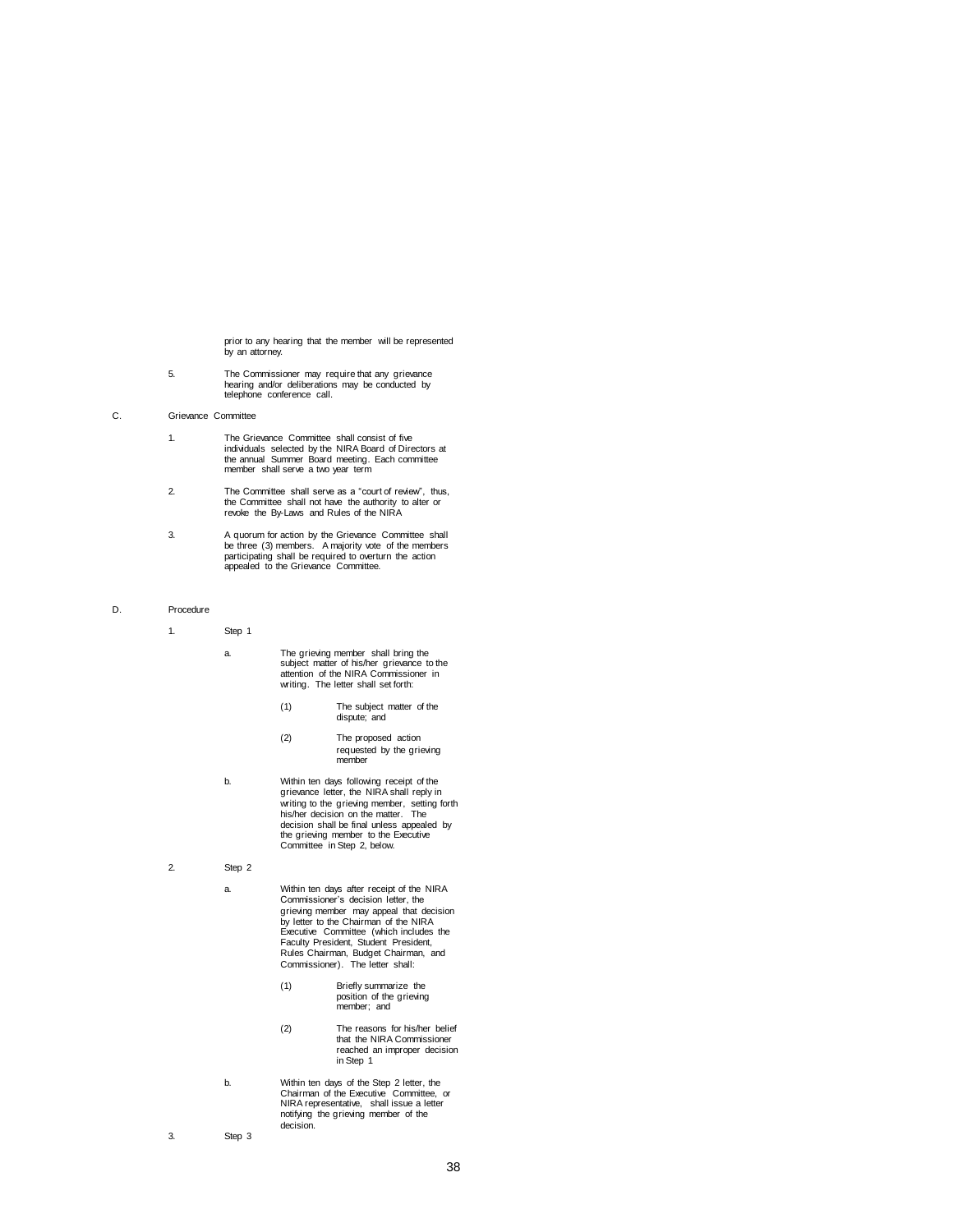prior to any hearing that the member will be represented by an attorney.

5. The Commissioner may require that any grievance hearing and/or deliberations may be conducted by telephone conference call.

C. Grievance Committee

1. The Grievance Committee shall consist of five individuals selected by the NIRA Board of Directors at the annual Summer Board meeting. Each committee member shall serve a two year term

2. The Committee shall serve as a "court of review", thus, the Committee shall not have the authority to alter or revoke the By-Laws and Rules of the NIRA

3. A quorum for action by the Grievance Committee shall be three (3) members. A majority vote of the members participating shall be required to overturn the action appealed to the Grievance Committee.

D. Procedure

1. Step 1

   a. The grieving member shall bring the subject matter of his/her grievance to the attention of the NIRA Commissioner in writing. The letter shall set forth:

      (1) The subject matter of the dispute; and

      (2) The proposed action requested by the grieving member

   b. Within ten days following receipt of the grievance letter, the NIRA shall reply in writing to the grieving member, setting forth his/her decision on the matter. The decision shall be final unless appealed by the grieving member to the Executive Committee in Step 2, below.

2. Step 2

   a. Within ten days after receipt of the NIRA Commissioner's decision letter, the grieving member may appeal that decision by letter to the Chairman of the NIRA Executive Committee (which includes the Faculty President, Student President, Rules Chairman, Budget Chairman, and Commissioner). The letter shall:

      (1) Briefly summarize the position of the grieving member; and

      (2) The reasons for his/her belief that the NIRA Commissioner reached an improper decision in Step 1

   b. Within ten days of the Step 2 letter, the Chairman of the Executive Committee, or NIRA representative, shall issue a letter notifying the grieving member of the decision.

3. Step 3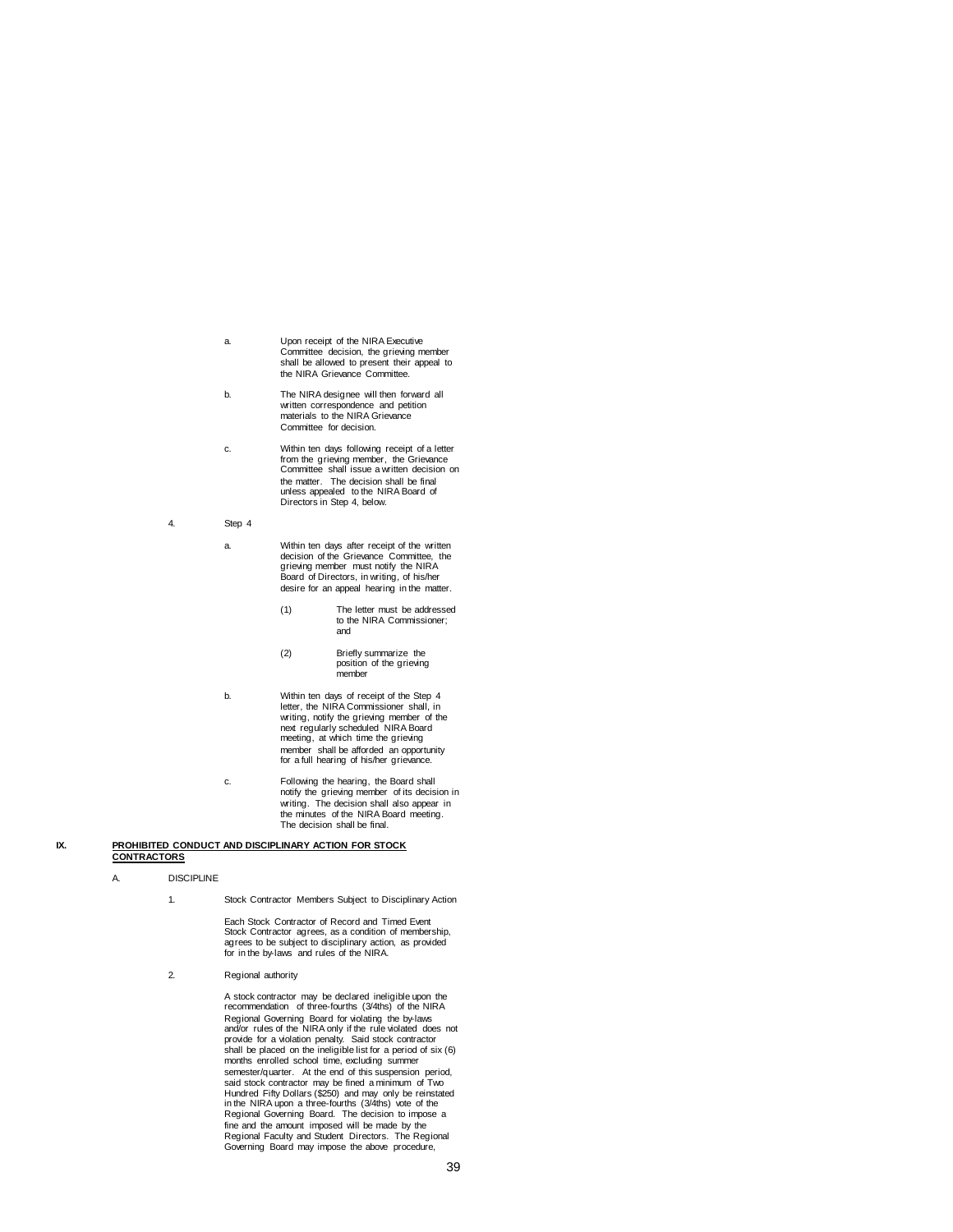a. Upon receipt of the NIRA Executive Committee decision, the grieving member shall be allowed to present their appeal to the NIRA Grievance Committee.

b. The NIRA designee will then forward all written correspondence and petition materials to the NIRA Grievance Committee for decision.

c. Within ten days following receipt of a letter from the grieving member, the Grievance Committee shall issue a written decision on the matter. The decision shall be final unless appealed to the NIRA Board of Directors in Step 4, below.

4. Step 4

a. Within ten days after receipt of the written decision of the Grievance Committee, the grieving member must notify the NIRA Board of Directors, in writing, of his/her desire for an appeal hearing in the matter.

(1) The letter must be addressed to the NIRA Commissioner; and

(2) Briefly summarize the position of the grieving member

b. Within ten days of receipt of the Step 4 letter, the NIRA Commissioner shall, in writing, notify the grieving member of the next regularly scheduled NIRA Board meeting, at which time the grieving member shall be afforded an opportunity for a full hearing of his/her grievance.

c. Following the hearing, the Board shall notify the grieving member of its decision in writing. The decision shall also appear in the minutes of the NIRA Board meeting. The decision shall be final.

## IX. PROHIBITED CONDUCT AND DISCIPLINARY ACTION FOR STOCK CONTRACTORS

A. DISCIPLINE

1. Stock Contractor Members Subject to Disciplinary Action

Each Stock Contractor of Record and Timed Event Stock Contractor agrees, as a condition of membership, agrees to be subject to disciplinary action, as provided for in the by-laws and rules of the NIRA.

2. Regional authority

A stock contractor may be declared ineligible upon the recommendation of three-fourths (3/4ths) of the NIRA Regional Governing Board for violating the by-laws and/or rules of the NIRA only if the rule violated does not provide for a violation penalty. Said stock contractor shall be placed on the ineligible list for a period of six (6) months enrolled school time, excluding summer semester/quarter. At the end of this suspension period, said stock contractor may be fined a minimum of Two Hundred Fifty Dollars ($250) and may only be reinstated in the NIRA upon a three-fourths (3/4ths) vote of the Regional Governing Board. The decision to impose a fine and the amount imposed will be made by the Regional Faculty and Student Directors. The Regional Governing Board may impose the above procedure,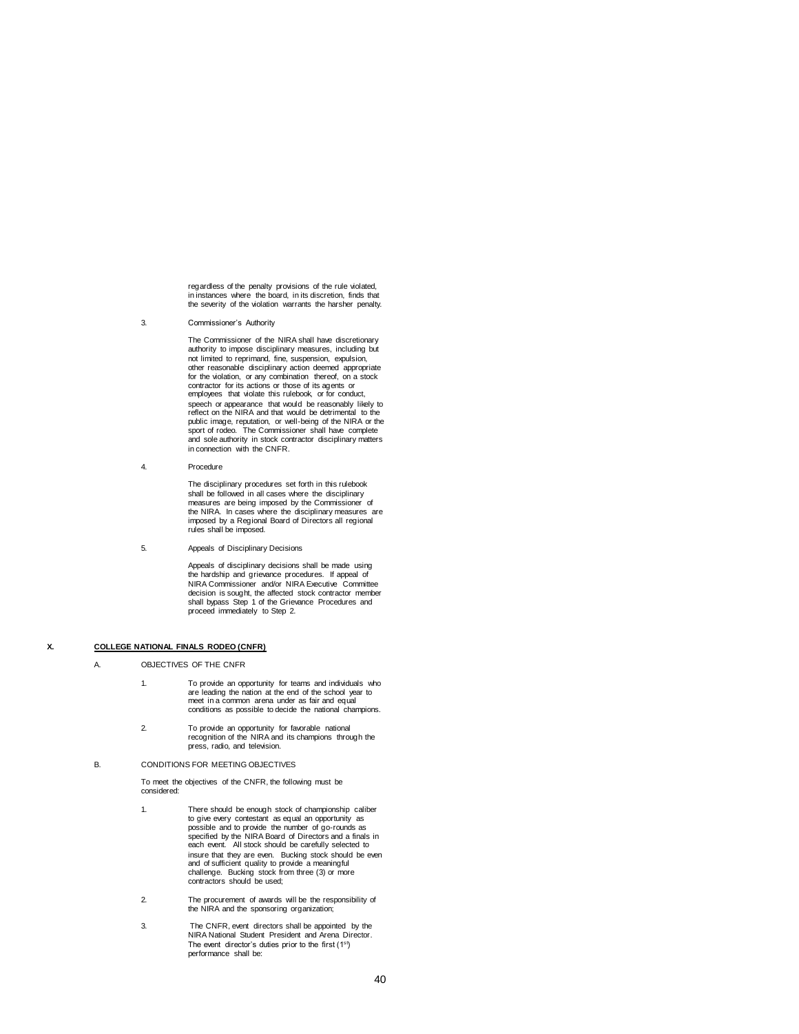regardless of the penalty provisions of the rule violated, in instances where the board, in its discretion, finds that the severity of the violation warrants the harsher penalty.

3. Commissioner's Authority

The Commissioner of the NIRA shall have discretionary authority to impose disciplinary measures, including but not limited to reprimand, fine, suspension, expulsion, other reasonable disciplinary action deemed appropriate for the violation, or any combination thereof, on a stock contractor for its actions or those of its agents or employees that violate this rulebook, or for conduct, speech or appearance that would be reasonably likely to reflect on the NIRA and that would be detrimental to the public image, reputation, or well-being of the NIRA or the sport of rodeo. The Commissioner shall have complete and sole authority in stock contractor disciplinary matters in connection with the CNFR.

4. Procedure

The disciplinary procedures set forth in this rulebook shall be followed in all cases where the disciplinary measures are being imposed by the Commissioner of the NIRA. In cases where the disciplinary measures are imposed by a Regional Board of Directors all regional rules shall be imposed.

5. Appeals of Disciplinary Decisions

Appeals of disciplinary decisions shall be made using the hardship and grievance procedures. If appeal of NIRA Commissioner and/or NIRA Executive Committee decision is sought, the affected stock contractor member shall bypass Step 1 of the Grievance Procedures and proceed immediately to Step 2.

## X. COLLEGE NATIONAL FINALS RODEO (CNFR)

### A. OBJECTIVES OF THE CNFR

1. To provide an opportunity for teams and individuals who are leading the nation at the end of the school year to meet in a common arena under as fair and equal conditions as possible to decide the national champions.

2. To provide an opportunity for favorable national recognition of the NIRA and its champions through the press, radio, and television.

### B. CONDITIONS FOR MEETING OBJECTIVES

To meet the objectives of the CNFR, the following must be considered:

1. There should be enough stock of championship caliber to give every contestant as equal an opportunity as possible and to provide the number of go-rounds as specified by the NIRA Board of Directors and a finals in each event. All stock should be carefully selected to insure that they are even. Bucking stock should be even and of sufficient quality to provide a meaningful challenge. Bucking stock from three (3) or more contractors should be used;

2. The procurement of awards will be the responsibility of the NIRA and the sponsoring organization;

3. The CNFR, event directors shall be appointed by the NIRA National Student President and Arena Director. The event director's duties prior to the first (1st) performance shall be: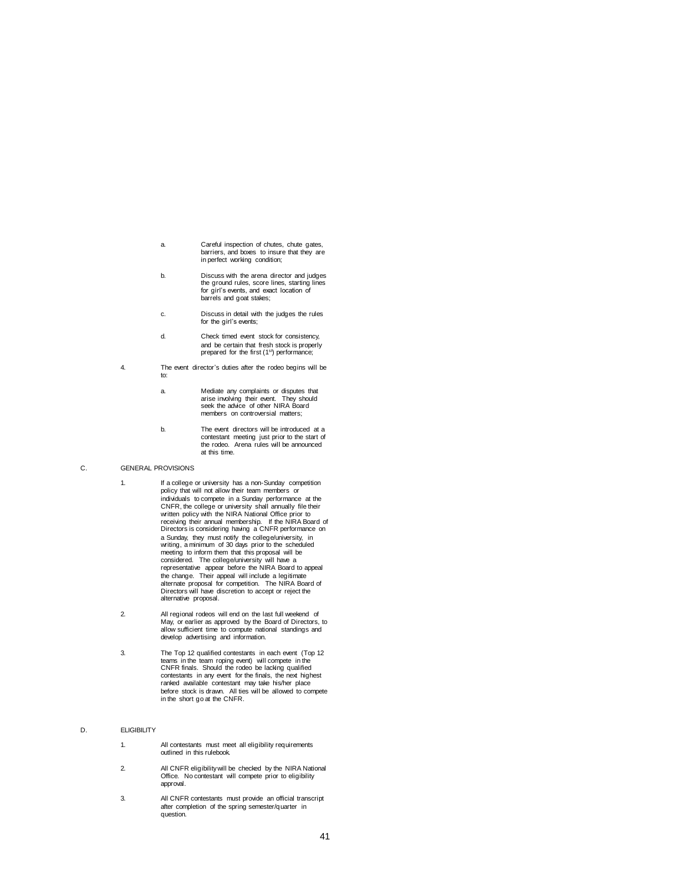a. Careful inspection of chutes, chute gates, barriers, and boxes to insure that they are in perfect working condition;

b. Discuss with the arena director and judges the ground rules, score lines, starting lines for girl's events, and exact location of barrels and goat stakes;

c. Discuss in detail with the judges the rules for the girl's events;

d. Check timed event stock for consistency, and be certain that fresh stock is properly prepared for the first (1st) performance;

4. The event director's duties after the rodeo begins will be to:

a. Mediate any complaints or disputes that arise involving their event. They should seek the advice of other NIRA Board members on controversial matters;

b. The event directors will be introduced at a contestant meeting just prior to the start of the rodeo. Arena rules will be announced at this time.

C. GENERAL PROVISIONS

1. If a college or university has a non-Sunday competition policy that will not allow their team members or individuals to compete in a Sunday performance at the CNFR, the college or university shall annually file their written policy with the NIRA National Office prior to receiving their annual membership. If the NIRA Board of Directors is considering having a CNFR performance on a Sunday, they must notify the college/university, in writing, a minimum of 30 days prior to the scheduled meeting to inform them that this proposal will be considered. The college/university will have a representative appear before the NIRA Board to appeal the change. Their appeal will include a legitimate alternate proposal for competition. The NIRA Board of Directors will have discretion to accept or reject the alternative proposal.

2. All regional rodeos will end on the last full weekend of May, or earlier as approved by the Board of Directors, to allow sufficient time to compute national standings and develop advertising and information.

3. The Top 12 qualified contestants in each event (Top 12 teams in the team roping event) will compete in the CNFR finals. Should the rodeo be lacking qualified contestants in any event for the finals, the next highest ranked available contestant may take his/her place before stock is drawn. All ties will be allowed to compete in the short go at the CNFR.

D. ELIGIBILITY

1. All contestants must meet all eligibility requirements outlined in this rulebook.

2. All CNFR eligibility will be checked by the NIRA National Office. No contestant will compete prior to eligibility approval.

3. All CNFR contestants must provide an official transcript after completion of the spring semester/quarter in question.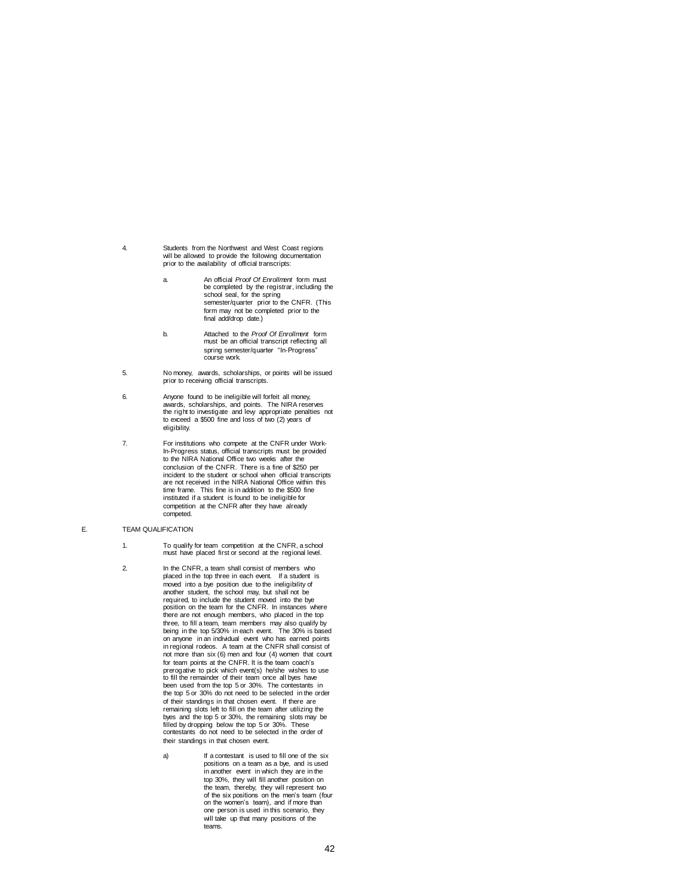4. Students from the Northwest and West Coast regions will be allowed to provide the following documentation prior to the availability of official transcripts:

   a. An official *Proof Of Enrollment* form must be completed by the registrar, including the school seal, for the spring semester/quarter prior to the CNFR. (This form may not be completed prior to the final add/drop date.)

   b. Attached to the *Proof Of Enrollment* form must be an official transcript reflecting all spring semester/quarter "In-Progress" course work.

5. No money, awards, scholarships, or points will be issued prior to receiving official transcripts.

6. Anyone found to be ineligible will forfeit all money, awards, scholarships, and points. The NIRA reserves the right to investigate and levy appropriate penalties not to exceed a $500 fine and loss of two (2) years of eligibility.

7. For institutions who compete at the CNFR under Work-In-Progress status, official transcripts must be provided to the NIRA National Office two weeks after the conclusion of the CNFR. There is a fine of $250 per incident to the student or school when official transcripts are not received in the NIRA National Office within this time frame. This fine is in addition to the $500 fine instituted if a student is found to be ineligible for competition at the CNFR after they have already competed.

E. TEAM QUALIFICATION

1. To qualify for team competition at the CNFR, a school must have placed first or second at the regional level.

2. In the CNFR, a team shall consist of members who placed in the top three in each event. If a student is moved into a bye position due to the ineligibility of another student, the school may, but shall not be required, to include the student moved into the bye position on the team for the CNFR. In instances where there are not enough members, who placed in the top three, to fill a team, team members may also qualify by being in the top 5/30% in each event. The 30% is based on anyone in an individual event who has earned points in regional rodeos. A team at the CNFR shall consist of not more than six (6) men and four (4) women that count for team points at the CNFR. It is the team coach's prerogative to pick which event(s) he/she wishes to use to fill the remainder of their team once all byes have been used from the top 5 or 30%. The contestants in the top 5 or 30% do not need to be selected in the order of their standings in that chosen event. If there are remaining slots left to fill on the team after utilizing the byes and the top 5 or 30%, the remaining slots may be filled by dropping below the top 5 or 30%. These contestants do not need to be selected in the order of their standings in that chosen event.

   a) If a contestant is used to fill one of the six positions on a team as a bye, and is used in another event in which they are in the top 30%, they will fill another position on the team, thereby, they will represent two of the six positions on the men's team (four on the women's team), and if more than one person is used in this scenario, they will take up that many positions of the teams.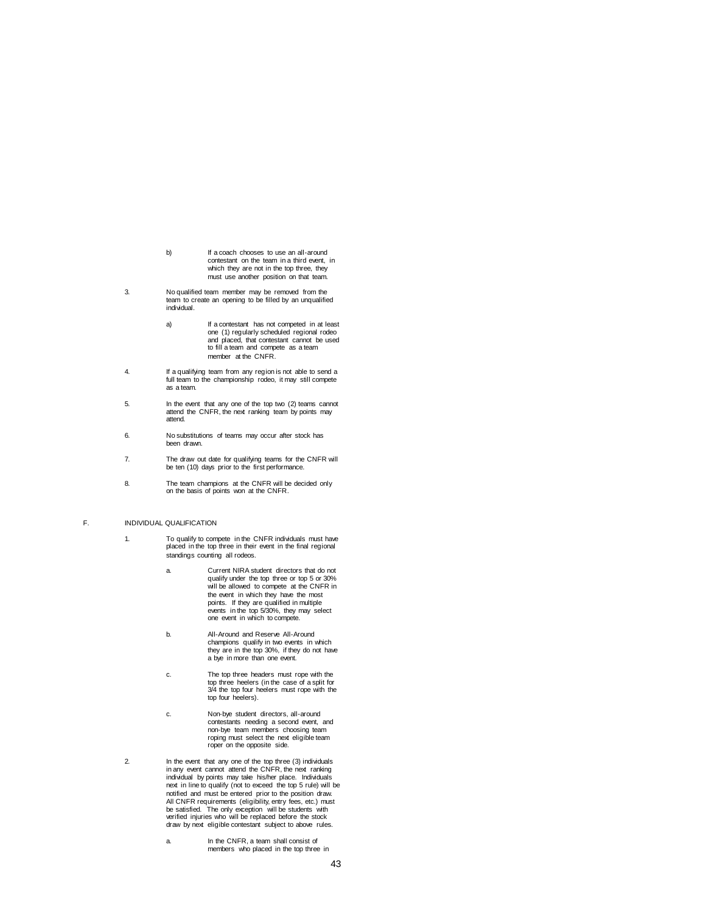b) If a coach chooses to use an all-around contestant on the team in a third event, in which they are not in the top three, they must use another position on that team.

3. No qualified team member may be removed from the team to create an opening to be filled by an unqualified individual.

   a) If a contestant has not competed in at least one (1) regularly scheduled regional rodeo and placed, that contestant cannot be used to fill a team and compete as a team member at the CNFR.

4. If a qualifying team from any region is not able to send a full team to the championship rodeo, it may still compete as a team.

5. In the event that any one of the top two (2) teams cannot attend the CNFR, the next ranking team by points may attend.

6. No substitutions of teams may occur after stock has been drawn.

7. The draw out date for qualifying teams for the CNFR will be ten (10) days prior to the first performance.

8. The team champions at the CNFR will be decided only on the basis of points won at the CNFR.

F. INDIVIDUAL QUALIFICATION

1. To qualify to compete in the CNFR individuals must have placed in the top three in their event in the final regional standings counting all rodeos.

   a. Current NIRA student directors that do not qualify under the top three or top 5 or 30% will be allowed to compete at the CNFR in the event in which they have the most points. If they are qualified in multiple events in the top 5/30%, they may select one event in which to compete.

   b. All-Around and Reserve All-Around champions qualify in two events in which they are in the top 30%, if they do not have a bye in more than one event.

   c. The top three headers must rope with the top three heelers (in the case of a split for 3/4 the top four heelers must rope with the top four heelers).

   c. Non-bye student directors, all-around contestants needing a second event, and non-bye team members choosing team roping must select the next eligible team roper on the opposite side.

2. In the event that any one of the top three (3) individuals in any event cannot attend the CNFR, the next ranking individual by points may take his/her place. Individuals next in line to qualify (not to exceed the top 5 rule) will be notified and must be entered prior to the position draw. All CNFR requirements (eligibility, entry fees, etc.) must be satisfied. The only exception will be students with verified injuries who will be replaced before the stock draw by next eligible contestant subject to above rules.

   a. In the CNFR, a team shall consist of members who placed in the top three in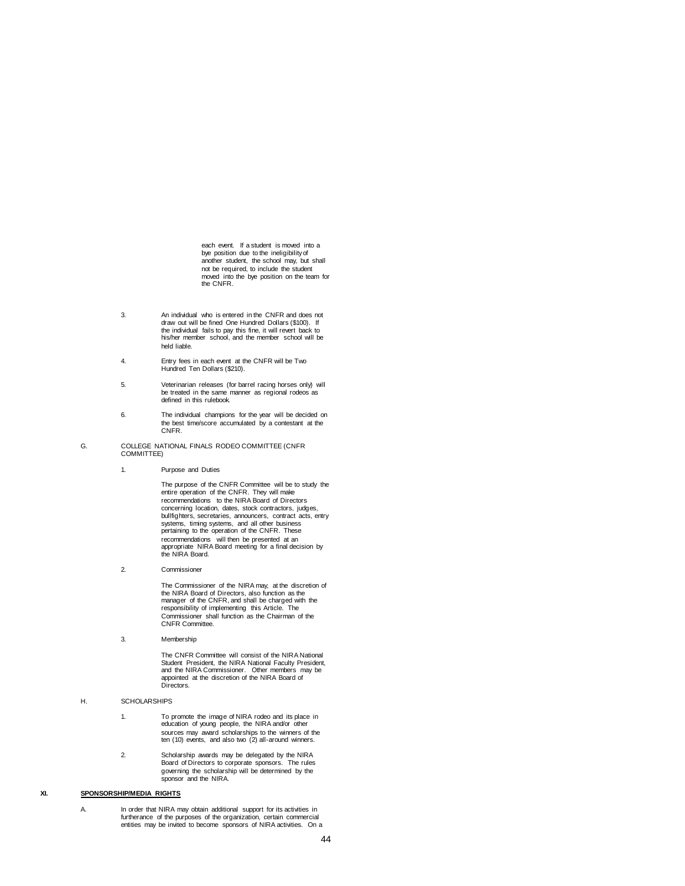each event. If a student is moved into a bye position due to the ineligibility of another student, the school may, but shall not be required, to include the student moved into the bye position on the team for the CNFR.

3. An individual who is entered in the CNFR and does not draw out will be fined One Hundred Dollars ($100). If the individual fails to pay this fine, it will revert back to his/her member school, and the member school will be held liable.

4. Entry fees in each event at the CNFR will be Two Hundred Ten Dollars ($210).

5. Veterinarian releases (for barrel racing horses only) will be treated in the same manner as regional rodeos as defined in this rulebook.

6. The individual champions for the year will be decided on the best time/score accumulated by a contestant at the CNFR.

G. COLLEGE NATIONAL FINALS RODEO COMMITTEE (CNFR COMMITTEE)

1. Purpose and Duties

The purpose of the CNFR Committee will be to study the entire operation of the CNFR. They will make recommendations to the NIRA Board of Directors concerning location, dates, stock contractors, judges, bullfighters, secretaries, announcers, contract acts, entry systems, timing systems, and all other business pertaining to the operation of the CNFR. These recommendations will then be presented at an appropriate NIRA Board meeting for a final decision by the NIRA Board.

2. Commissioner

The Commissioner of the NIRA may, at the discretion of the NIRA Board of Directors, also function as the manager of the CNFR, and shall be charged with the responsibility of implementing this Article. The Commissioner shall function as the Chairman of the CNFR Committee.

3. Membership

The CNFR Committee will consist of the NIRA National Student President, the NIRA National Faculty President, and the NIRA Commissioner. Other members may be appointed at the discretion of the NIRA Board of Directors.

H. SCHOLARSHIPS

1. To promote the image of NIRA rodeo and its place in education of young people, the NIRA and/or other sources may award scholarships to the winners of the ten (10) events, and also two (2) all-around winners.

2. Scholarship awards may be delegated by the NIRA Board of Directors to corporate sponsors. The rules governing the scholarship will be determined by the sponsor and the NIRA.

## XI. SPONSORSHIP/MEDIA RIGHTS

A. In order that NIRA may obtain additional support for its activities in furtherance of the purposes of the organization, certain commercial entities may be invited to become sponsors of NIRA activities. On a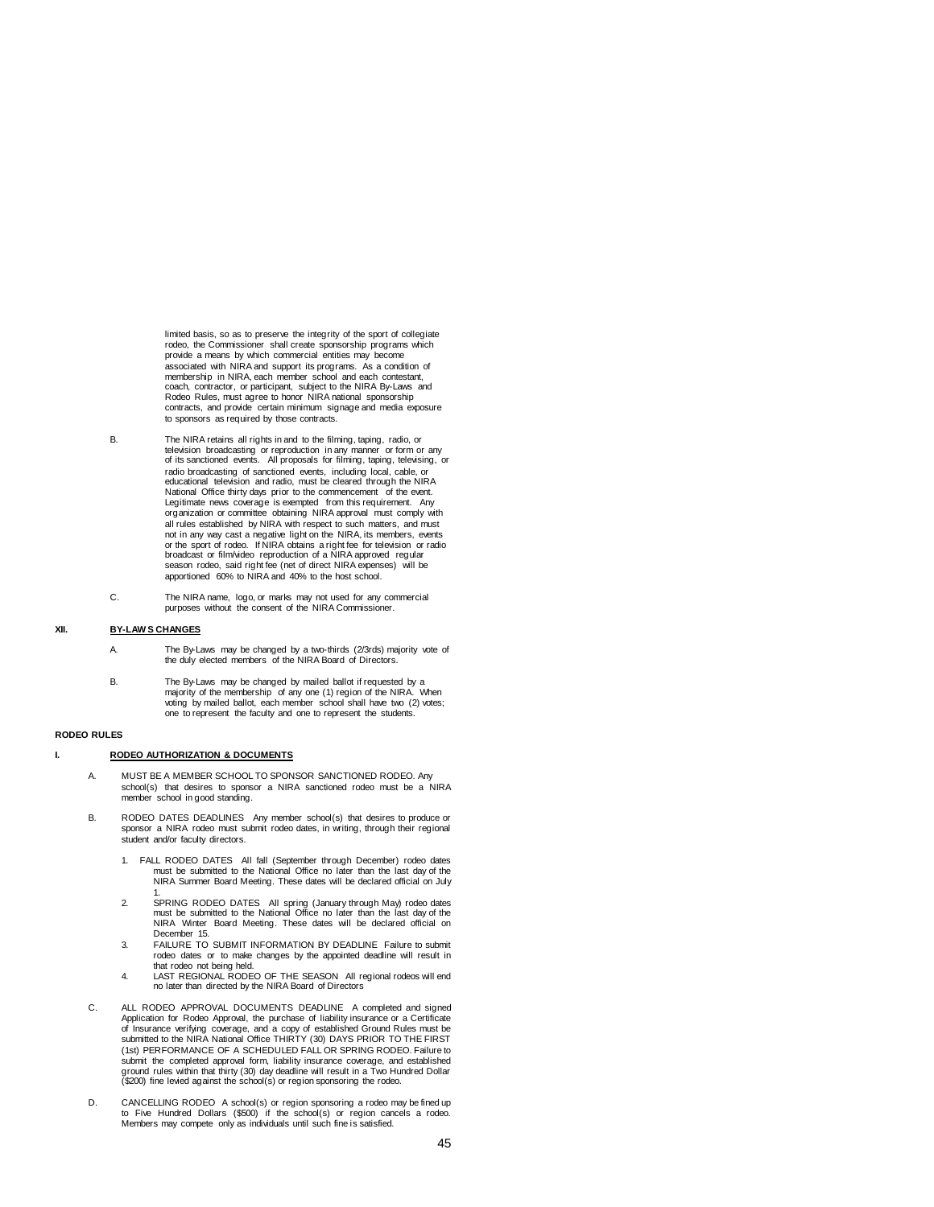limited basis, so as to preserve the integrity of the sport of collegiate rodeo, the Commissioner shall create sponsorship programs which provide a means by which commercial entities may become associated with NIRA and support its programs. As a condition of membership in NIRA, each member school and each contestant, coach, contractor, or participant, subject to the NIRA By-Laws and Rodeo Rules, must agree to honor NIRA national sponsorship contracts, and provide certain minimum signage and media exposure to sponsors as required by those contracts.

B. The NIRA retains all rights in and to the filming, taping, radio, or television broadcasting or reproduction in any manner or form or any of its sanctioned events. All proposals for filming, taping, televising, or radio broadcasting of sanctioned events, including local, cable, or educational television and radio, must be cleared through the NIRA National Office thirty days prior to the commencement of the event. Legitimate news coverage is exempted from this requirement. Any organization or committee obtaining NIRA approval must comply with all rules established by NIRA with respect to such matters, and must not in any way cast a negative light on the NIRA, its members, events or the sport of rodeo. If NIRA obtains a right fee for television or radio broadcast or film/video reproduction of a NIRA approved regular season rodeo, said right fee (net of direct NIRA expenses) will be apportioned 60% to NIRA and 40% to the host school.

C. The NIRA name, logo, or marks may not used for any commercial purposes without the consent of the NIRA Commissioner.

## XII. BY-LAWS CHANGES

A. The By-Laws may be changed by a two-thirds (2/3rds) majority vote of the duly elected members of the NIRA Board of Directors.

B. The By-Laws may be changed by mailed ballot if requested by a majority of the membership of any one (1) region of the NIRA. When voting by mailed ballot, each member school shall have two (2) votes; one to represent the faculty and one to represent the students.

# RODEO RULES

## I. RODEO AUTHORIZATION & DOCUMENTS

A. MUST BE A MEMBER SCHOOL TO SPONSOR SANCTIONED RODEO. Any school(s) that desires to sponsor a NIRA sanctioned rodeo must be a NIRA member school in good standing.

B. RODEO DATES DEADLINES Any member school(s) that desires to produce or sponsor a NIRA rodeo must submit rodeo dates, in writing, through their regional student and/or faculty directors.

1. FALL RODEO DATES All fall (September through December) rodeo dates must be submitted to the National Office no later than the last day of the NIRA Summer Board Meeting. These dates will be declared official on July 1.
2. SPRING RODEO DATES All spring (January through May) rodeo dates must be submitted to the National Office no later than the last day of the NIRA Winter Board Meeting. These dates will be declared official on December 15.
3. FAILURE TO SUBMIT INFORMATION BY DEADLINE Failure to submit rodeo dates or to make changes by the appointed deadline will result in that rodeo not being held.
4. LAST REGIONAL RODEO OF THE SEASON All regional rodeos will end no later than directed by the NIRA Board of Directors

C. ALL RODEO APPROVAL DOCUMENTS DEADLINE A completed and signed Application for Rodeo Approval, the purchase of liability insurance or a Certificate of Insurance verifying coverage, and a copy of established Ground Rules must be submitted to the NIRA National Office THIRTY (30) DAYS PRIOR TO THE FIRST (1st) PERFORMANCE OF A SCHEDULED FALL OR SPRING RODEO. Failure to submit the completed approval form, liability insurance coverage, and established ground rules within that thirty (30) day deadline will result in a Two Hundred Dollar ($200) fine levied against the school(s) or region sponsoring the rodeo.

D. CANCELLING RODEO A school(s) or region sponsoring a rodeo may be fined up to Five Hundred Dollars ($500) if the school(s) or region cancels a rodeo. Members may compete only as individuals until such fine is satisfied.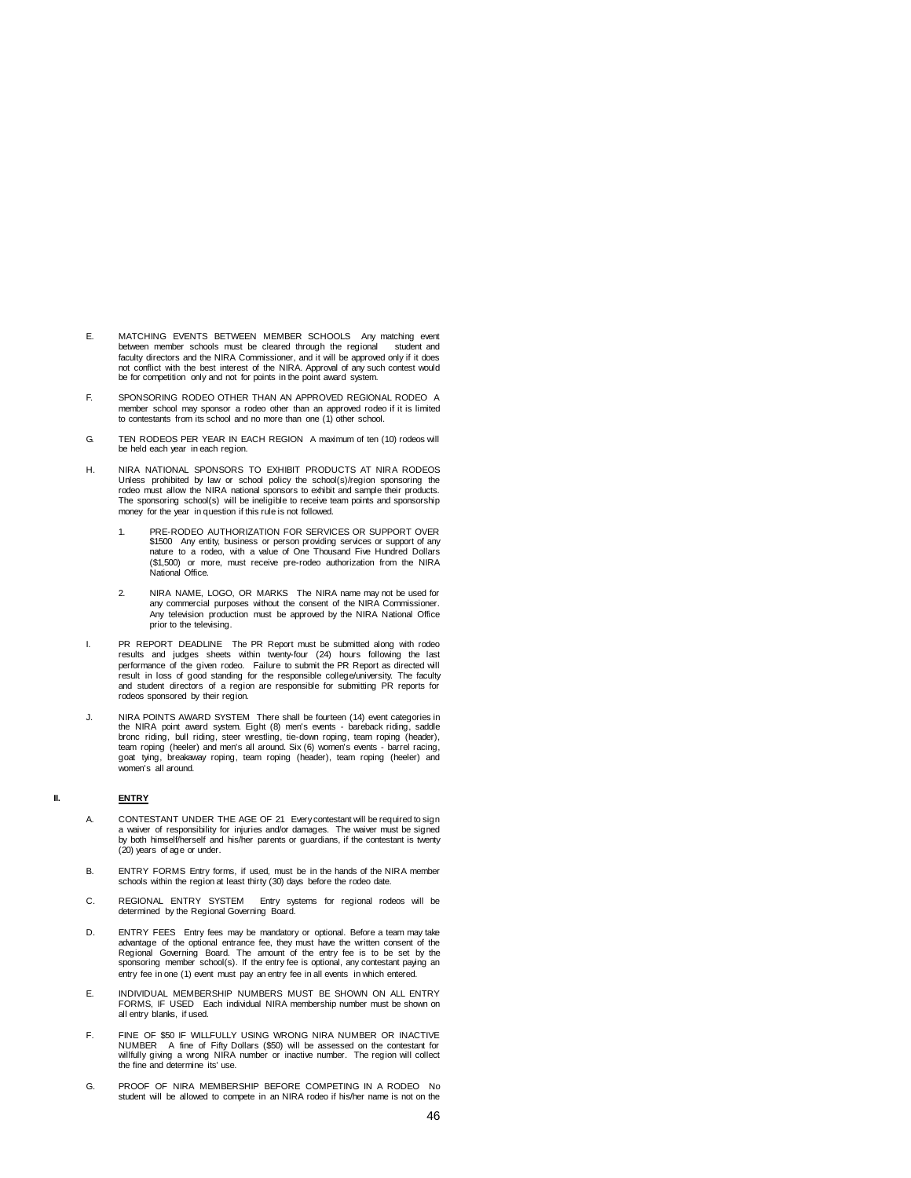E. MATCHING EVENTS BETWEEN MEMBER SCHOOLS Any matching event between member schools must be cleared through the regional student and faculty directors and the NIRA Commissioner, and it will be approved only if it does not conflict with the best interest of the NIRA. Approval of any such contest would be for competition only and not for points in the point award system.

F. SPONSORING RODEO OTHER THAN AN APPROVED REGIONAL RODEO A member school may sponsor a rodeo other than an approved rodeo if it is limited to contestants from its school and no more than one (1) other school.

G. TEN RODEOS PER YEAR IN EACH REGION A maximum of ten (10) rodeos will be held each year in each region.

H. NIRA NATIONAL SPONSORS TO EXHIBIT PRODUCTS AT NIRA RODEOS Unless prohibited by law or school policy the school(s)/region sponsoring the rodeo must allow the NIRA national sponsors to exhibit and sample their products. The sponsoring school(s) will be ineligible to receive team points and sponsorship money for the year in question if this rule is not followed.

   1. PRE-RODEO AUTHORIZATION FOR SERVICES OR SUPPORT OVER $1500 Any entity, business or person providing services or support of any nature to a rodeo, with a value of One Thousand Five Hundred Dollars ($1,500) or more, must receive pre-rodeo authorization from the NIRA National Office.

   2. NIRA NAME, LOGO, OR MARKS The NIRA name may not be used for any commercial purposes without the consent of the NIRA Commissioner. Any television production must be approved by the NIRA National Office prior to the televising.

I. PR REPORT DEADLINE The PR Report must be submitted along with rodeo results and judges sheets within twenty-four (24) hours following the last performance of the given rodeo. Failure to submit the PR Report as directed will result in loss of good standing for the responsible college/university. The faculty and student directors of a region are responsible for submitting PR reports for rodeos sponsored by their region.

J. NIRA POINTS AWARD SYSTEM There shall be fourteen (14) event categories in the NIRA point award system. Eight (8) men's events - bareback riding, saddle bronc riding, bull riding, steer wrestling, tie-down roping, team roping (header), team roping (heeler) and men's all around. Six (6) women's events - barrel racing, goat tying, breakaway roping, team roping (header), team roping (heeler) and women's all around.

## II. ENTRY

A. CONTESTANT UNDER THE AGE OF 21 Every contestant will be required to sign a waiver of responsibility for injuries and/or damages. The waiver must be signed by both himself/herself and his/her parents or guardians, if the contestant is twenty (20) years of age or under.

B. ENTRY FORMS Entry forms, if used, must be in the hands of the NIRA member schools within the region at least thirty (30) days before the rodeo date.

C. REGIONAL ENTRY SYSTEM Entry systems for regional rodeos will be determined by the Regional Governing Board.

D. ENTRY FEES Entry fees may be mandatory or optional. Before a team may take advantage of the optional entrance fee, they must have the written consent of the Regional Governing Board. The amount of the entry fee is to be set by the sponsoring member school(s). If the entry fee is optional, any contestant paying an entry fee in one (1) event must pay an entry fee in all events in which entered.

E. INDIVIDUAL MEMBERSHIP NUMBERS MUST BE SHOWN ON ALL ENTRY FORMS, IF USED Each individual NIRA membership number must be shown on all entry blanks, if used.

F. FINE OF $50 IF WILLFULLY USING WRONG NIRA NUMBER OR INACTIVE NUMBER A fine of Fifty Dollars ($50) will be assessed on the contestant for willfully giving a wrong NIRA number or inactive number. The region will collect the fine and determine its' use.

G. PROOF OF NIRA MEMBERSHIP BEFORE COMPETING IN A RODEO No student will be allowed to compete in an NIRA rodeo if his/her name is not on the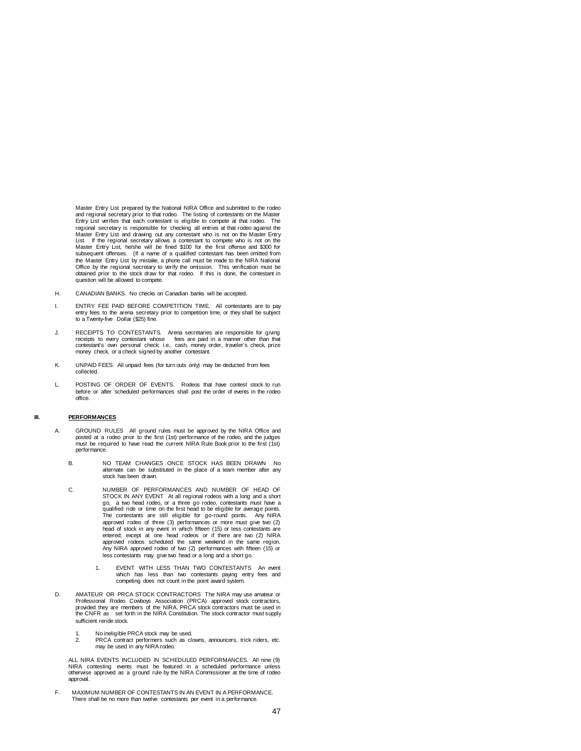Master Entry List prepared by the National NIRA Office and submitted to the rodeo and regional secretary prior to that rodeo. The listing of contestants on the Master Entry List verifies that each contestant is eligible to compete at that rodeo. The regional secretary is responsible for checking all entries at that rodeo against the Master Entry List and drawing out any contestant who is not on the Master Entry List. If the regional secretary allows a contestant to compete who is not on the Master Entry List, he/she will be fined $100 for the first offense and $300 for subsequent offenses. (If a name of a qualified contestant has been omitted from the Master Entry List by mistake, a phone call must be made to the NIRA National Office by the regional secretary to verify the omission. This verification must be obtained prior to the stock draw for that rodeo. If this is done, the contestant in question will be allowed to compete.

H. CANADIAN BANKS. No checks on Canadian banks will be accepted.

I. ENTRY FEE PAID BEFORE COMPETITION TIME. All contestants are to pay entry fees to the arena secretary prior to competition time, or they shall be subject to a Twenty-five Dollar ($25) fine.

J. RECEIPTS TO CONTESTANTS. Arena secretaries are responsible for giving receipts to every contestant whose fees are paid in a manner other than that contestant's own personal check; i.e., cash, money order, traveler's check, prize money check, or a check signed by another contestant.

K. UNPAID FEES. All unpaid fees (for turn outs only) may be deducted from fees collected.

L. POSTING OF ORDER OF EVENTS. Rodeos that have contest stock to run before or after scheduled performances shall post the order of events in the rodeo office.

## III. PERFORMANCES

A. GROUND RULES All ground rules must be approved by the NIRA Office and posted at a rodeo prior to the first (1st) performance of the rodeo, and the judges must be required to have read the current NIRA Rule Book prior to the first (1st) performance.

B. NO TEAM CHANGES ONCE STOCK HAS BEEN DRAWN No alternate can be substituted in the place of a team member after any stock has been drawn.

C. NUMBER OF PERFORMANCES AND NUMBER OF HEAD OF STOCK IN ANY EVENT At all regional rodeos with a long and a short go, a two head rodeo, or a three go rodeo, contestants must have a qualified ride or time on the first head to be eligible for average points. The contestants are still eligible for go-round points. Any NIRA approved rodeo of three (3) performances or more must give two (2) head of stock in any event in which fifteen (15) or less contestants are entered; except at one head rodeos or if there are two (2) NIRA approved rodeos scheduled the same weekend in the same region. Any NIRA approved rodeo of two (2) performances with fifteen (15) or less contestants may give two head or a long and a short go.

1. EVENT WITH LESS THAN TWO CONTESTANTS An event which has less than two contestants paying entry fees and competing does not count in the point award system.

D. AMATEUR OR PRCA STOCK CONTRACTORS The NIRA may use amateur or Professional Rodeo Cowboys Association (PRCA) approved stock contractors, provided they are members of the NIRA. PRCA stock contractors must be used in the CNFR as set forth in the NIRA Constitution. The stock contractor must supply sufficient reride stock.

1. No ineligible PRCA stock may be used.
2. PRCA contract performers such as clowns, announcers, trick riders, etc. may be used in any NIRA rodeo.

ALL NIRA EVENTS INCLUDED IN SCHEDULED PERFORMANCES. All nine (9) NIRA contesting events must be featured in a scheduled performance unless otherwise approved as a ground rule by the NIRA Commissioner at the time of rodeo approval.

F. MAXIMUM NUMBER OF CONTESTANTS IN AN EVENT IN A PERFORMANCE. There shall be no more than twelve contestants per event in a performance.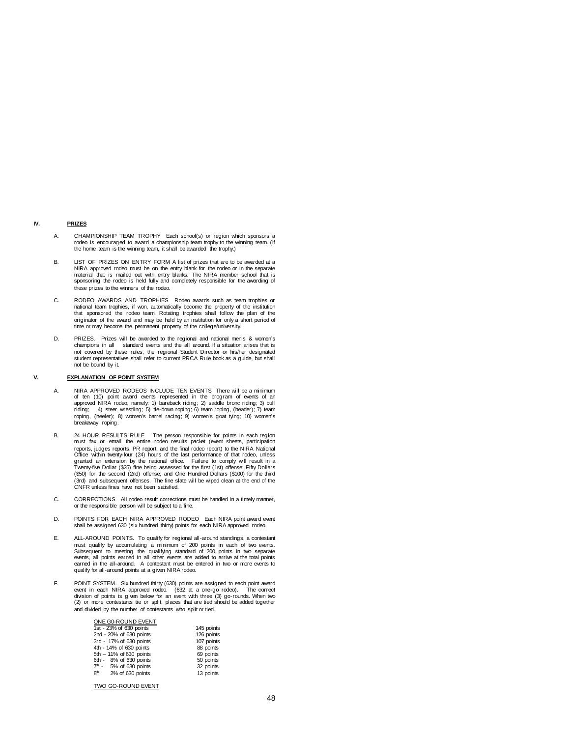## IV. PRIZES

A. CHAMPIONSHIP TEAM TROPHY Each school(s) or region which sponsors a rodeo is encouraged to award a championship team trophy to the winning team. (If the home team is the winning team, it shall be awarded the trophy.)

B. LIST OF PRIZES ON ENTRY FORM A list of prizes that are to be awarded at a NIRA approved rodeo must be on the entry blank for the rodeo or in the separate material that is mailed out with entry blanks. The NIRA member school that is sponsoring the rodeo is held fully and completely responsible for the awarding of these prizes to the winners of the rodeo.

C. RODEO AWARDS AND TROPHIES Rodeo awards such as team trophies or national team trophies, if won, automatically become the property of the institution that sponsored the rodeo team. Rotating trophies shall follow the plan of the originator of the award and may be held by an institution for only a short period of time or may become the permanent property of the college/university.

D. PRIZES. Prizes will be awarded to the regional and national men's & women's champions in all standard events and the all around. If a situation arises that is not covered by these rules, the regional Student Director or his/her designated student representatives shall refer to current PRCA Rule book as a guide, but shall not be bound by it.

## V. EXPLANATION OF POINT SYSTEM

A. NIRA APPROVED RODEOS INCLUDE TEN EVENTS There will be a minimum of ten (10) point award events represented in the program of events of an approved NIRA rodeo, namely: 1) bareback riding; 2) saddle bronc riding; 3) bull riding; 4) steer wrestling; 5) tie-down roping; 6) team roping, (header); 7) team roping, (heeler); 8) women's barrel racing; 9) women's goat tying; 10) women's breakaway roping.

B. 24 HOUR RESULTS RULE The person responsible for points in each region must fax or email the entire rodeo results packet (event sheets, participation reports, judges reports, PR report, and the final rodeo report) to the NIRA National Office within twenty-four (24) hours of the last performance of that rodeo, unless granted an extension by the national office. Failure to comply will result in a Twenty-five Dollar ($25) fine being assessed for the first (1st) offense; Fifty Dollars ($50) for the second (2nd) offense; and One Hundred Dollars ($100) for the third (3rd) and subsequent offenses. The fine slate will be wiped clean at the end of the CNFR unless fines have not been satisfied.

C. CORRECTIONS All rodeo result corrections must be handled in a timely manner, or the responsible person will be subject to a fine.

D. POINTS FOR EACH NIRA APPROVED RODEO Each NIRA point award event shall be assigned 630 (six hundred thirty) points for each NIRA approved rodeo.

E. ALL-AROUND POINTS. To qualify for regional all-around standings, a contestant must qualify by accumulating a minimum of 200 points in each of two events. Subsequent to meeting the qualifying standard of 200 points in two separate events, all points earned in all other events are added to arrive at the total points earned in the all-around. A contestant must be entered in two or more events to qualify for all-around points at a given NIRA rodeo.

F. POINT SYSTEM. Six hundred thirty (630) points are assigned to each point award event in each NIRA approved rodeo. (632 at a one-go rodeo). The correct division of points is given below for an event with three (3) go-rounds. When two (2) or more contestants tie or split, places that are tied should be added together and divided by the number of contestants who split or tied.

| ONE G0-ROUND EVENT | |
|---|---|
| 1st - 23% of 630 points | 145 points |
| 2nd - 20% of 630 points | 126 points |
| 3rd - 17% of 630 points | 107 points |
| 4th - 14% of 630 points | 88 points |
| 5th – 11% of 630 points | 69 points |
| 6th - 8% of 630 points | 50 points |
| 7th - 5% of 630 points | 32 points |
| 8th 2% of 630 points | 13 points |

TWO GO-ROUND EVENT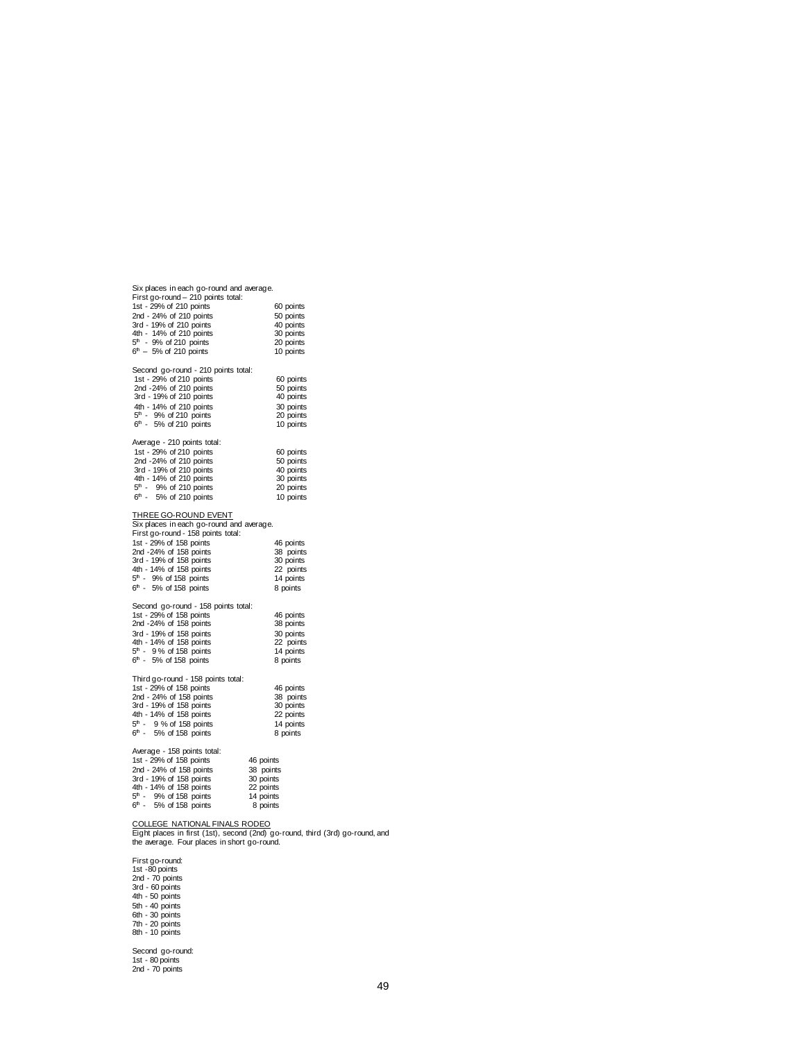Six places in each go-round and average.

First go-round – 210 points total:

| | |
|---|---|
| 1st - 29% of 210 points | 60 points |
| 2nd - 24% of 210 points | 50 points |
| 3rd - 19% of 210 points | 40 points |
| 4th - 14% of 210 points | 30 points |
| 5th - 9% of 210 points | 20 points |
| 6th – 5% of 210 points | 10 points |

Second go-round - 210 points total:

| | |
|---|---|
| 1st - 29% of 210 points | 60 points |
| 2nd -24% of 210 points | 50 points |
| 3rd - 19% of 210 points | 40 points |
| 4th - 14% of 210 points | 30 points |
| 5th - 9% of 210 points | 20 points |
| 6th - 5% of 210 points | 10 points |

Average - 210 points total:

| | |
|---|---|
| 1st - 29% of 210 points | 60 points |
| 2nd -24% of 210 points | 50 points |
| 3rd - 19% of 210 points | 40 points |
| 4th - 14% of 210 points | 30 points |
| 5th - 9% of 210 points | 20 points |
| 6th - 5% of 210 points | 10 points |

<u>THREE GO-ROUND EVENT</u>

Six places in each go-round and average.

First go-round - 158 points total:

| | |
|---|---|
| 1st - 29% of 158 points | 46 points |
| 2nd -24% of 158 points | 38 points |
| 3rd - 19% of 158 points | 30 points |
| 4th - 14% of 158 points | 22 points |
| 5th - 9% of 158 points | 14 points |
| 6th - 5% of 158 points | 8 points |

Second go-round - 158 points total:

| | |
|---|---|
| 1st - 29% of 158 points | 46 points |
| 2nd -24% of 158 points | 38 points |
| 3rd - 19% of 158 points | 30 points |
| 4th - 14% of 158 points | 22 points |
| 5th - 9 % of 158 points | 14 points |
| 6th - 5% of 158 points | 8 points |

Third go-round - 158 points total:

| | |
|---|---|
| 1st - 29% of 158 points | 46 points |
| 2nd - 24% of 158 points | 38 points |
| 3rd - 19% of 158 points | 30 points |
| 4th - 14% of 158 points | 22 points |
| 5th - 9 % of 158 points | 14 points |
| 6th - 5% of 158 points | 8 points |

Average - 158 points total:

| | |
|---|---|
| 1st - 29% of 158 points | 46 points |
| 2nd - 24% of 158 points | 38 points |
| 3rd - 19% of 158 points | 30 points |
| 4th - 14% of 158 points | 22 points |
| 5th - 9% of 158 points | 14 points |
| 6th - 5% of 158 points | 8 points |

<u>COLLEGE NATIONAL FINALS RODEO</u>

Eight places in first (1st), second (2nd) go-round, third (3rd) go-round, and the average. Four places in short go-round.

First go-round:
1st -80 points
2nd - 70 points
3rd - 60 points
4th - 50 points
5th - 40 points
6th - 30 points
7th - 20 points
8th - 10 points

Second go-round:
1st - 80 points
2nd - 70 points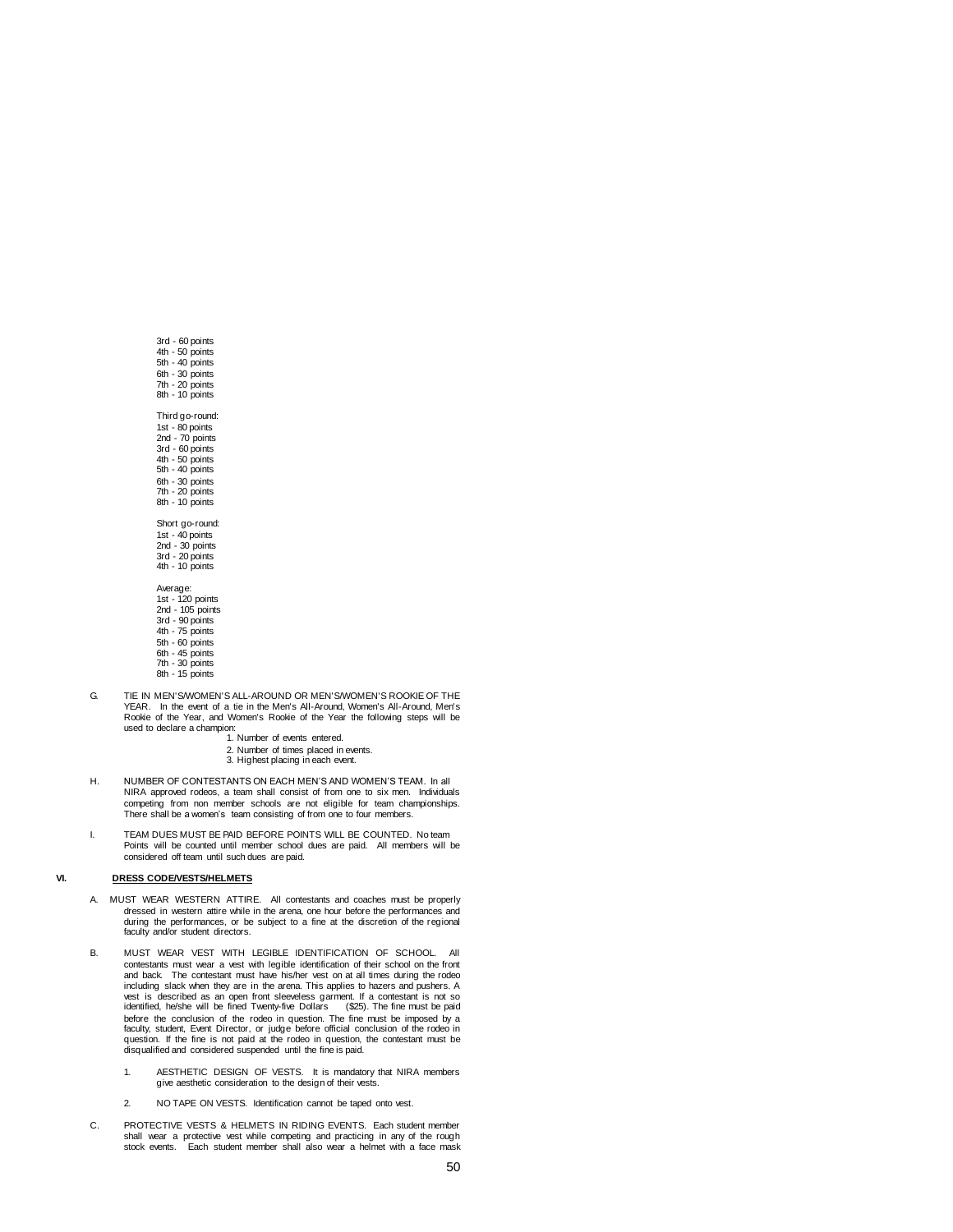3rd - 60 points
4th - 50 points
5th - 40 points
6th - 30 points
7th - 20 points
8th - 10 points

Third go-round:
1st - 80 points
2nd - 70 points
3rd - 60 points
4th - 50 points
5th - 40 points
6th - 30 points
7th - 20 points
8th - 10 points

Short go-round:
1st - 40 points
2nd - 30 points
3rd - 20 points
4th - 10 points

Average:
1st - 120 points
2nd - 105 points
3rd - 90 points
4th - 75 points
5th - 60 points
6th - 45 points
7th - 30 points
8th - 15 points

G. TIE IN MEN'S/WOMEN'S ALL-AROUND OR MEN'S/WOMEN'S ROOKIE OF THE YEAR. In the event of a tie in the Men's All-Around, Women's All-Around, Men's Rookie of the Year, and Women's Rookie of the Year the following steps will be used to declare a champion:

1. Number of events entered.
2. Number of times placed in events.
3. Highest placing in each event.

H. NUMBER OF CONTESTANTS ON EACH MEN'S AND WOMEN'S TEAM. In all NIRA approved rodeos, a team shall consist of from one to six men. Individuals competing from non member schools are not eligible for team championships. There shall be a women's team consisting of from one to four members.

I. TEAM DUES MUST BE PAID BEFORE POINTS WILL BE COUNTED. No team Points will be counted until member school dues are paid. All members will be considered off team until such dues are paid.

## VI. DRESS CODE/VESTS/HELMETS

A. MUST WEAR WESTERN ATTIRE. All contestants and coaches must be properly dressed in western attire while in the arena, one hour before the performances and during the performances, or be subject to a fine at the discretion of the regional faculty and/or student directors.

B. MUST WEAR VEST WITH LEGIBLE IDENTIFICATION OF SCHOOL. All contestants must wear a vest with legible identification of their school on the front and back. The contestant must have his/her vest on at all times during the rodeo including slack when they are in the arena. This applies to hazers and pushers. A vest is described as an open front sleeveless garment. If a contestant is not so identified, he/she will be fined Twenty-five Dollars ($25). The fine must be paid before the conclusion of the rodeo in question. The fine must be imposed by a faculty, student, Event Director, or judge before official conclusion of the rodeo in question. If the fine is not paid at the rodeo in question, the contestant must be disqualified and considered suspended until the fine is paid.

1. AESTHETIC DESIGN OF VESTS. It is mandatory that NIRA members give aesthetic consideration to the design of their vests.

2. NO TAPE ON VESTS. Identification cannot be taped onto vest.

C. PROTECTIVE VESTS & HELMETS IN RIDING EVENTS. Each student member shall wear a protective vest while competing and practicing in any of the rough stock events. Each student member shall also wear a helmet with a face mask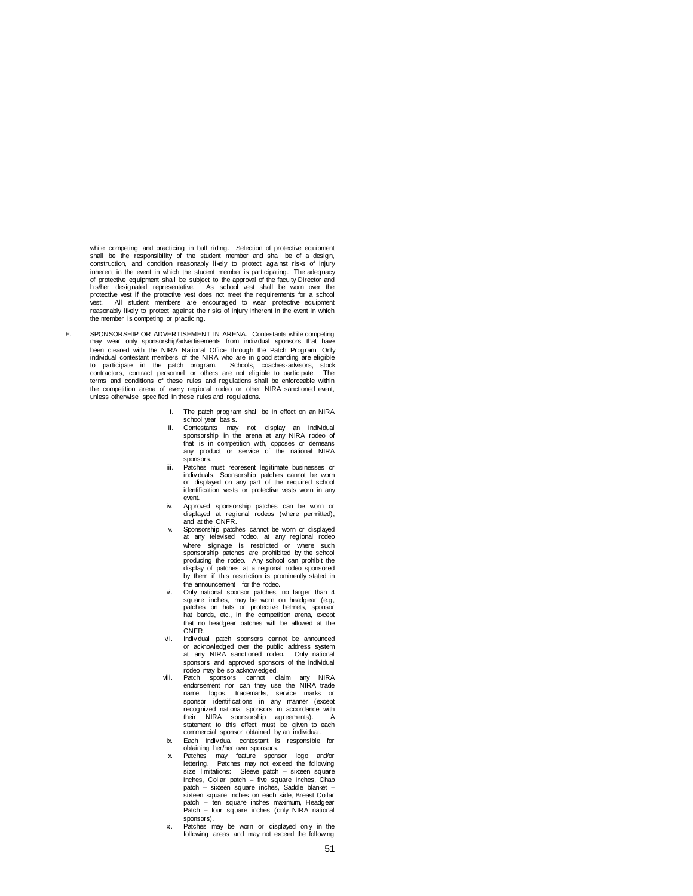while competing and practicing in bull riding. Selection of protective equipment shall be the responsibility of the student member and shall be of a design, construction, and condition reasonably likely to protect against risks of injury inherent in the event in which the student member is participating. The adequacy of protective equipment shall be subject to the approval of the faculty Director and his/her designated representative. As school vest shall be worn over the protective vest if the protective vest does not meet the requirements for a school vest. All student members are encouraged to wear protective equipment reasonably likely to protect against the risks of injury inherent in the event in which the member is competing or practicing.

E. SPONSORSHIP OR ADVERTISEMENT IN ARENA. Contestants while competing may wear only sponsorship/advertisements from individual sponsors that have been cleared with the NIRA National Office through the Patch Program. Only individual contestant members of the NIRA who are in good standing are eligible to participate in the patch program. Schools, coaches-advisors, stock contractors, contract personnel or others are not eligible to participate. The terms and conditions of these rules and regulations shall be enforceable within the competition arena of every regional rodeo or other NIRA sanctioned event, unless otherwise specified in these rules and regulations.

i. The patch program shall be in effect on an NIRA school year basis.

ii. Contestants may not display an individual sponsorship in the arena at any NIRA rodeo of that is in competition with, opposes or demeans any product or service of the national NIRA sponsors.

iii. Patches must represent legitimate businesses or individuals. Sponsorship patches cannot be worn or displayed on any part of the required school identification vests or protective vests worn in any event.

iv. Approved sponsorship patches can be worn or displayed at regional rodeos (where permitted), and at the CNFR.

v. Sponsorship patches cannot be worn or displayed at any televised rodeo, at any regional rodeo where signage is restricted or where such sponsorship patches are prohibited by the school producing the rodeo. Any school can prohibit the display of patches at a regional rodeo sponsored by them if this restriction is prominently stated in the announcement for the rodeo.

vi. Only national sponsor patches, no larger than 4 square inches, may be worn on headgear (e.g, patches on hats or protective helmets, sponsor hat bands, etc., in the competition arena, except that no headgear patches will be allowed at the CNFR.

vii. Individual patch sponsors cannot be announced or acknowledged over the public address system at any NIRA sanctioned rodeo. Only national sponsors and approved sponsors of the individual rodeo may be so acknowledged.

viii. Patch sponsors cannot claim any NIRA endorsement nor can they use the NIRA trade name, logos, trademarks, service marks or sponsor identifications in any manner (except recognized national sponsors in accordance with their NIRA sponsorship agreements). A statement to this effect must be given to each commercial sponsor obtained by an individual.

ix. Each individual contestant is responsible for obtaining her/her own sponsors.

x. Patches may feature sponsor logo and/or lettering. Patches may not exceed the following size limitations: Sleeve patch – sixteen square inches, Collar patch – five square inches, Chap patch – sixteen square inches, Saddle blanket – sixteen square inches on each side, Breast Collar patch – ten square inches maximum, Headgear Patch – four square inches (only NIRA national sponsors).

xi. Patches may be worn or displayed only in the following areas and may not exceed the following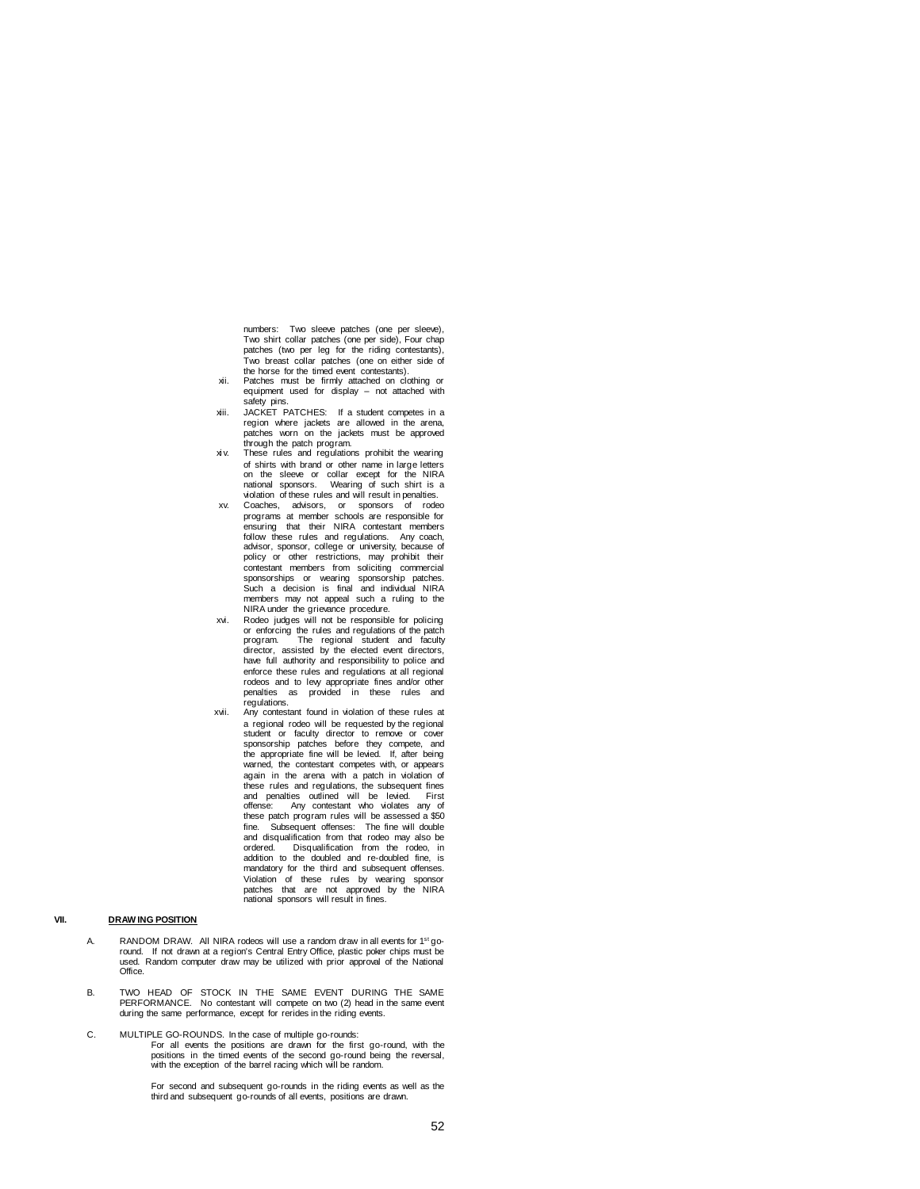numbers: Two sleeve patches (one per sleeve), Two shirt collar patches (one per side), Four chap patches (two per leg for the riding contestants), Two breast collar patches (one on either side of the horse for the timed event contestants).

xii. Patches must be firmly attached on clothing or equipment used for display – not attached with safety pins.

xiii. JACKET PATCHES: If a student competes in a region where jackets are allowed in the arena, patches worn on the jackets must be approved through the patch program.

xiv. These rules and regulations prohibit the wearing of shirts with brand or other name in large letters on the sleeve or collar except for the NIRA national sponsors. Wearing of such shirt is a violation of these rules and will result in penalties.

xv. Coaches, advisors, or sponsors of rodeo programs at member schools are responsible for ensuring that their NIRA contestant members follow these rules and regulations. Any coach, advisor, sponsor, college or university, because of policy or other restrictions, may prohibit their contestant members from soliciting commercial sponsorships or wearing sponsorship patches. Such a decision is final and individual NIRA members may not appeal such a ruling to the NIRA under the grievance procedure.

xvi. Rodeo judges will not be responsible for policing or enforcing the rules and regulations of the patch program. The regional student and faculty director, assisted by the elected event directors, have full authority and responsibility to police and enforce these rules and regulations at all regional rodeos and to levy appropriate fines and/or other penalties as provided in these rules and regulations.

xvii. Any contestant found in violation of these rules at a regional rodeo will be requested by the regional student or faculty director to remove or cover sponsorship patches before they compete, and the appropriate fine will be levied. If, after being warned, the contestant competes with, or appears again in the arena with a patch in violation of these rules and regulations, the subsequent fines and penalties outlined will be levied. First offense: Any contestant who violates any of these patch program rules will be assessed a $50 fine. Subsequent offenses: The fine will double and disqualification from that rodeo may also be ordered. Disqualification from the rodeo, in addition to the doubled and re-doubled fine, is mandatory for the third and subsequent offenses. Violation of these rules by wearing sponsor patches that are not approved by the NIRA national sponsors will result in fines.

## VII. DRAWING POSITION

A. RANDOM DRAW. All NIRA rodeos will use a random draw in all events for 1st go-round. If not drawn at a region's Central Entry Office, plastic poker chips must be used. Random computer draw may be utilized with prior approval of the National Office.

B. TWO HEAD OF STOCK IN THE SAME EVENT DURING THE SAME PERFORMANCE. No contestant will compete on two (2) head in the same event during the same performance, except for rerides in the riding events.

C. MULTIPLE GO-ROUNDS. In the case of multiple go-rounds:

For all events the positions are drawn for the first go-round, with the positions in the timed events of the second go-round being the reversal, with the exception of the barrel racing which will be random.

For second and subsequent go-rounds in the riding events as well as the third and subsequent go-rounds of all events, positions are drawn.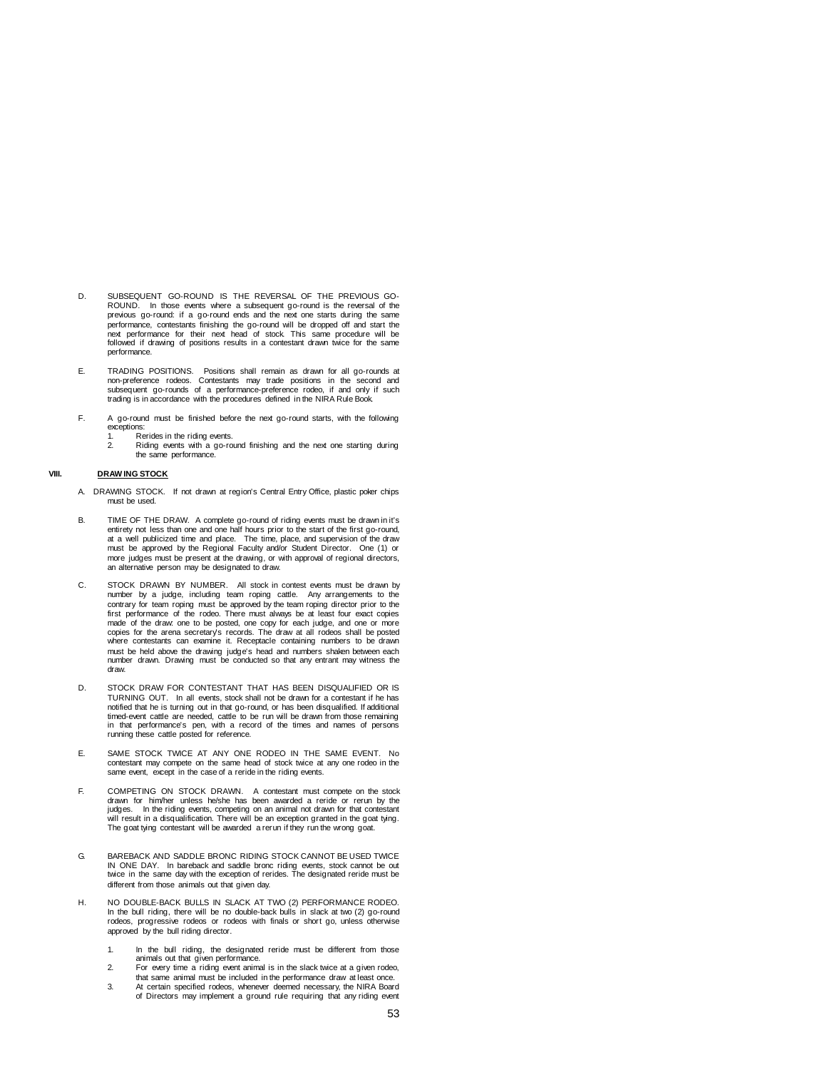D. SUBSEQUENT GO-ROUND IS THE REVERSAL OF THE PREVIOUS GO-ROUND. In those events where a subsequent go-round is the reversal of the previous go-round: if a go-round ends and the next one starts during the same performance, contestants finishing the go-round will be dropped off and start the next performance for their next head of stock. This same procedure will be followed if drawing of positions results in a contestant drawn twice for the same performance.

E. TRADING POSITIONS. Positions shall remain as drawn for all go-rounds at non-preference rodeos. Contestants may trade positions in the second and subsequent go-rounds of a performance-preference rodeo, if and only if such trading is in accordance with the procedures defined in the NIRA Rule Book.

F. A go-round must be finished before the next go-round starts, with the following exceptions:
   1. Rerides in the riding events.
   2. Riding events with a go-round finishing and the next one starting during the same performance.

## VIII. DRAWING STOCK

A. DRAWING STOCK. If not drawn at region's Central Entry Office, plastic poker chips must be used.

B. TIME OF THE DRAW. A complete go-round of riding events must be drawn in it's entirety not less than one and one half hours prior to the start of the first go-round, at a well publicized time and place. The time, place, and supervision of the draw must be approved by the Regional Faculty and/or Student Director. One (1) or more judges must be present at the drawing, or with approval of regional directors, an alternative person may be designated to draw.

C. STOCK DRAWN BY NUMBER. All stock in contest events must be drawn by number by a judge, including team roping cattle. Any arrangements to the contrary for team roping must be approved by the team roping director prior to the first performance of the rodeo. There must always be at least four exact copies made of the draw: one to be posted, one copy for each judge, and one or more copies for the arena secretary's records. The draw at all rodeos shall be posted where contestants can examine it. Receptacle containing numbers to be drawn must be held above the drawing judge's head and numbers shaken between each number drawn. Drawing must be conducted so that any entrant may witness the draw.

D. STOCK DRAW FOR CONTESTANT THAT HAS BEEN DISQUALIFIED OR IS TURNING OUT. In all events, stock shall not be drawn for a contestant if he has notified that he is turning out in that go-round, or has been disqualified. If additional timed-event cattle are needed, cattle to be run will be drawn from those remaining in that performance's pen, with a record of the times and names of persons running these cattle posted for reference.

E. SAME STOCK TWICE AT ANY ONE RODEO IN THE SAME EVENT. No contestant may compete on the same head of stock twice at any one rodeo in the same event, except in the case of a reride in the riding events.

F. COMPETING ON STOCK DRAWN. A contestant must compete on the stock drawn for him/her unless he/she has been awarded a reride or rerun by the judges. In the riding events, competing on an animal not drawn for that contestant will result in a disqualification. There will be an exception granted in the goat tying. The goat tying contestant will be awarded a rerun if they run the wrong goat.

G. BAREBACK AND SADDLE BRONC RIDING STOCK CANNOT BE USED TWICE IN ONE DAY. In bareback and saddle bronc riding events, stock cannot be out twice in the same day with the exception of rerides. The designated reride must be different from those animals out that given day.

H. NO DOUBLE-BACK BULLS IN SLACK AT TWO (2) PERFORMANCE RODEO. In the bull riding, there will be no double-back bulls in slack at two (2) go-round rodeos, progressive rodeos or rodeos with finals or short go, unless otherwise approved by the bull riding director.

   1. In the bull riding, the designated reride must be different from those animals out that given performance.
   2. For every time a riding event animal is in the slack twice at a given rodeo, that same animal must be included in the performance draw at least once.
   3. At certain specified rodeos, whenever deemed necessary, the NIRA Board of Directors may implement a ground rule requiring that any riding event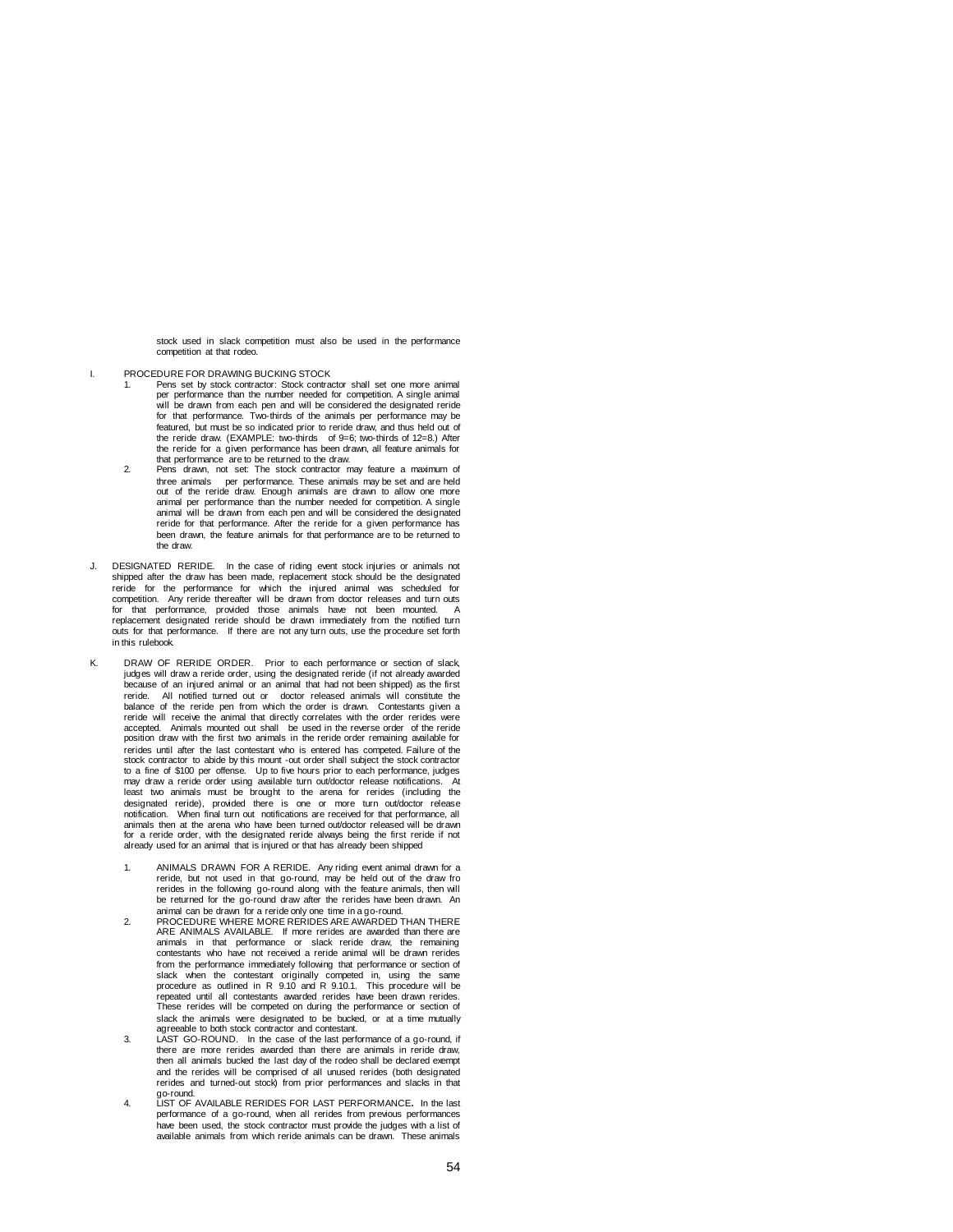stock used in slack competition must also be used in the performance competition at that rodeo.

I. PROCEDURE FOR DRAWING BUCKING STOCK

1. Pens set by stock contractor: Stock contractor shall set one more animal per performance than the number needed for competition. A single animal will be drawn from each pen and will be considered the designated reride for that performance. Two-thirds of the animals per performance may be featured, but must be so indicated prior to reride draw, and thus held out of the reride draw. (EXAMPLE: two-thirds of 9=6; two-thirds of 12=8.) After the reride for a given performance has been drawn, all feature animals for that performance are to be returned to the draw.
2. Pens drawn, not set: The stock contractor may feature a maximum of three animals per performance. These animals may be set and are held out of the reride draw. Enough animals are drawn to allow one more animal per performance than the number needed for competition. A single animal will be drawn from each pen and will be considered the designated reride for that performance. After the reride for a given performance has been drawn, the feature animals for that performance are to be returned to the draw.

J. DESIGNATED RERIDE. In the case of riding event stock injuries or animals not shipped after the draw has been made, replacement stock should be the designated reride for the performance for which the injured animal was scheduled for competition. Any reride thereafter will be drawn from doctor releases and turn outs for that performance, provided those animals have not been mounted. A replacement designated reride should be drawn immediately from the notified turn outs for that performance. If there are not any turn outs, use the procedure set forth in this rulebook.

K. DRAW OF RERIDE ORDER. Prior to each performance or section of slack, judges will draw a reride order, using the designated reride (if not already awarded because of an injured animal or an animal that had not been shipped) as the first reride. All notified turned out or doctor released animals will constitute the balance of the reride pen from which the order is drawn. Contestants given a reride will receive the animal that directly correlates with the order rerides were accepted. Animals mounted out shall be used in the reverse order of the reride position draw with the first two animals in the reride order remaining available for rerides until after the last contestant who is entered has competed. Failure of the stock contractor to abide by this mount -out order shall subject the stock contractor to a fine of $100 per offense. Up to five hours prior to each performance, judges may draw a reride order using available turn out/doctor release notifications. At least two animals must be brought to the arena for rerides (including the designated reride), provided there is one or more turn out/doctor release notification. When final turn out notifications are received for that performance, all animals then at the arena who have been turned out/doctor released will be drawn for a reride order, with the designated reride always being the first reride if not already used for an animal that is injured or that has already been shipped

1. ANIMALS DRAWN FOR A RERIDE. Any riding event animal drawn for a reride, but not used in that go-round, may be held out of the draw fro rerides in the following go-round along with the feature animals, then will be returned for the go-round draw after the rerides have been drawn. An animal can be drawn for a reride only one time in a go-round.
2. PROCEDURE WHERE MORE RERIDES ARE AWARDED THAN THERE ARE ANIMALS AVAILABLE. If more rerides are awarded than there are animals in that performance or slack reride draw, the remaining contestants who have not received a reride animal will be drawn rerides from the performance immediately following that performance or section of slack when the contestant originally competed in, using the same procedure as outlined in R 9.10 and R 9.10.1. This procedure will be repeated until all contestants awarded rerides have been drawn rerides. These rerides will be competed on during the performance or section of slack the animals were designated to be bucked, or at a time mutually agreeable to both stock contractor and contestant.
3. LAST GO-ROUND. In the case of the last performance of a go-round, if there are more rerides awarded than there are animals in reride draw, then all animals bucked the last day of the rodeo shall be declared exempt and the rerides will be comprised of all unused rerides (both designated rerides and turned-out stock) from prior performances and slacks in that go-round.
4. LIST OF AVAILABLE RERIDES FOR LAST PERFORMANCE**.** In the last performance of a go-round, when all rerides from previous performances have been used, the stock contractor must provide the judges with a list of available animals from which reride animals can be drawn. These animals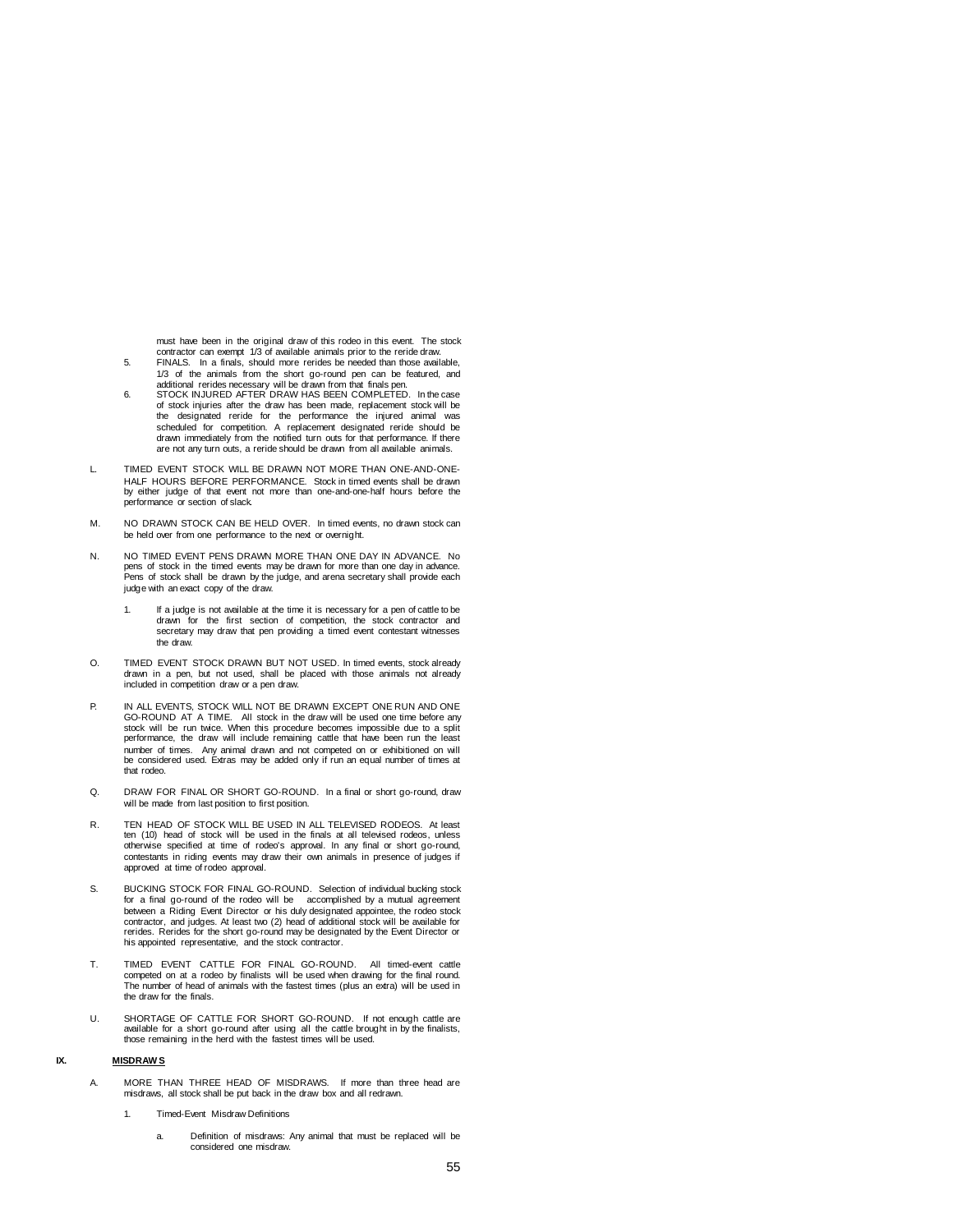must have been in the original draw of this rodeo in this event. The stock contractor can exempt 1/3 of available animals prior to the reride draw.

5. FINALS. In a finals, should more rerides be needed than those available, 1/3 of the animals from the short go-round pen can be featured, and additional rerides necessary will be drawn from that finals pen.
6. STOCK INJURED AFTER DRAW HAS BEEN COMPLETED. In the case of stock injuries after the draw has been made, replacement stock will be the designated reride for the performance the injured animal was scheduled for competition. A replacement designated reride should be drawn immediately from the notified turn outs for that performance. If there are not any turn outs, a reride should be drawn from all available animals.

L. TIMED EVENT STOCK WILL BE DRAWN NOT MORE THAN ONE-AND-ONE-HALF HOURS BEFORE PERFORMANCE. Stock in timed events shall be drawn by either judge of that event not more than one-and-one-half hours before the performance or section of slack.

M. NO DRAWN STOCK CAN BE HELD OVER. In timed events, no drawn stock can be held over from one performance to the next or overnight.

N. NO TIMED EVENT PENS DRAWN MORE THAN ONE DAY IN ADVANCE. No pens of stock in the timed events may be drawn for more than one day in advance. Pens of stock shall be drawn by the judge, and arena secretary shall provide each judge with an exact copy of the draw.

   1. If a judge is not available at the time it is necessary for a pen of cattle to be drawn for the first section of competition, the stock contractor and secretary may draw that pen providing a timed event contestant witnesses the draw.

O. TIMED EVENT STOCK DRAWN BUT NOT USED. In timed events, stock already drawn in a pen, but not used, shall be placed with those animals not already included in competition draw or a pen draw.

P. IN ALL EVENTS, STOCK WILL NOT BE DRAWN EXCEPT ONE RUN AND ONE GO-ROUND AT A TIME. All stock in the draw will be used one time before any stock will be run twice. When this procedure becomes impossible due to a split performance, the draw will include remaining cattle that have been run the least number of times. Any animal drawn and not competed on or exhibitioned on will be considered used. Extras may be added only if run an equal number of times at that rodeo.

Q. DRAW FOR FINAL OR SHORT GO-ROUND. In a final or short go-round, draw will be made from last position to first position.

R. TEN HEAD OF STOCK WILL BE USED IN ALL TELEVISED RODEOS. At least ten (10) head of stock will be used in the finals at all televised rodeos, unless otherwise specified at time of rodeo's approval. In any final or short go-round, contestants in riding events may draw their own animals in presence of judges if approved at time of rodeo approval.

S. BUCKING STOCK FOR FINAL GO-ROUND. Selection of individual bucking stock for a final go-round of the rodeo will be accomplished by a mutual agreement between a Riding Event Director or his duly designated appointee, the rodeo stock contractor, and judges. At least two (2) head of additional stock will be available for rerides. Rerides for the short go-round may be designated by the Event Director or his appointed representative, and the stock contractor.

T. TIMED EVENT CATTLE FOR FINAL GO-ROUND. All timed-event cattle competed on at a rodeo by finalists will be used when drawing for the final round. The number of head of animals with the fastest times (plus an extra) will be used in the draw for the finals.

U. SHORTAGE OF CATTLE FOR SHORT GO-ROUND. If not enough cattle are available for a short go-round after using all the cattle brought in by the finalists, those remaining in the herd with the fastest times will be used.

## IX. MISDRAWS

A. MORE THAN THREE HEAD OF MISDRAWS. If more than three head are misdraws, all stock shall be put back in the draw box and all redrawn.

   1. Timed-Event Misdraw Definitions

      a. Definition of misdraws: Any animal that must be replaced will be considered one misdraw.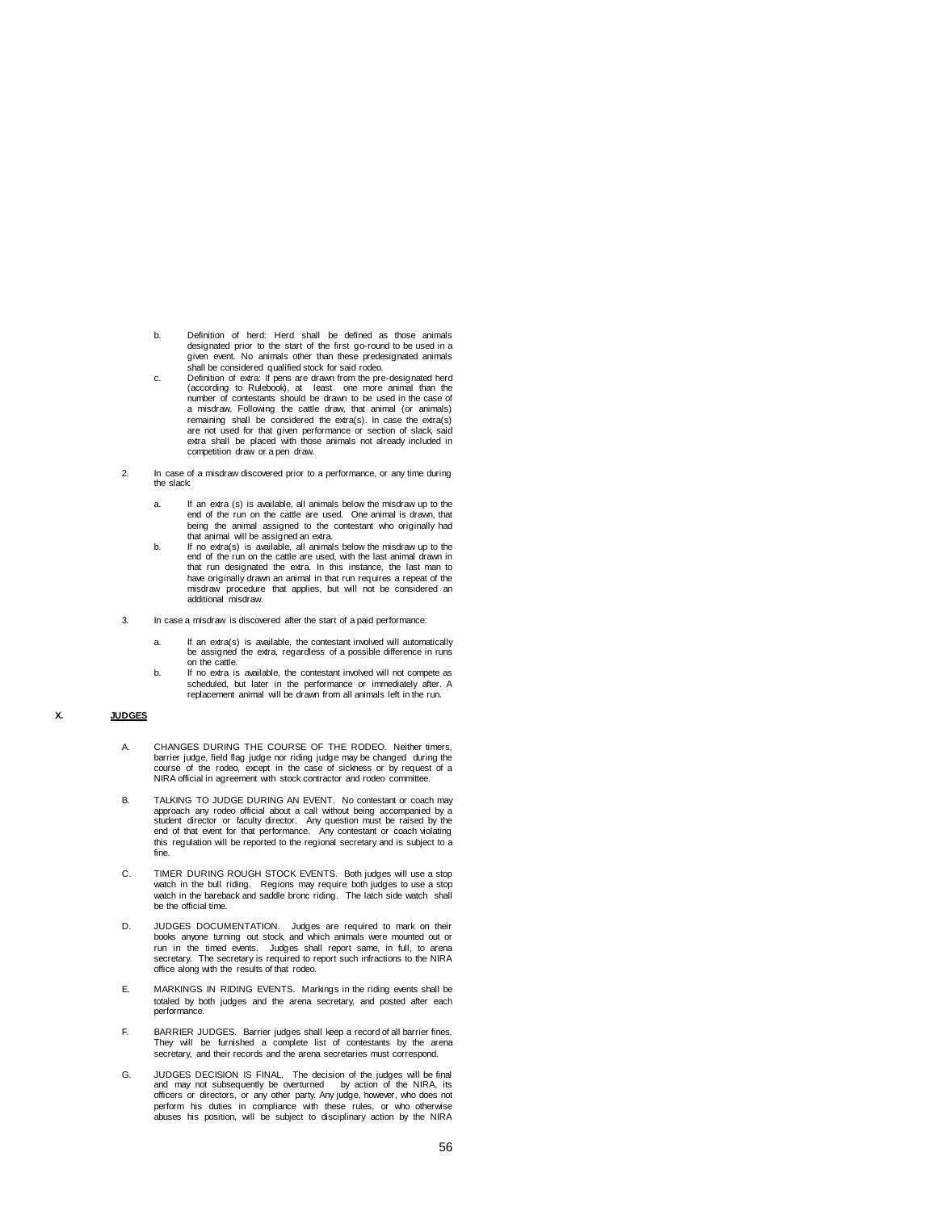b. Definition of herd: Herd shall be defined as those animals designated prior to the start of the first go-round to be used in a given event. No animals other than these predesignated animals shall be considered qualified stock for said rodeo.

c. Definition of extra: If pens are drawn from the pre-designated herd (according to Rulebook), at least one more animal than the number of contestants should be drawn to be used in the case of a misdraw. Following the cattle draw, that animal (or animals) remaining shall be considered the extra(s). In case the extra(s) are not used for that given performance or section of slack, said extra shall be placed with those animals not already included in competition draw or a pen draw.

2. In case of a misdraw discovered prior to a performance, or any time during the slack:

   a. If an extra (s) is available, all animals below the misdraw up to the end of the run on the cattle are used. One animal is drawn, that being the animal assigned to the contestant who originally had that animal will be assigned an extra.

   b. If no extra(s) is available, all animals below the misdraw up to the end of the run on the cattle are used, with the last animal drawn in that run designated the extra. In this instance, the last man to have originally drawn an animal in that run requires a repeat of the misdraw procedure that applies, but will not be considered an additional misdraw.

3. In case a misdraw is discovered after the start of a paid performance:

   a. If an extra(s) is available, the contestant involved will automatically be assigned the extra, regardless of a possible difference in runs on the cattle.

   b. If no extra is available, the contestant involved will not compete as scheduled, but later in the performance or immediately after. A replacement animal will be drawn from all animals left in the run.

## X. JUDGES

A. CHANGES DURING THE COURSE OF THE RODEO. Neither timers, barrier judge, field flag judge nor riding judge may be changed during the course of the rodeo, except in the case of sickness or by request of a NIRA official in agreement with stock contractor and rodeo committee.

B. TALKING TO JUDGE DURING AN EVENT. No contestant or coach may approach any rodeo official about a call without being accompanied by a student director or faculty director. Any question must be raised by the end of that event for that performance. Any contestant or coach violating this regulation will be reported to the regional secretary and is subject to a fine.

C. TIMER DURING ROUGH STOCK EVENTS. Both judges will use a stop watch in the bull riding. Regions may require both judges to use a stop watch in the bareback and saddle bronc riding. The latch side watch shall be the official time.

D. JUDGES DOCUMENTATION. Judges are required to mark on their books anyone turning out stock, and which animals were mounted out or run in the timed events. Judges shall report same, in full, to arena secretary. The secretary is required to report such infractions to the NIRA office along with the results of that rodeo.

E. MARKINGS IN RIDING EVENTS. Markings in the riding events shall be totaled by both judges and the arena secretary, and posted after each performance.

F. BARRIER JUDGES. Barrier judges shall keep a record of all barrier fines. They will be furnished a complete list of contestants by the arena secretary, and their records and the arena secretaries must correspond.

G. JUDGES DECISION IS FINAL. The decision of the judges will be final and may not subsequently be overturned by action of the NIRA, its officers or directors, or any other party. Any judge, however, who does not perform his duties in compliance with these rules, or who otherwise abuses his position, will be subject to disciplinary action by the NIRA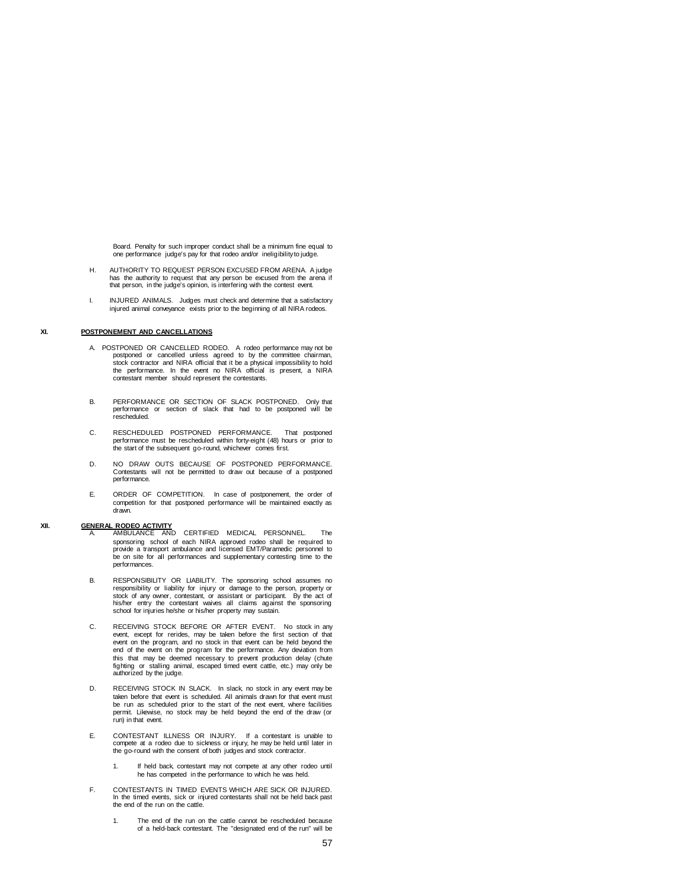Board. Penalty for such improper conduct shall be a minimum fine equal to one performance judge's pay for that rodeo and/or ineligibility to judge.

H. AUTHORITY TO REQUEST PERSON EXCUSED FROM ARENA. A judge has the authority to request that any person be excused from the arena if that person, in the judge's opinion, is interfering with the contest event.

I. INJURED ANIMALS. Judges must check and determine that a satisfactory injured animal conveyance exists prior to the beginning of all NIRA rodeos.

## XI. POSTPONEMENT AND CANCELLATIONS

A. POSTPONED OR CANCELLED RODEO. A rodeo performance may not be postponed or cancelled unless agreed to by the committee chairman, stock contractor and NIRA official that it be a physical impossibility to hold the performance. In the event no NIRA official is present, a NIRA contestant member should represent the contestants.

B. PERFORMANCE OR SECTION OF SLACK POSTPONED. Only that performance or section of slack that had to be postponed will be rescheduled.

C. RESCHEDULED POSTPONED PERFORMANCE. That postponed performance must be rescheduled within forty-eight (48) hours or prior to the start of the subsequent go-round, whichever comes first.

D. NO DRAW OUTS BECAUSE OF POSTPONED PERFORMANCE. Contestants will not be permitted to draw out because of a postponed performance.

E. ORDER OF COMPETITION. In case of postponement, the order of competition for that postponed performance will be maintained exactly as drawn.

## XII. GENERAL RODEO ACTIVITY

A. AMBULANCE AND CERTIFIED MEDICAL PERSONNEL. The sponsoring school of each NIRA approved rodeo shall be required to provide a transport ambulance and licensed EMT/Paramedic personnel to be on site for all performances and supplementary contesting time to the performances.

B. RESPONSIBILITY OR LIABILITY. The sponsoring school assumes no responsibility or liability for injury or damage to the person, property or stock of any owner, contestant, or assistant or participant. By the act of his/her entry the contestant waives all claims against the sponsoring school for injuries he/she or his/her property may sustain.

C. RECEIVING STOCK BEFORE OR AFTER EVENT. No stock in any event, except for rerides, may be taken before the first section of that event on the program, and no stock in that event can be held beyond the end of the event on the program for the performance. Any deviation from this that may be deemed necessary to prevent production delay (chute fighting or stalling animal, escaped timed event cattle, etc.) may only be authorized by the judge.

D. RECEIVING STOCK IN SLACK. In slack, no stock in any event may be taken before that event is scheduled. All animals drawn for that event must be run as scheduled prior to the start of the next event, where facilities permit. Likewise, no stock may be held beyond the end of the draw (or run) in that event.

E. CONTESTANT ILLNESS OR INJURY. If a contestant is unable to compete at a rodeo due to sickness or injury, he may be held until later in the go-round with the consent of both judges and stock contractor.

1. If held back, contestant may not compete at any other rodeo until he has competed in the performance to which he was held.

F. CONTESTANTS IN TIMED EVENTS WHICH ARE SICK OR INJURED. In the timed events, sick or injured contestants shall not be held back past the end of the run on the cattle.

1. The end of the run on the cattle cannot be rescheduled because of a held-back contestant. The "designated end of the run" will be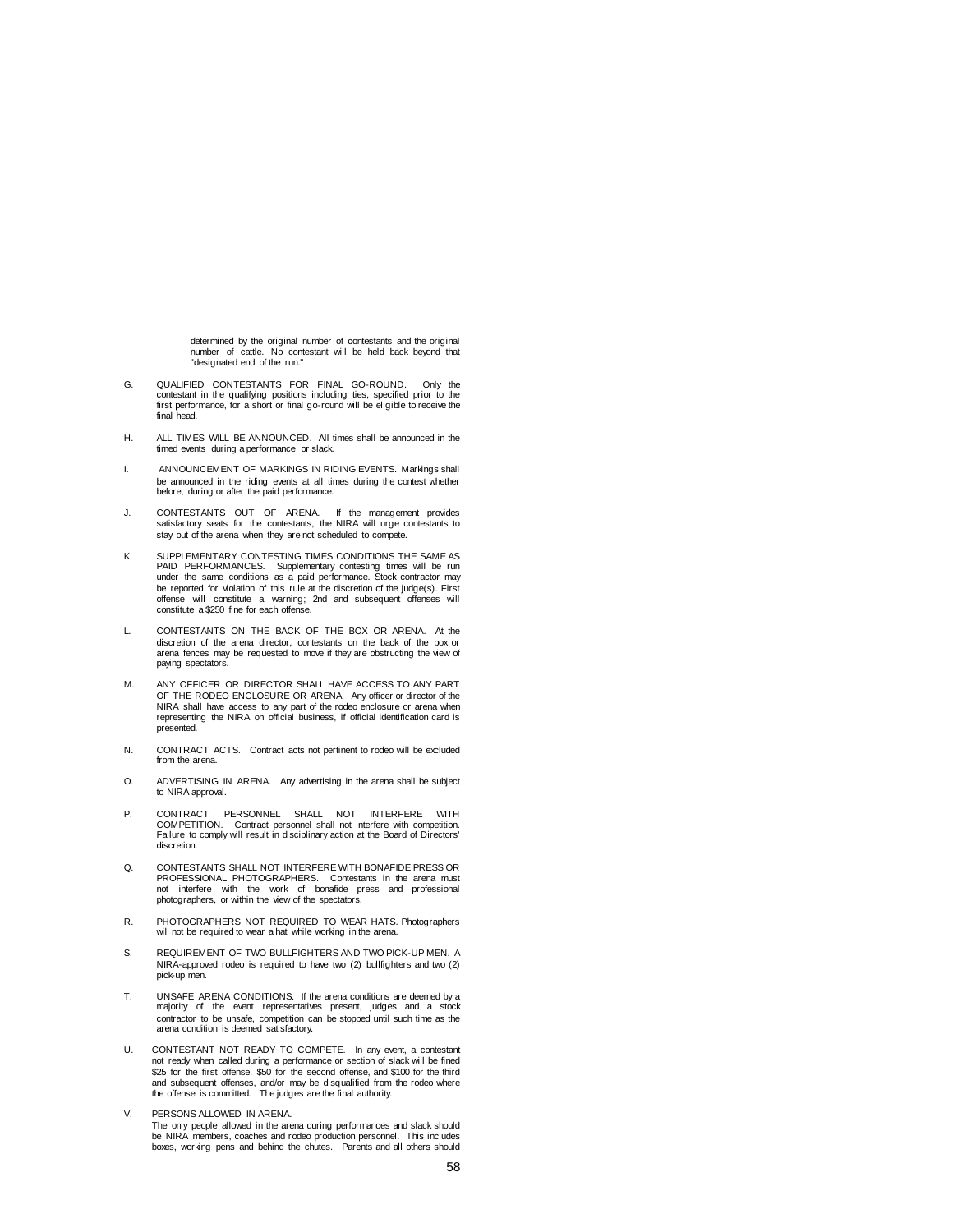determined by the original number of contestants and the original number of cattle. No contestant will be held back beyond that "designated end of the run."

G. QUALIFIED CONTESTANTS FOR FINAL GO-ROUND. Only the contestant in the qualifying positions including ties, specified prior to the first performance, for a short or final go-round will be eligible to receive the final head.

H. ALL TIMES WILL BE ANNOUNCED. All times shall be announced in the timed events during a performance or slack.

I. ANNOUNCEMENT OF MARKINGS IN RIDING EVENTS. Markings shall be announced in the riding events at all times during the contest whether before, during or after the paid performance.

J. CONTESTANTS OUT OF ARENA. If the management provides satisfactory seats for the contestants, the NIRA will urge contestants to stay out of the arena when they are not scheduled to compete.

K. SUPPLEMENTARY CONTESTING TIMES CONDITIONS THE SAME AS PAID PERFORMANCES. Supplementary contesting times will be run under the same conditions as a paid performance. Stock contractor may be reported for violation of this rule at the discretion of the judge(s). First offense will constitute a warning; 2nd and subsequent offenses will constitute a $250 fine for each offense.

L. CONTESTANTS ON THE BACK OF THE BOX OR ARENA. At the discretion of the arena director, contestants on the back of the box or arena fences may be requested to move if they are obstructing the view of paying spectators.

M. ANY OFFICER OR DIRECTOR SHALL HAVE ACCESS TO ANY PART OF THE RODEO ENCLOSURE OR ARENA. Any officer or director of the NIRA shall have access to any part of the rodeo enclosure or arena when representing the NIRA on official business, if official identification card is presented.

N. CONTRACT ACTS. Contract acts not pertinent to rodeo will be excluded from the arena.

O. ADVERTISING IN ARENA. Any advertising in the arena shall be subject to NIRA approval.

P. CONTRACT PERSONNEL SHALL NOT INTERFERE WITH COMPETITION. Contract personnel shall not interfere with competition. Failure to comply will result in disciplinary action at the Board of Directors' discretion.

Q. CONTESTANTS SHALL NOT INTERFERE WITH BONAFIDE PRESS OR PROFESSIONAL PHOTOGRAPHERS. Contestants in the arena must not interfere with the work of bonafide press and professional photographers, or within the view of the spectators.

R. PHOTOGRAPHERS NOT REQUIRED TO WEAR HATS. Photographers will not be required to wear a hat while working in the arena.

S. REQUIREMENT OF TWO BULLFIGHTERS AND TWO PICK-UP MEN. A NIRA-approved rodeo is required to have two (2) bullfighters and two (2) pick-up men.

T. UNSAFE ARENA CONDITIONS. If the arena conditions are deemed by a majority of the event representatives present, judges and a stock contractor to be unsafe, competition can be stopped until such time as the arena condition is deemed satisfactory.

U. CONTESTANT NOT READY TO COMPETE. In any event, a contestant not ready when called during a performance or section of slack will be fined $25 for the first offense, $50 for the second offense, and $100 for the third and subsequent offenses, and/or may be disqualified from the rodeo where the offense is committed. The judges are the final authority.

V. PERSONS ALLOWED IN ARENA.
The only people allowed in the arena during performances and slack should be NIRA members, coaches and rodeo production personnel. This includes boxes, working pens and behind the chutes. Parents and all others should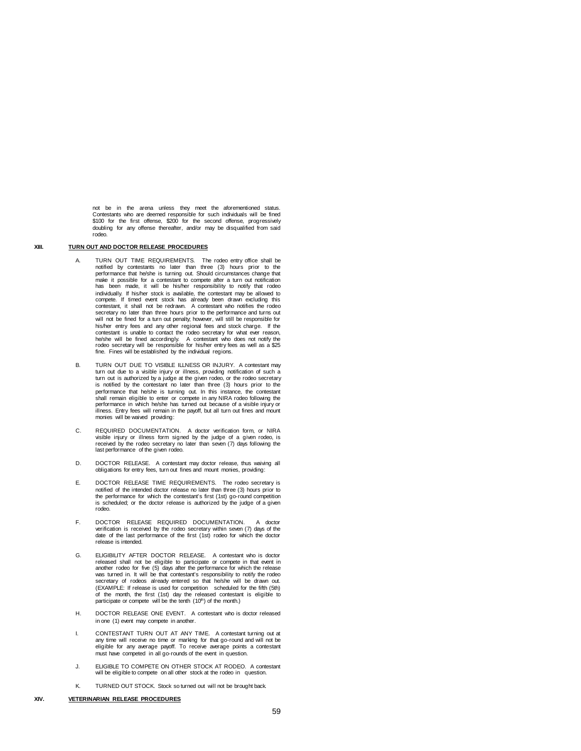not be in the arena unless they meet the aforementioned status. Contestants who are deemed responsible for such individuals will be fined $100 for the first offense, $200 for the second offense, progressively doubling for any offense thereafter, and/or may be disqualified from said rodeo.

## XIII. TURN OUT AND DOCTOR RELEASE PROCEDURES

A. TURN OUT TIME REQUIREMENTS. The rodeo entry office shall be notified by contestants no later than three (3) hours prior to the performance that he/she is turning out. Should circumstances change that make it possible for a contestant to compete after a turn out notification has been made, it will be his/her responsibility to notify that rodeo individually. If his/her stock is available, the contestant may be allowed to compete. If timed event stock has already been drawn excluding this contestant, it shall not be redrawn. A contestant who notifies the rodeo secretary no later than three hours prior to the performance and turns out will not be fined for a turn out penalty; however, will still be responsible for his/her entry fees and any other regional fees and stock charge. If the contestant is unable to contact the rodeo secretary for what ever reason, he/she will be fined accordingly. A contestant who does not notify the rodeo secretary will be responsible for his/her entry fees as well as a $25 fine. Fines will be established by the individual regions.

B. TURN OUT DUE TO VISIBLE ILLNESS OR INJURY. A contestant may turn out due to a visible injury or illness, providing notification of such a turn out is authorized by a judge at the given rodeo, or the rodeo secretary is notified by the contestant no later than three (3) hours prior to the performance that he/she is turning out. In this instance, the contestant shall remain eligible to enter or compete in any NIRA rodeo following the performance in which he/she has turned out because of a visible injury or illness. Entry fees will remain in the payoff, but all turn out fines and mount monies will be waived providing:

C. REQUIRED DOCUMENTATION. A doctor verification form, or NIRA visible injury or illness form signed by the judge of a given rodeo, is received by the rodeo secretary no later than seven (7) days following the last performance of the given rodeo.

D. DOCTOR RELEASE. A contestant may doctor release, thus waiving all obligations for entry fees, turn out fines and mount monies, providing:

E. DOCTOR RELEASE TIME REQUIREMENTS. The rodeo secretary is notified of the intended doctor release no later than three (3) hours prior to the performance for which the contestant's first (1st) go-round competition is scheduled; or the doctor release is authorized by the judge of a given rodeo.

F. DOCTOR RELEASE REQUIRED DOCUMENTATION. A doctor verification is received by the rodeo secretary within seven (7) days of the date of the last performance of the first (1st) rodeo for which the doctor release is intended.

G. ELIGIBILITY AFTER DOCTOR RELEASE. A contestant who is doctor released shall not be eligible to participate or compete in that event in another rodeo for five (5) days after the performance for which the release was turned in. It will be that contestant's responsibility to notify the rodeo secretary of rodeos already entered so that he/she will be drawn out. (EXAMPLE: If release is used for competition scheduled for the fifth (5th) of the month, the first (1st) day the released contestant is eligible to participate or compete will be the tenth (10th) of the month.)

H. DOCTOR RELEASE ONE EVENT. A contestant who is doctor released in one (1) event may compete in another.

I. CONTESTANT TURN OUT AT ANY TIME. A contestant turning out at any time will receive no time or marking for that go-round and will not be eligible for any average payoff. To receive average points a contestant must have competed in all go-rounds of the event in question.

J. ELIGIBLE TO COMPETE ON OTHER STOCK AT RODEO. A contestant will be eligible to compete on all other stock at the rodeo in question.

K. TURNED OUT STOCK. Stock so turned out will not be brought back.

## XIV. VETERINARIAN RELEASE PROCEDURES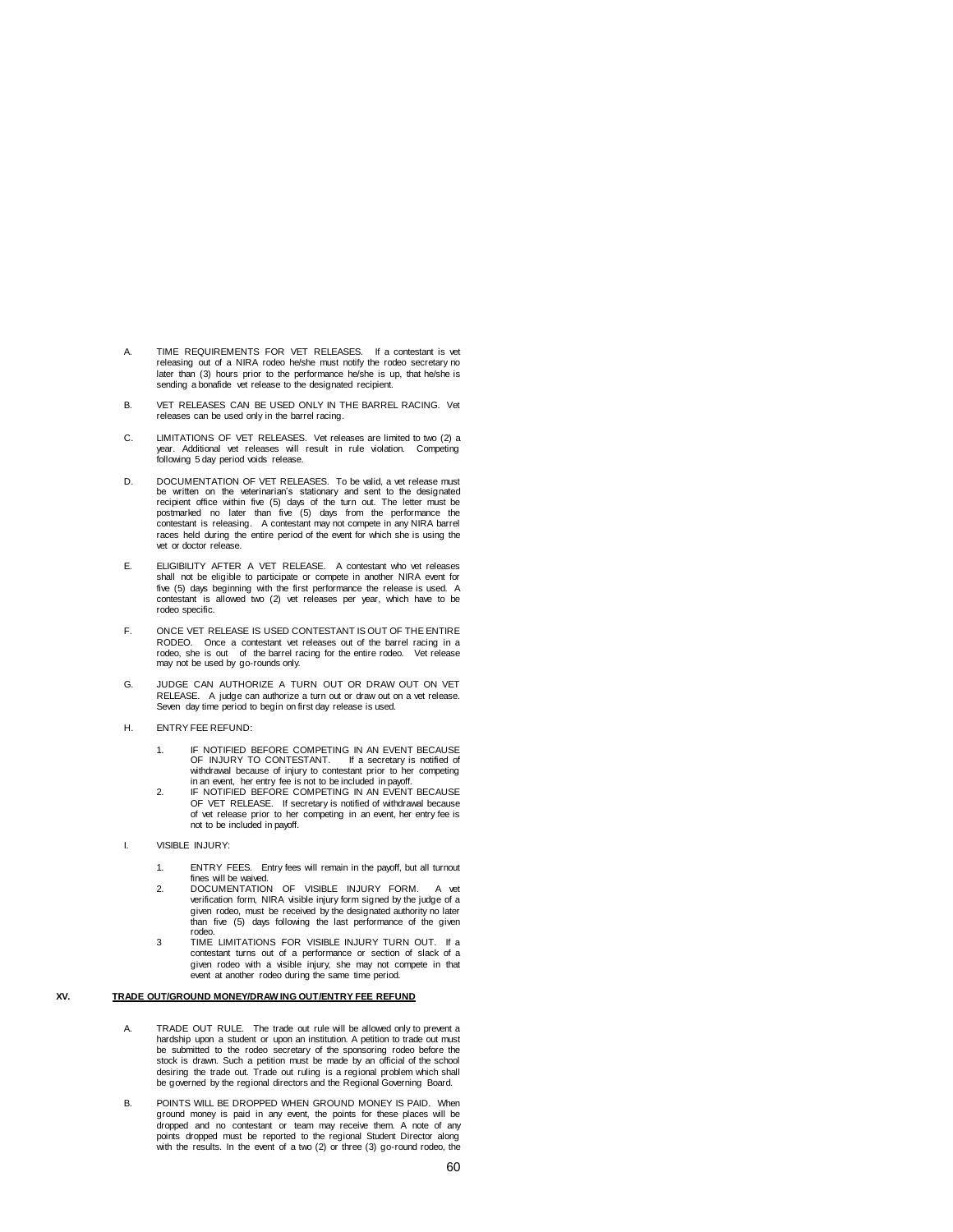A. TIME REQUIREMENTS FOR VET RELEASES. If a contestant is vet releasing out of a NIRA rodeo he/she must notify the rodeo secretary no later than (3) hours prior to the performance he/she is up, that he/she is sending a bonafide vet release to the designated recipient.

B. VET RELEASES CAN BE USED ONLY IN THE BARREL RACING. Vet releases can be used only in the barrel racing.

C. LIMITATIONS OF VET RELEASES. Vet releases are limited to two (2) a year. Additional vet releases will result in rule violation. Competing following 5 day period voids release.

D. DOCUMENTATION OF VET RELEASES. To be valid, a vet release must be written on the veterinarian's stationary and sent to the designated recipient office within five (5) days of the turn out. The letter must be postmarked no later than five (5) days from the performance the contestant is releasing. A contestant may not compete in any NIRA barrel races held during the entire period of the event for which she is using the vet or doctor release.

E. ELIGIBILITY AFTER A VET RELEASE. A contestant who vet releases shall not be eligible to participate or compete in another NIRA event for five (5) days beginning with the first performance the release is used. A contestant is allowed two (2) vet releases per year, which have to be rodeo specific.

F. ONCE VET RELEASE IS USED CONTESTANT IS OUT OF THE ENTIRE RODEO. Once a contestant vet releases out of the barrel racing in a rodeo, she is out of the barrel racing for the entire rodeo. Vet release may not be used by go-rounds only.

G. JUDGE CAN AUTHORIZE A TURN OUT OR DRAW OUT ON VET RELEASE. A judge can authorize a turn out or draw out on a vet release. Seven day time period to begin on first day release is used.

H. ENTRY FEE REFUND:

   1. IF NOTIFIED BEFORE COMPETING IN AN EVENT BECAUSE OF INJURY TO CONTESTANT. If a secretary is notified of withdrawal because of injury to contestant prior to her competing in an event, her entry fee is not to be included in payoff.
   2. IF NOTIFIED BEFORE COMPETING IN AN EVENT BECAUSE OF VET RELEASE. If secretary is notified of withdrawal because of vet release prior to her competing in an event, her entry fee is not to be included in payoff.

I. VISIBLE INJURY:

   1. ENTRY FEES. Entry fees will remain in the payoff, but all turnout fines will be waived.
   2. DOCUMENTATION OF VISIBLE INJURY FORM. A vet verification form, NIRA visible injury form signed by the judge of a given rodeo, must be received by the designated authority no later than five (5) days following the last performance of the given rodeo.
   3 TIME LIMITATIONS FOR VISIBLE INJURY TURN OUT. If a contestant turns out of a performance or section of slack of a given rodeo with a visible injury, she may not compete in that event at another rodeo during the same time period.

## XV. <u>TRADE OUT/GROUND MONEY/DRAWING OUT/ENTRY FEE REFUND</u>

A. TRADE OUT RULE. The trade out rule will be allowed only to prevent a hardship upon a student or upon an institution. A petition to trade out must be submitted to the rodeo secretary of the sponsoring rodeo before the stock is drawn. Such a petition must be made by an official of the school desiring the trade out. Trade out ruling is a regional problem which shall be governed by the regional directors and the Regional Governing Board.

B. POINTS WILL BE DROPPED WHEN GROUND MONEY IS PAID. When ground money is paid in any event, the points for these places will be dropped and no contestant or team may receive them. A note of any points dropped must be reported to the regional Student Director along with the results. In the event of a two (2) or three (3) go-round rodeo, the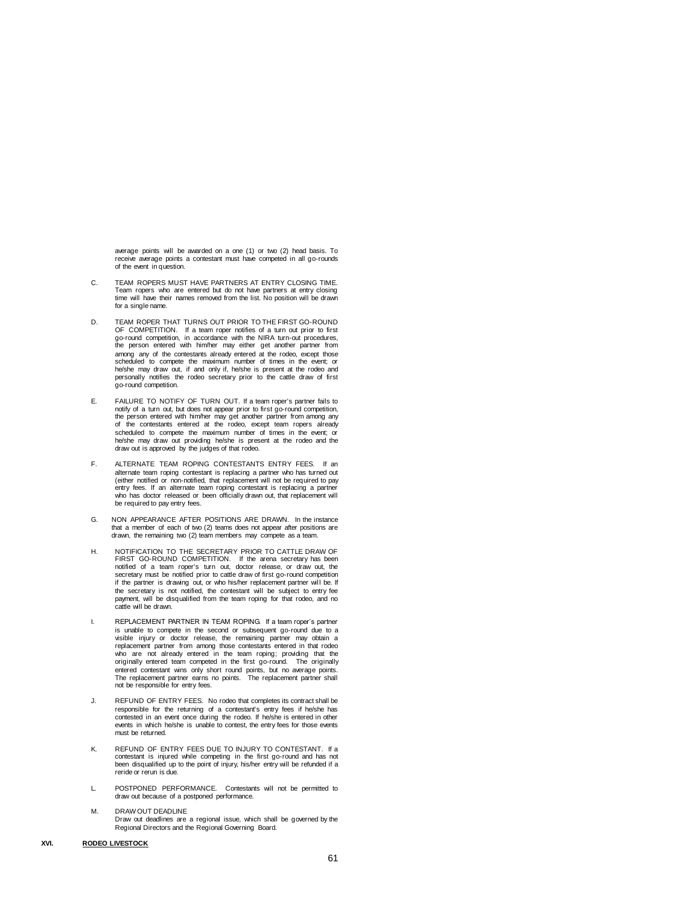average points will be awarded on a one (1) or two (2) head basis. To receive average points a contestant must have competed in all go-rounds of the event in question.

C. TEAM ROPERS MUST HAVE PARTNERS AT ENTRY CLOSING TIME. Team ropers who are entered but do not have partners at entry closing time will have their names removed from the list. No position will be drawn for a single name.

D. TEAM ROPER THAT TURNS OUT PRIOR TO THE FIRST GO-ROUND OF COMPETITION. If a team roper notifies of a turn out prior to first go-round competition, in accordance with the NIRA turn-out procedures, the person entered with him/her may either get another partner from among any of the contestants already entered at the rodeo, except those scheduled to compete the maximum number of times in the event; or he/she may draw out, if and only if, he/she is present at the rodeo and personally notifies the rodeo secretary prior to the cattle draw of first go-round competition.

E. FAILURE TO NOTIFY OF TURN OUT. If a team roper's partner fails to notify of a turn out, but does not appear prior to first go-round competition, the person entered with him/her may get another partner from among any of the contestants entered at the rodeo, except team ropers already scheduled to compete the maximum number of times in the event; or he/she may draw out providing he/she is present at the rodeo and the draw out is approved by the judges of that rodeo.

F. ALTERNATE TEAM ROPING CONTESTANTS ENTRY FEES. If an alternate team roping contestant is replacing a partner who has turned out (either notified or non-notified, that replacement will not be required to pay entry fees. If an alternate team roping contestant is replacing a partner who has doctor released or been officially drawn out, that replacement will be required to pay entry fees.

G. NON APPEARANCE AFTER POSITIONS ARE DRAWN. In the instance that a member of each of two (2) teams does not appear after positions are drawn, the remaining two (2) team members may compete as a team.

H. NOTIFICATION TO THE SECRETARY PRIOR TO CATTLE DRAW OF FIRST GO-ROUND COMPETITION. If the arena secretary has been notified of a team roper's turn out, doctor release, or draw out, the secretary must be notified prior to cattle draw of first go-round competition if the partner is drawing out, or who his/her replacement partner will be. If the secretary is not notified, the contestant will be subject to entry fee payment, will be disqualified from the team roping for that rodeo, and no cattle will be drawn.

I. REPLACEMENT PARTNER IN TEAM ROPING. If a team roper's partner is unable to compete in the second or subsequent go-round due to a visible injury or doctor release, the remaining partner may obtain a replacement partner from among those contestants entered in that rodeo who are not already entered in the team roping; providing that the originally entered team competed in the first go-round. The originally entered contestant wins only short round points, but no average points. The replacement partner earns no points. The replacement partner shall not be responsible for entry fees.

J. REFUND OF ENTRY FEES. No rodeo that completes its contract shall be responsible for the returning of a contestant's entry fees if he/she has contested in an event once during the rodeo. If he/she is entered in other events in which he/she is unable to contest, the entry fees for those events must be returned.

K. REFUND OF ENTRY FEES DUE TO INJURY TO CONTESTANT. If a contestant is injured while competing in the first go-round and has not been disqualified up to the point of injury, his/her entry will be refunded if a reride or rerun is due.

L. POSTPONED PERFORMANCE. Contestants will not be permitted to draw out because of a postponed performance.

M. DRAW OUT DEADLINE
Draw out deadlines are a regional issue, which shall be governed by the Regional Directors and the Regional Governing Board.

## XVI. RODEO LIVESTOCK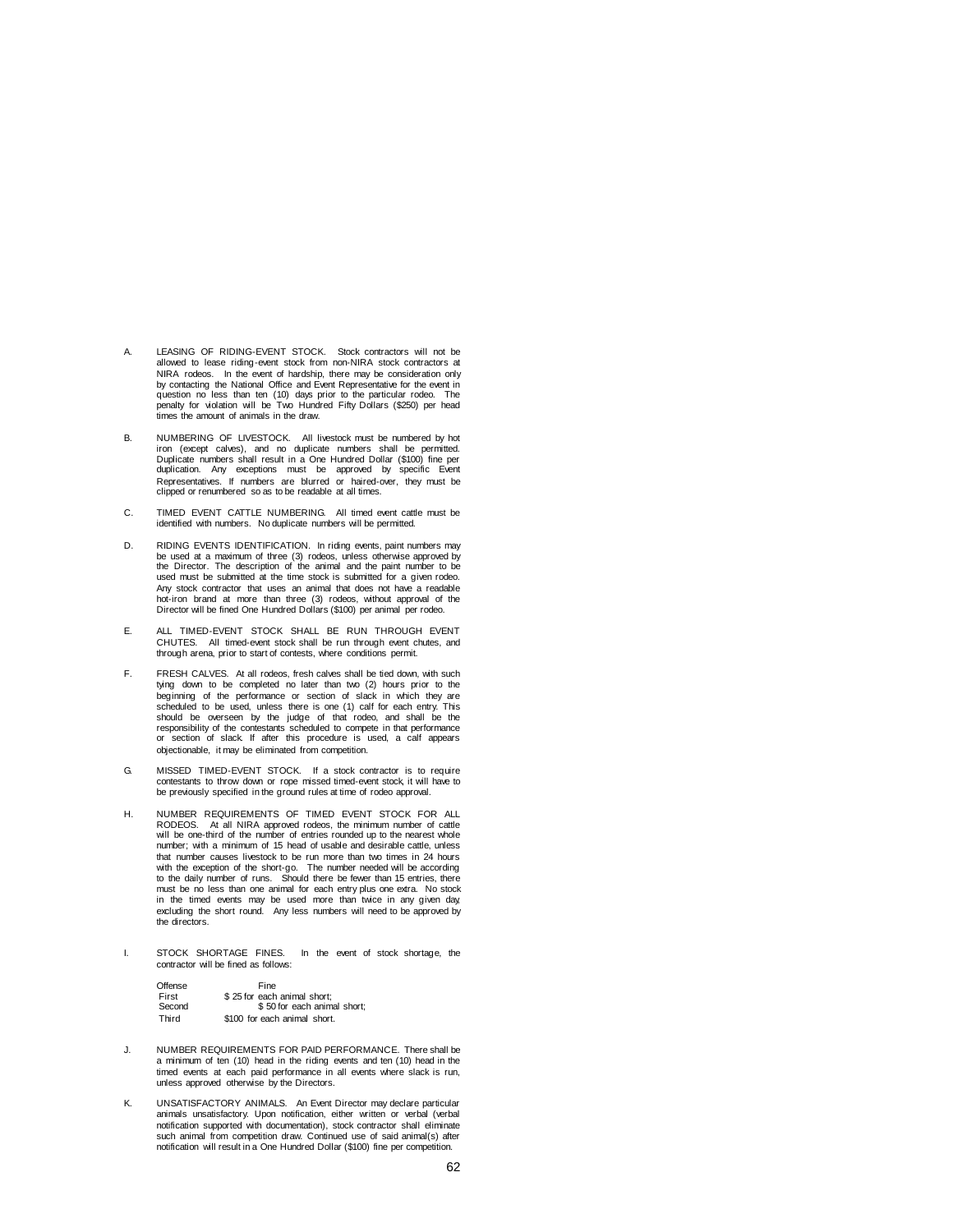A. LEASING OF RIDING-EVENT STOCK. Stock contractors will not be allowed to lease riding-event stock from non-NIRA stock contractors at NIRA rodeos. In the event of hardship, there may be consideration only by contacting the National Office and Event Representative for the event in question no less than ten (10) days prior to the particular rodeo. The penalty for violation will be Two Hundred Fifty Dollars ($250) per head times the amount of animals in the draw.

B. NUMBERING OF LIVESTOCK. All livestock must be numbered by hot iron (except calves), and no duplicate numbers shall be permitted. Duplicate numbers shall result in a One Hundred Dollar ($100) fine per duplication. Any exceptions must be approved by specific Event Representatives. If numbers are blurred or haired-over, they must be clipped or renumbered so as to be readable at all times.

C. TIMED EVENT CATTLE NUMBERING. All timed event cattle must be identified with numbers. No duplicate numbers will be permitted.

D. RIDING EVENTS IDENTIFICATION. In riding events, paint numbers may be used at a maximum of three (3) rodeos, unless otherwise approved by the Director. The description of the animal and the paint number to be used must be submitted at the time stock is submitted for a given rodeo. Any stock contractor that uses an animal that does not have a readable hot-iron brand at more than three (3) rodeos, without approval of the Director will be fined One Hundred Dollars ($100) per animal per rodeo.

E. ALL TIMED-EVENT STOCK SHALL BE RUN THROUGH EVENT CHUTES. All timed-event stock shall be run through event chutes, and through arena, prior to start of contests, where conditions permit.

F. FRESH CALVES. At all rodeos, fresh calves shall be tied down, with such tying down to be completed no later than two (2) hours prior to the beginning of the performance or section of slack in which they are scheduled to be used, unless there is one (1) calf for each entry. This should be overseen by the judge of that rodeo, and shall be the responsibility of the contestants scheduled to compete in that performance or section of slack. If after this procedure is used, a calf appears objectionable, it may be eliminated from competition.

G. MISSED TIMED-EVENT STOCK. If a stock contractor is to require contestants to throw down or rope missed timed-event stock, it will have to be previously specified in the ground rules at time of rodeo approval.

H. NUMBER REQUIREMENTS OF TIMED EVENT STOCK FOR ALL RODEOS. At all NIRA approved rodeos, the minimum number of cattle will be one-third of the number of entries rounded up to the nearest whole number; with a minimum of 15 head of usable and desirable cattle, unless that number causes livestock to be run more than two times in 24 hours with the exception of the short-go. The number needed will be according to the daily number of runs. Should there be fewer than 15 entries, there must be no less than one animal for each entry plus one extra. No stock in the timed events may be used more than twice in any given day, excluding the short round. Any less numbers will need to be approved by the directors.

I. STOCK SHORTAGE FINES. In the event of stock shortage, the contractor will be fined as follows:

| Offense | Fine |
|---|---|
| First | $ 25 for each animal short; |
| Second | $ 50 for each animal short; |
| Third | $100 for each animal short. |

J. NUMBER REQUIREMENTS FOR PAID PERFORMANCE. There shall be a minimum of ten (10) head in the riding events and ten (10) head in the timed events at each paid performance in all events where slack is run, unless approved otherwise by the Directors.

K. UNSATISFACTORY ANIMALS. An Event Director may declare particular animals unsatisfactory. Upon notification, either written or verbal (verbal notification supported with documentation), stock contractor shall eliminate such animal from competition draw. Continued use of said animal(s) after notification will result in a One Hundred Dollar ($100) fine per competition.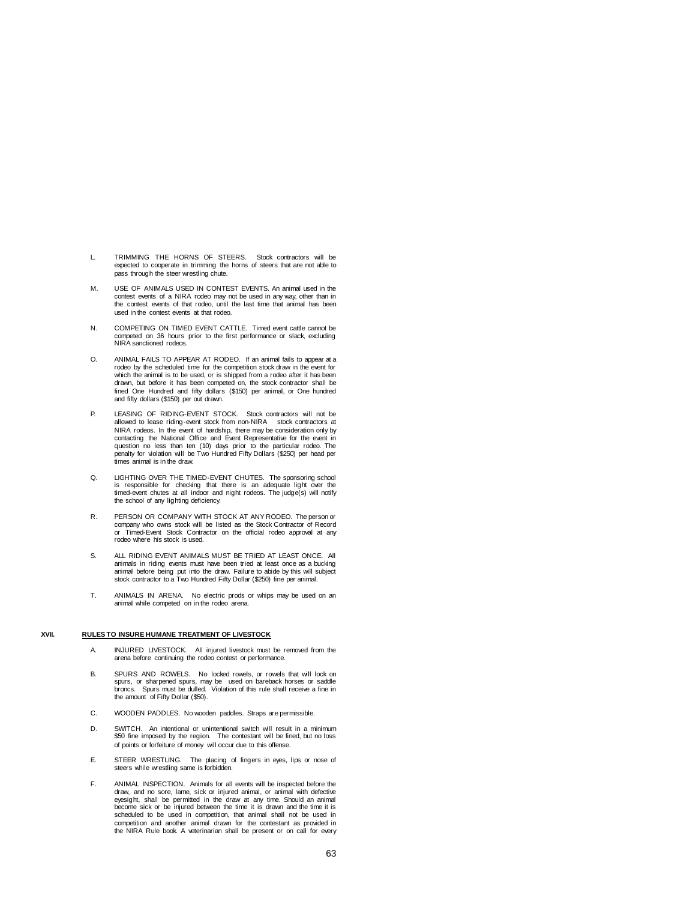L. TRIMMING THE HORNS OF STEERS. Stock contractors will be expected to cooperate in trimming the horns of steers that are not able to pass through the steer wrestling chute.

M. USE OF ANIMALS USED IN CONTEST EVENTS. An animal used in the contest events of a NIRA rodeo may not be used in any way, other than in the contest events of that rodeo, until the last time that animal has been used in the contest events at that rodeo.

N. COMPETING ON TIMED EVENT CATTLE. Timed event cattle cannot be competed on 36 hours prior to the first performance or slack, excluding NIRA sanctioned rodeos.

O. ANIMAL FAILS TO APPEAR AT RODEO. If an animal fails to appear at a rodeo by the scheduled time for the competition stock draw in the event for which the animal is to be used, or is shipped from a rodeo after it has been drawn, but before it has been competed on, the stock contractor shall be fined One Hundred and fifty dollars ($150) per animal, or One hundred and fifty dollars ($150) per out drawn.

P. LEASING OF RIDING-EVENT STOCK. Stock contractors will not be allowed to lease riding-event stock from non-NIRA stock contractors at NIRA rodeos. In the event of hardship, there may be consideration only by contacting the National Office and Event Representative for the event in question no less than ten (10) days prior to the particular rodeo. The penalty for violation will be Two Hundred Fifty Dollars ($250) per head per times animal is in the draw.

Q. LIGHTING OVER THE TIMED-EVENT CHUTES. The sponsoring school is responsible for checking that there is an adequate light over the timed-event chutes at all indoor and night rodeos. The judge(s) will notify the school of any lighting deficiency.

R. PERSON OR COMPANY WITH STOCK AT ANY RODEO. The person or company who owns stock will be listed as the Stock Contractor of Record or Timed-Event Stock Contractor on the official rodeo approval at any rodeo where his stock is used.

S. ALL RIDING EVENT ANIMALS MUST BE TRIED AT LEAST ONCE. All animals in riding events must have been tried at least once as a bucking animal before being put into the draw. Failure to abide by this will subject stock contractor to a Two Hundred Fifty Dollar ($250) fine per animal.

T. ANIMALS IN ARENA. No electric prods or whips may be used on an animal while competed on in the rodeo arena.

## XVII. RULES TO INSURE HUMANE TREATMENT OF LIVESTOCK

A. INJURED LIVESTOCK. All injured livestock must be removed from the arena before continuing the rodeo contest or performance.

B. SPURS AND ROWELS. No locked rowels, or rowels that will lock on spurs, or sharpened spurs, may be used on bareback horses or saddle broncs. Spurs must be dulled. Violation of this rule shall receive a fine in the amount of Fifty Dollar ($50).

C. WOODEN PADDLES. No wooden paddles. Straps are permissible.

D. SWITCH. An intentional or unintentional switch will result in a minimum $50 fine imposed by the region. The contestant will be fined, but no loss of points or forfeiture of money will occur due to this offense.

E. STEER WRESTLING. The placing of fingers in eyes, lips or nose of steers while wrestling same is forbidden.

F. ANIMAL INSPECTION. Animals for all events will be inspected before the draw, and no sore, lame, sick or injured animal, or animal with defective eyesight, shall be permitted in the draw at any time. Should an animal become sick or be injured between the time it is drawn and the time it is scheduled to be used in competition, that animal shall not be used in competition and another animal drawn for the contestant as provided in the NIRA Rule book. A veterinarian shall be present or on call for every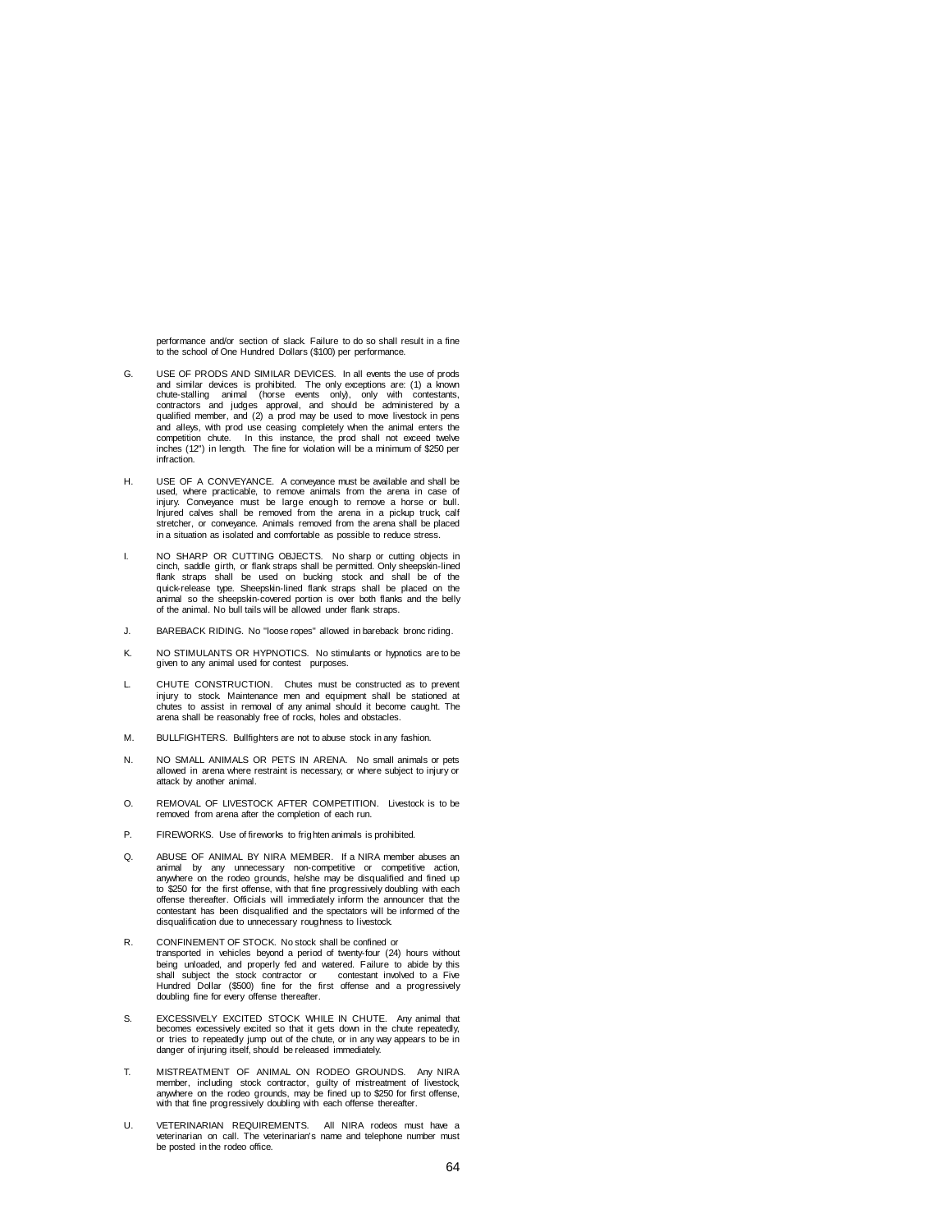performance and/or section of slack. Failure to do so shall result in a fine to the school of One Hundred Dollars ($100) per performance.

G. USE OF PRODS AND SIMILAR DEVICES. In all events the use of prods and similar devices is prohibited. The only exceptions are: (1) a known chute-stalling animal (horse events only), only with contestants, contractors and judges approval, and should be administered by a qualified member, and (2) a prod may be used to move livestock in pens and alleys, with prod use ceasing completely when the animal enters the competition chute. In this instance, the prod shall not exceed twelve inches (12") in length. The fine for violation will be a minimum of $250 per infraction.

H. USE OF A CONVEYANCE. A conveyance must be available and shall be used, where practicable, to remove animals from the arena in case of injury. Conveyance must be large enough to remove a horse or bull. Injured calves shall be removed from the arena in a pickup truck, calf stretcher, or conveyance. Animals removed from the arena shall be placed in a situation as isolated and comfortable as possible to reduce stress.

I. NO SHARP OR CUTTING OBJECTS. No sharp or cutting objects in cinch, saddle girth, or flank straps shall be permitted. Only sheepskin-lined flank straps shall be used on bucking stock and shall be of the quick-release type. Sheepskin-lined flank straps shall be placed on the animal so the sheepskin-covered portion is over both flanks and the belly of the animal. No bull tails will be allowed under flank straps.

J. BAREBACK RIDING. No "loose ropes" allowed in bareback bronc riding.

K. NO STIMULANTS OR HYPNOTICS. No stimulants or hypnotics are to be given to any animal used for contest purposes.

L. CHUTE CONSTRUCTION. Chutes must be constructed as to prevent injury to stock. Maintenance men and equipment shall be stationed at chutes to assist in removal of any animal should it become caught. The arena shall be reasonably free of rocks, holes and obstacles.

M. BULLFIGHTERS. Bullfighters are not to abuse stock in any fashion.

N. NO SMALL ANIMALS OR PETS IN ARENA. No small animals or pets allowed in arena where restraint is necessary, or where subject to injury or attack by another animal.

O. REMOVAL OF LIVESTOCK AFTER COMPETITION. Livestock is to be removed from arena after the completion of each run.

P. FIREWORKS. Use of fireworks to frighten animals is prohibited.

Q. ABUSE OF ANIMAL BY NIRA MEMBER. If a NIRA member abuses an animal by any unnecessary non-competitive or competitive action, anywhere on the rodeo grounds, he/she may be disqualified and fined up to $250 for the first offense, with that fine progressively doubling with each offense thereafter. Officials will immediately inform the announcer that the contestant has been disqualified and the spectators will be informed of the disqualification due to unnecessary roughness to livestock.

R. CONFINEMENT OF STOCK. No stock shall be confined or transported in vehicles beyond a period of twenty-four (24) hours without being unloaded, and properly fed and watered. Failure to abide by this shall subject the stock contractor or contestant involved to a Five Hundred Dollar ($500) fine for the first offense and a progressively doubling fine for every offense thereafter.

S. EXCESSIVELY EXCITED STOCK WHILE IN CHUTE. Any animal that becomes excessively excited so that it gets down in the chute repeatedly, or tries to repeatedly jump out of the chute, or in any way appears to be in danger of injuring itself, should be released immediately.

T. MISTREATMENT OF ANIMAL ON RODEO GROUNDS. Any NIRA member, including stock contractor, guilty of mistreatment of livestock, anywhere on the rodeo grounds, may be fined up to $250 for first offense, with that fine progressively doubling with each offense thereafter.

U. VETERINARIAN REQUIREMENTS. All NIRA rodeos must have a veterinarian on call. The veterinarian's name and telephone number must be posted in the rodeo office.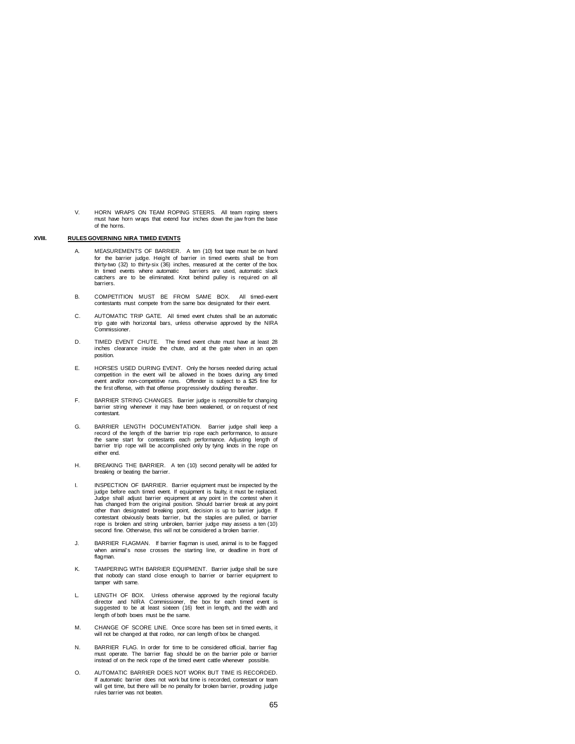V. HORN WRAPS ON TEAM ROPING STEERS. All team roping steers must have horn wraps that extend four inches down the jaw from the base of the horns.

## XVIII. RULES GOVERNING NIRA TIMED EVENTS

A. MEASUREMENTS OF BARRIER. A ten (10) foot tape must be on hand for the barrier judge. Height of barrier in timed events shall be from thirty-two (32) to thirty-six (36) inches, measured at the center of the box. In timed events where automatic barriers are used, automatic slack catchers are to be eliminated. Knot behind pulley is required on all barriers.

B. COMPETITION MUST BE FROM SAME BOX. All timed-event contestants must compete from the same box designated for their event.

C. AUTOMATIC TRIP GATE. All timed event chutes shall be an automatic trip gate with horizontal bars, unless otherwise approved by the NIRA Commissioner.

D. TIMED EVENT CHUTE. The timed event chute must have at least 28 inches clearance inside the chute, and at the gate when in an open position.

E. HORSES USED DURING EVENT. Only the horses needed during actual competition in the event will be allowed in the boxes during any timed event and/or non-competitive runs. Offender is subject to a $25 fine for the first offense, with that offense progressively doubling thereafter.

F. BARRIER STRING CHANGES. Barrier judge is responsible for changing barrier string whenever it may have been weakened, or on request of next contestant.

G. BARRIER LENGTH DOCUMENTATION. Barrier judge shall keep a record of the length of the barrier trip rope each performance, to assure the same start for contestants each performance. Adjusting length of barrier trip rope will be accomplished only by tying knots in the rope on either end.

H. BREAKING THE BARRIER. A ten (10) second penalty will be added for breaking or beating the barrier.

I. INSPECTION OF BARRIER. Barrier equipment must be inspected by the judge before each timed event. If equipment is faulty, it must be replaced. Judge shall adjust barrier equipment at any point in the contest when it has changed from the original position. Should barrier break at any point other than designated breaking point, decision is up to barrier judge. If contestant obviously beats barrier, but the staples are pulled, or barrier rope is broken and string unbroken, barrier judge may assess a ten (10) second fine. Otherwise, this will not be considered a broken barrier.

J. BARRIER FLAGMAN. If barrier flagman is used, animal is to be flagged when animal's nose crosses the starting line, or deadline in front of flagman.

K. TAMPERING WITH BARRIER EQUIPMENT. Barrier judge shall be sure that nobody can stand close enough to barrier or barrier equipment to tamper with same.

L. LENGTH OF BOX. Unless otherwise approved by the regional faculty director and NIRA Commissioner, the box for each timed event is suggested to be at least sixteen (16) feet in length, and the width and length of both boxes must be the same.

M. CHANGE OF SCORE LINE. Once score has been set in timed events, it will not be changed at that rodeo, nor can length of box be changed.

N. BARRIER FLAG. In order for time to be considered official, barrier flag must operate. The barrier flag should be on the barrier pole or barrier instead of on the neck rope of the timed event cattle whenever possible.

O. AUTOMATIC BARRIER DOES NOT WORK BUT TIME IS RECORDED. If automatic barrier does not work but time is recorded, contestant or team will get time, but there will be no penalty for broken barrier, providing judge rules barrier was not beaten.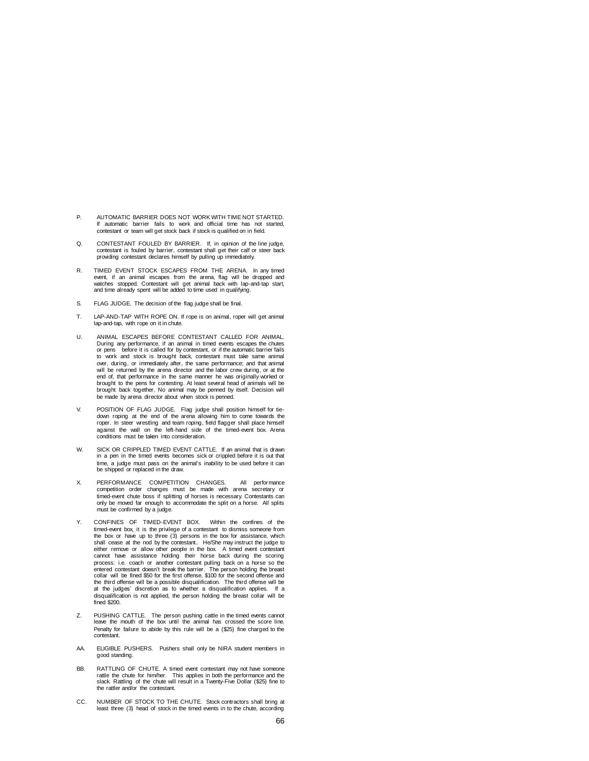P. AUTOMATIC BARRIER DOES NOT WORK WITH TIME NOT STARTED. If automatic barrier fails to work and official time has not started, contestant or team will get stock back if stock is qualified on in field.

Q. CONTESTANT FOULED BY BARRIER. If, in opinion of the line judge, contestant is fouled by barrier, contestant shall get their calf or steer back providing contestant declares himself by pulling up immediately.

R. TIMED EVENT STOCK ESCAPES FROM THE ARENA. In any timed event, if an animal escapes from the arena, flag will be dropped and watches stopped. Contestant will get animal back with lap-and-tap start, and time already spent will be added to time used in qualifying.

S. FLAG JUDGE. The decision of the flag judge shall be final.

T. LAP-AND-TAP WITH ROPE ON. If rope is on animal, roper will get animal lap-and-tap, with rope on it in chute.

U. ANIMAL ESCAPES BEFORE CONTESTANT CALLED FOR ANIMAL. During any performance, if an animal in timed events escapes the chutes or pens before it is called for by contestant, or if the automatic barrier fails to work and stock is brought back, contestant must take same animal over, during, or immediately after, the same performance; and that animal will be returned by the arena director and the labor crew during, or at the end of, that performance in the same manner he was originally worked or brought to the pens for contesting. At least several head of animals will be brought back together. No animal may be penned by itself. Decision will be made by arena director about when stock is penned.

V. POSITION OF FLAG JUDGE. Flag judge shall position himself for tie-down roping at the end of the arena allowing him to come towards the roper. In steer wrestling and team roping, field flagger shall place himself against the wall on the left-hand side of the timed-event box. Arena conditions must be taken into consideration.

W. SICK OR CRIPPLED TIMED EVENT CATTLE. If an animal that is drawn in a pen in the timed events becomes sick or crippled before it is out that time, a judge must pass on the animal's inability to be used before it can be shipped or replaced in the draw.

X. PERFORMANCE COMPETITION CHANGES. All performance competition order changes must be made with arena secretary or timed-event chute boss if splitting of horses is necessary. Contestants can only be moved far enough to accommodate the split on a horse. All splits must be confirmed by a judge.

Y. CONFINES OF TIMED-EVENT BOX. Within the confines of the timed-event box, it is the privilege of a contestant to dismiss someone from the box or have up to three (3) persons in the box for assistance, which shall cease at the nod by the contestant.. He/She may instruct the judge to either remove or allow other people in the box. A timed event contestant cannot have assistance holding their horse back during the scoring process: i.e. coach or another contestant pulling back on a horse so the entered contestant doesn't break the barrier. The person holding the breast collar will be fined $50 for the first offense, $100 for the second offense and the third offense will be a possible disqualification. The third offense will be at the judges' discretion as to whether a disqualification applies. If a disqualification is not applied, the person holding the breast collar will be fined $200.

Z. PUSHING CATTLE. The person pushing cattle in the timed events cannot leave the mouth of the box until the animal has crossed the score line. Penalty for failure to abide by this rule will be a ($25) fine charged to the contestant.

AA. ELIGIBLE PUSHERS. Pushers shall only be NIRA student members in good standing.

BB. RATTLING OF CHUTE. A timed event contestant may not have someone rattle the chute for him/her. This applies in both the performance and the slack. Rattling of the chute will result in a Twenty-Five Dollar ($25) fine to the rattler and/or the contestant.

CC. NUMBER OF STOCK TO THE CHUTE. Stock contractors shall bring at least three (3) head of stock in the timed events in to the chute, according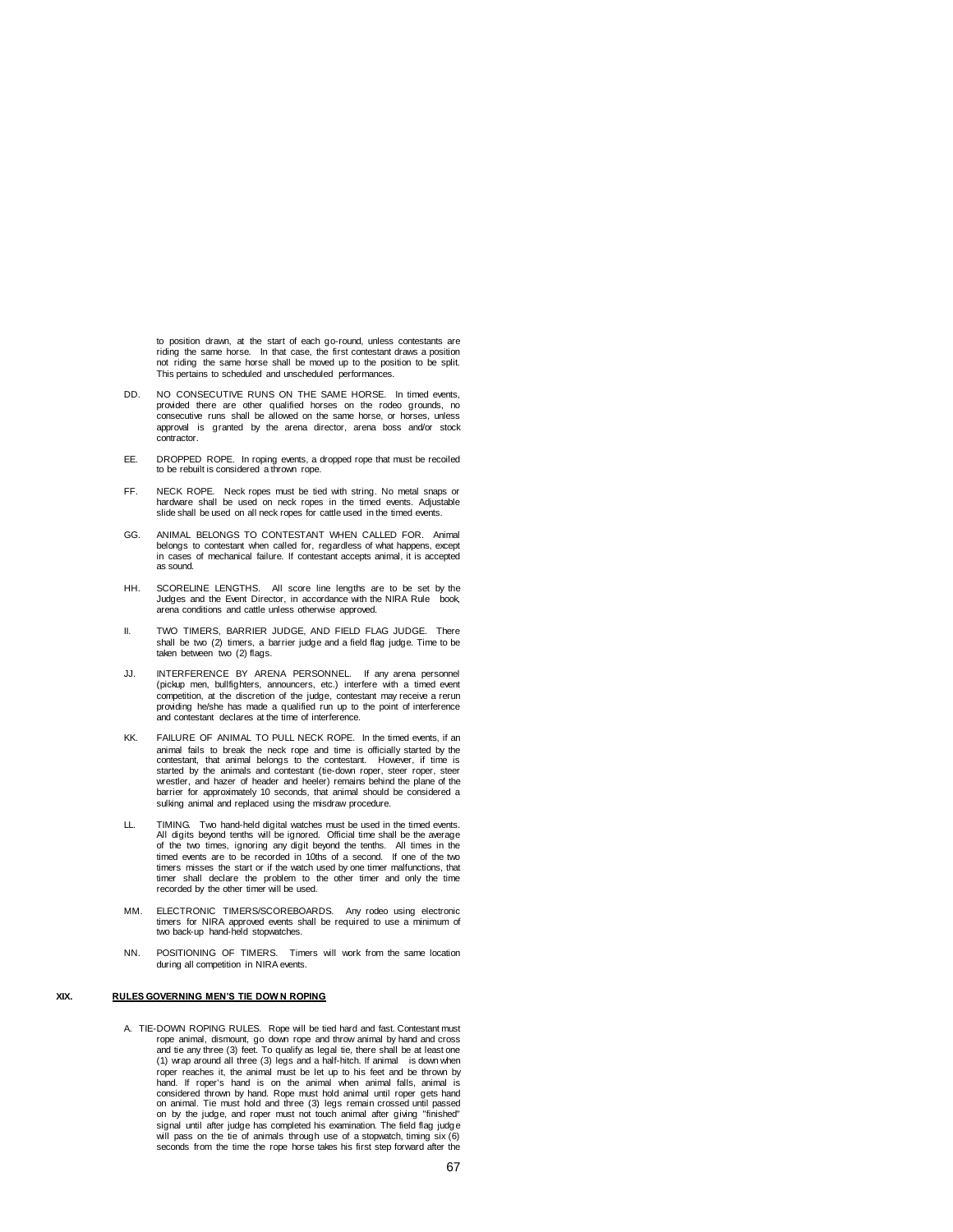to position drawn, at the start of each go-round, unless contestants are riding the same horse. In that case, the first contestant draws a position not riding the same horse shall be moved up to the position to be split. This pertains to scheduled and unscheduled performances.

DD. NO CONSECUTIVE RUNS ON THE SAME HORSE. In timed events, provided there are other qualified horses on the rodeo grounds, no consecutive runs shall be allowed on the same horse, or horses, unless approval is granted by the arena director, arena boss and/or stock contractor.

EE. DROPPED ROPE. In roping events, a dropped rope that must be recoiled to be rebuilt is considered a thrown rope.

FF. NECK ROPE. Neck ropes must be tied with string. No metal snaps or hardware shall be used on neck ropes in the timed events. Adjustable slide shall be used on all neck ropes for cattle used in the timed events.

GG. ANIMAL BELONGS TO CONTESTANT WHEN CALLED FOR. Animal belongs to contestant when called for, regardless of what happens, except in cases of mechanical failure. If contestant accepts animal, it is accepted as sound.

HH. SCORELINE LENGTHS. All score line lengths are to be set by the Judges and the Event Director, in accordance with the NIRA Rule book, arena conditions and cattle unless otherwise approved.

II. TWO TIMERS, BARRIER JUDGE, AND FIELD FLAG JUDGE. There shall be two (2) timers, a barrier judge and a field flag judge. Time to be taken between two (2) flags.

JJ. INTERFERENCE BY ARENA PERSONNEL. If any arena personnel (pickup men, bullfighters, announcers, etc.) interfere with a timed event competition, at the discretion of the judge, contestant may receive a rerun providing he/she has made a qualified run up to the point of interference and contestant declares at the time of interference.

KK. FAILURE OF ANIMAL TO PULL NECK ROPE. In the timed events, if an animal fails to break the neck rope and time is officially started by the contestant, that animal belongs to the contestant. However, if time is started by the animals and contestant (tie-down roper, steer roper, steer wrestler, and hazer of header and heeler) remains behind the plane of the barrier for approximately 10 seconds, that animal should be considered a sulking animal and replaced using the misdraw procedure.

LL. TIMING. Two hand-held digital watches must be used in the timed events. All digits beyond tenths will be ignored. Official time shall be the average of the two times, ignoring any digit beyond the tenths. All times in the timed events are to be recorded in 10ths of a second. If one of the two timers misses the start or if the watch used by one timer malfunctions, that timer shall declare the problem to the other timer and only the time recorded by the other timer will be used.

MM. ELECTRONIC TIMERS/SCOREBOARDS. Any rodeo using electronic timers for NIRA approved events shall be required to use a minimum of two back-up hand-held stopwatches.

NN. POSITIONING OF TIMERS. Timers will work from the same location during all competition in NIRA events.

## XIX. RULES GOVERNING MEN'S TIE DOWN ROPING

A. TIE-DOWN ROPING RULES. Rope will be tied hard and fast. Contestant must rope animal, dismount, go down rope and throw animal by hand and cross and tie any three (3) feet. To qualify as legal tie, there shall be at least one (1) wrap around all three (3) legs and a half-hitch. If animal is down when roper reaches it, the animal must be let up to his feet and be thrown by hand. If roper's hand is on the animal when animal falls, animal is considered thrown by hand. Rope must hold animal until roper gets hand on animal. Tie must hold and three (3) legs remain crossed until passed on by the judge, and roper must not touch animal after giving "finished" signal until after judge has completed his examination. The field flag judge will pass on the tie of animals through use of a stopwatch, timing six (6) seconds from the time the rope horse takes his first step forward after the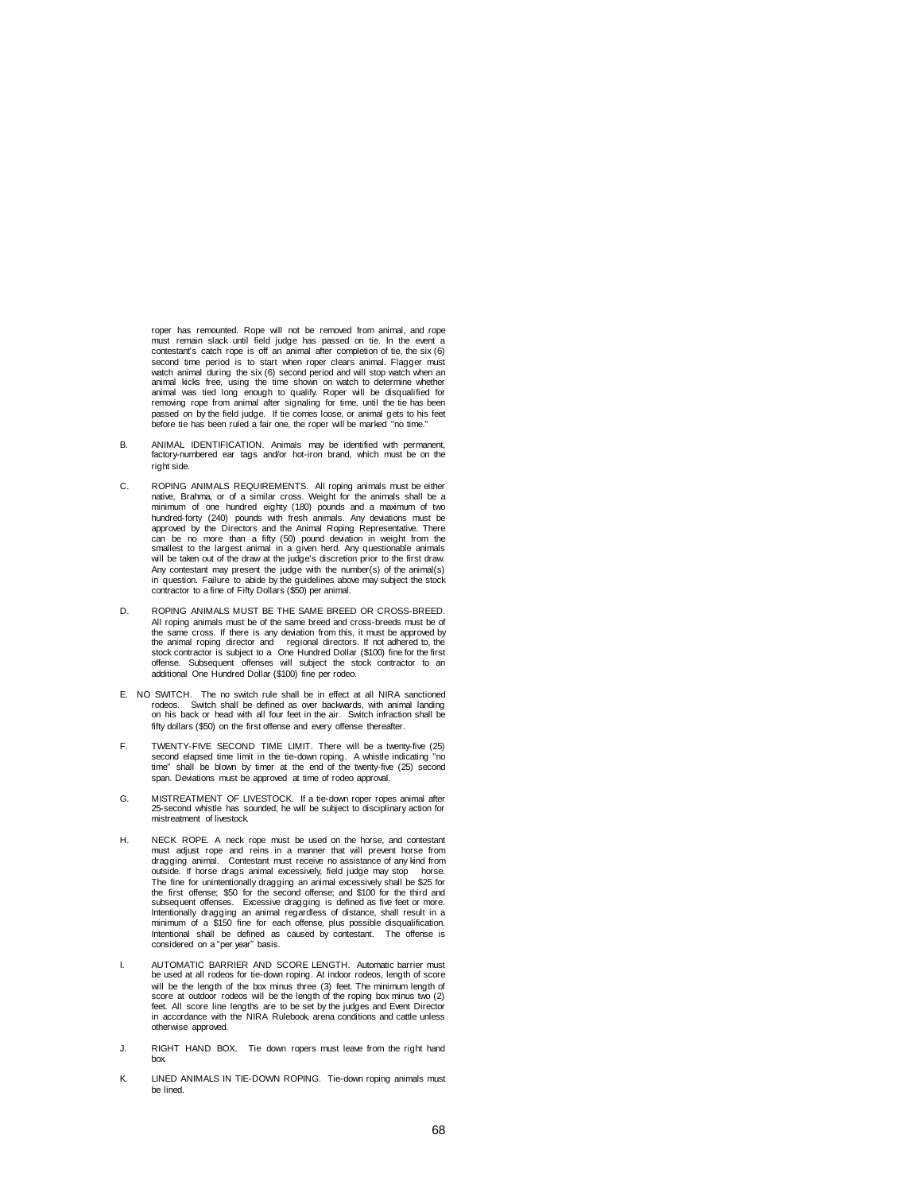roper has remounted. Rope will not be removed from animal, and rope must remain slack until field judge has passed on tie. In the event a contestant's catch rope is off an animal after completion of tie, the six (6) second time period is to start when roper clears animal. Flagger must watch animal during the six (6) second period and will stop watch when an animal kicks free, using the time shown on watch to determine whether animal was tied long enough to qualify. Roper will be disqualified for removing rope from animal after signaling for time, until the tie has been passed on by the field judge. If tie comes loose, or animal gets to his feet before tie has been ruled a fair one, the roper will be marked "no time."

B. ANIMAL IDENTIFICATION. Animals may be identified with permanent, factory-numbered ear tags and/or hot-iron brand, which must be on the right side.

C. ROPING ANIMALS REQUIREMENTS. All roping animals must be either native, Brahma, or of a similar cross. Weight for the animals shall be a minimum of one hundred eighty (180) pounds and a maximum of two hundred-forty (240) pounds with fresh animals. Any deviations must be approved by the Directors and the Animal Roping Representative. There can be no more than a fifty (50) pound deviation in weight from the smallest to the largest animal in a given herd. Any questionable animals will be taken out of the draw at the judge's discretion prior to the first draw. Any contestant may present the judge with the number(s) of the animal(s) in question. Failure to abide by the guidelines above may subject the stock contractor to a fine of Fifty Dollars ($50) per animal.

D. ROPING ANIMALS MUST BE THE SAME BREED OR CROSS-BREED. All roping animals must be of the same breed and cross-breeds must be of the same cross. If there is any deviation from this, it must be approved by the animal roping director and regional directors. If not adhered to, the stock contractor is subject to a One Hundred Dollar ($100) fine for the first offense. Subsequent offenses will subject the stock contractor to an additional One Hundred Dollar ($100) fine per rodeo.

E. NO SWITCH. The no switch rule shall be in effect at all NIRA sanctioned rodeos. Switch shall be defined as over backwards, with animal landing on his back or head with all four feet in the air. Switch infraction shall be fifty dollars ($50) on the first offense and every offense thereafter.

F. TWENTY-FIVE SECOND TIME LIMIT. There will be a twenty-five (25) second elapsed time limit in the tie-down roping. A whistle indicating "no time" shall be blown by timer at the end of the twenty-five (25) second span. Deviations must be approved at time of rodeo approval.

G. MISTREATMENT OF LIVESTOCK. If a tie-down roper ropes animal after 25-second whistle has sounded, he will be subject to disciplinary action for mistreatment of livestock.

H. NECK ROPE. A neck rope must be used on the horse, and contestant must adjust rope and reins in a manner that will prevent horse from dragging animal. Contestant must receive no assistance of any kind from outside. If horse drags animal excessively, field judge may stop horse. The fine for unintentionally dragging an animal excessively shall be $25 for the first offense; $50 for the second offense; and $100 for the third and subsequent offenses. Excessive dragging is defined as five feet or more. Intentionally dragging an animal regardless of distance, shall result in a minimum of a $150 fine for each offense, plus possible disqualification. Intentional shall be defined as caused by contestant. The offense is considered on a "per year" basis.

I. AUTOMATIC BARRIER AND SCORE LENGTH. Automatic barrier must be used at all rodeos for tie-down roping. At indoor rodeos, length of score will be the length of the box minus three (3) feet. The minimum length of score at outdoor rodeos will be the length of the roping box minus two (2) feet. All score line lengths are to be set by the judges and Event Director in accordance with the NIRA Rulebook, arena conditions and cattle unless otherwise approved.

J. RIGHT HAND BOX. Tie down ropers must leave from the right hand box.

K. LINED ANIMALS IN TIE-DOWN ROPING. Tie-down roping animals must be lined.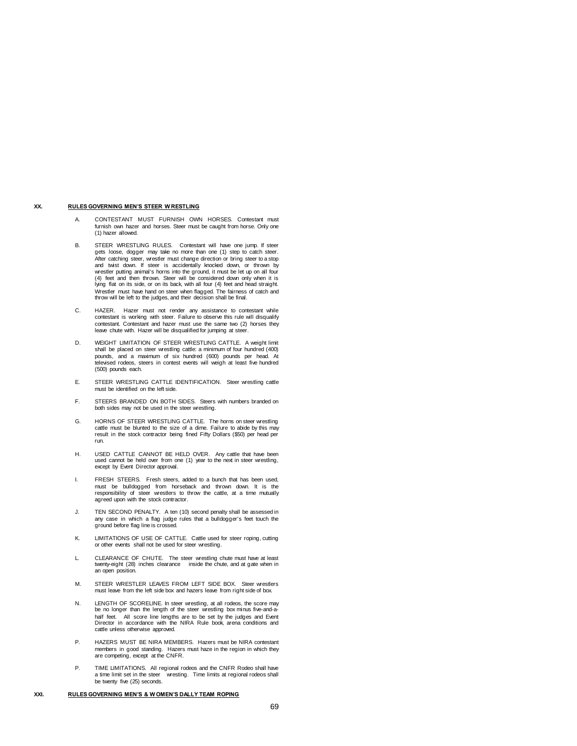## XX. RULES GOVERNING MEN'S STEER WRESTLING

A. CONTESTANT MUST FURNISH OWN HORSES. Contestant must furnish own hazer and horses. Steer must be caught from horse. Only one (1) hazer allowed.

B. STEER WRESTLING RULES. Contestant will have one jump. If steer gets loose, dogger may take no more than one (1) step to catch steer. After catching steer, wrestler must change direction or bring steer to a stop and twist down. If steer is accidentally knocked down, or thrown by wrestler putting animal's horns into the ground, it must be let up on all four (4) feet and then thrown. Steer will be considered down only when it is lying flat on its side, or on its back, with all four (4) feet and head straight. Wrestler must have hand on steer when flagged. The fairness of catch and throw will be left to the judges, and their decision shall be final.

C. HAZER. Hazer must not render any assistance to contestant while contestant is working with steer. Failure to observe this rule will disqualify contestant. Contestant and hazer must use the same two (2) horses they leave chute with. Hazer will be disqualified for jumping at steer.

D. WEIGHT LIMITATION OF STEER WRESTLING CATTLE. A weight limit shall be placed on steer wrestling cattle: a minimum of four hundred (400) pounds, and a maximum of six hundred (600) pounds per head. At televised rodeos, steers in contest events will weigh at least five hundred (500) pounds each.

E. STEER WRESTLING CATTLE IDENTIFICATION. Steer wrestling cattle must be identified on the left side.

F. STEERS BRANDED ON BOTH SIDES. Steers with numbers branded on both sides may not be used in the steer wrestling.

G. HORNS OF STEER WRESTLING CATTLE. The horns on steer wrestling cattle must be blunted to the size of a dime. Failure to abide by this may result in the stock contractor being fined Fifty Dollars ($50) per head per run.

H. USED CATTLE CANNOT BE HELD OVER. Any cattle that have been used cannot be held over from one (1) year to the next in steer wrestling, except by Event Director approval.

I. FRESH STEERS. Fresh steers, added to a bunch that has been used, must be bulldogged from horseback and thrown down. It is the responsibility of steer wrestlers to throw the cattle, at a time mutually agreed upon with the stock contractor.

J. TEN SECOND PENALTY. A ten (10) second penalty shall be assessed in any case in which a flag judge rules that a bulldogger's feet touch the ground before flag line is crossed.

K. LIMITATIONS OF USE OF CATTLE. Cattle used for steer roping, cutting or other events shall not be used for steer wrestling.

L. CLEARANCE OF CHUTE. The steer wrestling chute must have at least twenty-eight (28) inches clearance inside the chute, and at gate when in an open position.

M. STEER WRESTLER LEAVES FROM LEFT SIDE BOX. Steer wrestlers must leave from the left side box and hazers leave from right side of box.

N. LENGTH OF SCORELINE. In steer wrestling, at all rodeos, the score may be no longer than the length of the steer wrestling box minus five-and-a-half feet. All score line lengths are to be set by the judges and Event Director in accordance with the NIRA Rule book, arena conditions and cattle unless otherwise approved.

P. HAZERS MUST BE NIRA MEMBERS. Hazers must be NIRA contestant members in good standing. Hazers must haze in the region in which they are competing, except at the CNFR.

P. TIME LIMITATIONS. All regional rodeos and the CNFR Rodeo shall have a time limit set in the steer wresting. Time limits at regional rodeos shall be twenty five (25) seconds.

## XXI. RULES GOVERNING MEN'S & WOMEN'S DALLY TEAM ROPING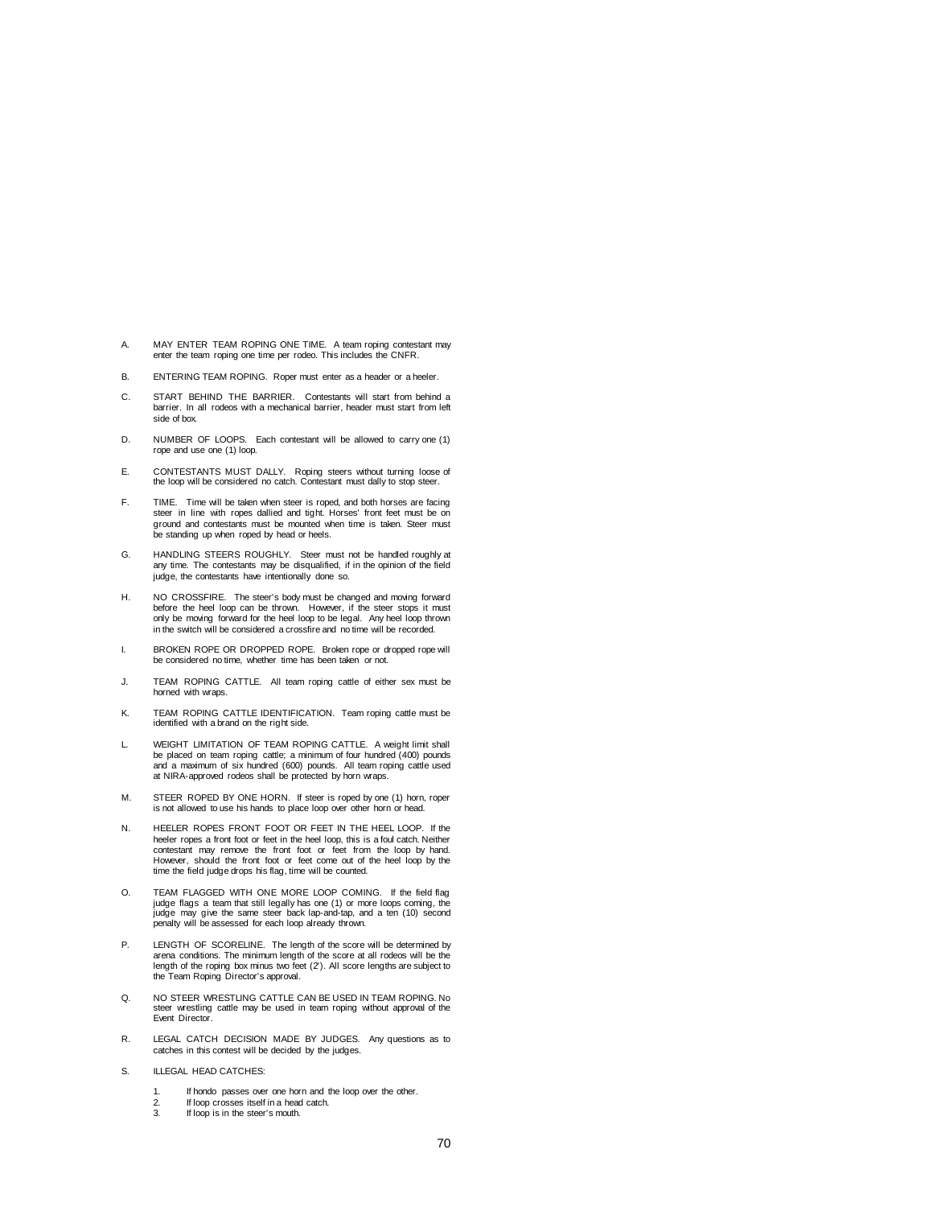A. MAY ENTER TEAM ROPING ONE TIME. A team roping contestant may enter the team roping one time per rodeo. This includes the CNFR.

B. ENTERING TEAM ROPING. Roper must enter as a header or a heeler.

C. START BEHIND THE BARRIER. Contestants will start from behind a barrier. In all rodeos with a mechanical barrier, header must start from left side of box.

D. NUMBER OF LOOPS. Each contestant will be allowed to carry one (1) rope and use one (1) loop.

E. CONTESTANTS MUST DALLY. Roping steers without turning loose of the loop will be considered no catch. Contestant must dally to stop steer.

F. TIME. Time will be taken when steer is roped, and both horses are facing steer in line with ropes dallied and tight. Horses' front feet must be on ground and contestants must be mounted when time is taken. Steer must be standing up when roped by head or heels.

G. HANDLING STEERS ROUGHLY. Steer must not be handled roughly at any time. The contestants may be disqualified, if in the opinion of the field judge, the contestants have intentionally done so.

H. NO CROSSFIRE. The steer's body must be changed and moving forward before the heel loop can be thrown. However, if the steer stops it must only be moving forward for the heel loop to be legal. Any heel loop thrown in the switch will be considered a crossfire and no time will be recorded.

I. BROKEN ROPE OR DROPPED ROPE. Broken rope or dropped rope will be considered no time, whether time has been taken or not.

J. TEAM ROPING CATTLE. All team roping cattle of either sex must be horned with wraps.

K. TEAM ROPING CATTLE IDENTIFICATION. Team roping cattle must be identified with a brand on the right side.

L. WEIGHT LIMITATION OF TEAM ROPING CATTLE. A weight limit shall be placed on team roping cattle; a minimum of four hundred (400) pounds and a maximum of six hundred (600) pounds. All team roping cattle used at NIRA-approved rodeos shall be protected by horn wraps.

M. STEER ROPED BY ONE HORN. If steer is roped by one (1) horn, roper is not allowed to use his hands to place loop over other horn or head.

N. HEELER ROPES FRONT FOOT OR FEET IN THE HEEL LOOP. If the heeler ropes a front foot or feet in the heel loop, this is a foul catch. Neither contestant may remove the front foot or feet from the loop by hand. However, should the front foot or feet come out of the heel loop by the time the field judge drops his flag, time will be counted.

O. TEAM FLAGGED WITH ONE MORE LOOP COMING. If the field flag judge flags a team that still legally has one (1) or more loops coming, the judge may give the same steer back lap-and-tap, and a ten (10) second penalty will be assessed for each loop already thrown.

P. LENGTH OF SCORELINE. The length of the score will be determined by arena conditions. The minimum length of the score at all rodeos will be the length of the roping box minus two feet (2'). All score lengths are subject to the Team Roping Director's approval.

Q. NO STEER WRESTLING CATTLE CAN BE USED IN TEAM ROPING. No steer wrestling cattle may be used in team roping without approval of the Event Director.

R. LEGAL CATCH DECISION MADE BY JUDGES. Any questions as to catches in this contest will be decided by the judges.

S. ILLEGAL HEAD CATCHES:

1. If hondo passes over one horn and the loop over the other.
2. If loop crosses itself in a head catch.
3. If loop is in the steer's mouth.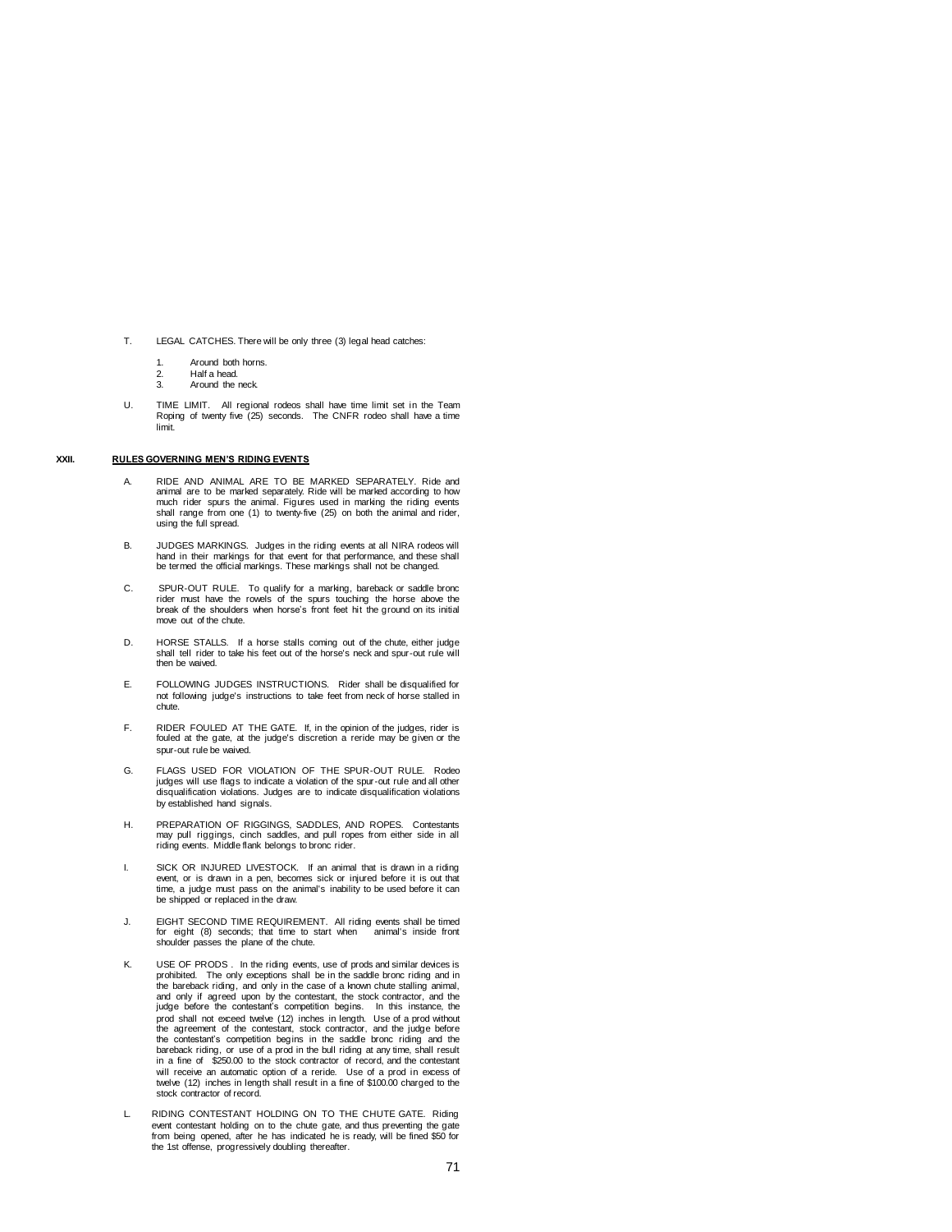T. LEGAL CATCHES. There will be only three (3) legal head catches:

1. Around both horns.
2. Half a head.
3. Around the neck.

U. TIME LIMIT. All regional rodeos shall have time limit set in the Team Roping of twenty five (25) seconds. The CNFR rodeo shall have a time limit.

## XXII. RULES GOVERNING MEN'S RIDING EVENTS

A. RIDE AND ANIMAL ARE TO BE MARKED SEPARATELY. Ride and animal are to be marked separately. Ride will be marked according to how much rider spurs the animal. Figures used in marking the riding events shall range from one (1) to twenty-five (25) on both the animal and rider, using the full spread.

B. JUDGES MARKINGS. Judges in the riding events at all NIRA rodeos will hand in their markings for that event for that performance, and these shall be termed the official markings. These markings shall not be changed.

C. SPUR-OUT RULE. To qualify for a marking, bareback or saddle bronc rider must have the rowels of the spurs touching the horse above the break of the shoulders when horse's front feet hit the ground on its initial move out of the chute.

D. HORSE STALLS. If a horse stalls coming out of the chute, either judge shall tell rider to take his feet out of the horse's neck and spur-out rule will then be waived.

E. FOLLOWING JUDGES INSTRUCTIONS. Rider shall be disqualified for not following judge's instructions to take feet from neck of horse stalled in chute.

F. RIDER FOULED AT THE GATE. If, in the opinion of the judges, rider is fouled at the gate, at the judge's discretion a reride may be given or the spur-out rule be waived.

G. FLAGS USED FOR VIOLATION OF THE SPUR-OUT RULE. Rodeo judges will use flags to indicate a violation of the spur-out rule and all other disqualification violations. Judges are to indicate disqualification violations by established hand signals.

H. PREPARATION OF RIGGINGS, SADDLES, AND ROPES. Contestants may pull riggings, cinch saddles, and pull ropes from either side in all riding events. Middle flank belongs to bronc rider.

I. SICK OR INJURED LIVESTOCK. If an animal that is drawn in a riding event, or is drawn in a pen, becomes sick or injured before it is out that time, a judge must pass on the animal's inability to be used before it can be shipped or replaced in the draw.

J. EIGHT SECOND TIME REQUIREMENT. All riding events shall be timed for eight (8) seconds; that time to start when animal's inside front shoulder passes the plane of the chute.

K. USE OF PRODS . In the riding events, use of prods and similar devices is prohibited. The only exceptions shall be in the saddle bronc riding and in the bareback riding, and only in the case of a known chute stalling animal, and only if agreed upon by the contestant, the stock contractor, and the judge before the contestant's competition begins. In this instance, the prod shall not exceed twelve (12) inches in length. Use of a prod without the agreement of the contestant, stock contractor, and the judge before the contestant's competition begins in the saddle bronc riding and the bareback riding, or use of a prod in the bull riding at any time, shall result in a fine of $250.00 to the stock contractor of record, and the contestant will receive an automatic option of a reride. Use of a prod in excess of twelve (12) inches in length shall result in a fine of $100.00 charged to the stock contractor of record.

L. RIDING CONTESTANT HOLDING ON TO THE CHUTE GATE. Riding event contestant holding on to the chute gate, and thus preventing the gate from being opened, after he has indicated he is ready, will be fined $50 for the 1st offense, progressively doubling thereafter.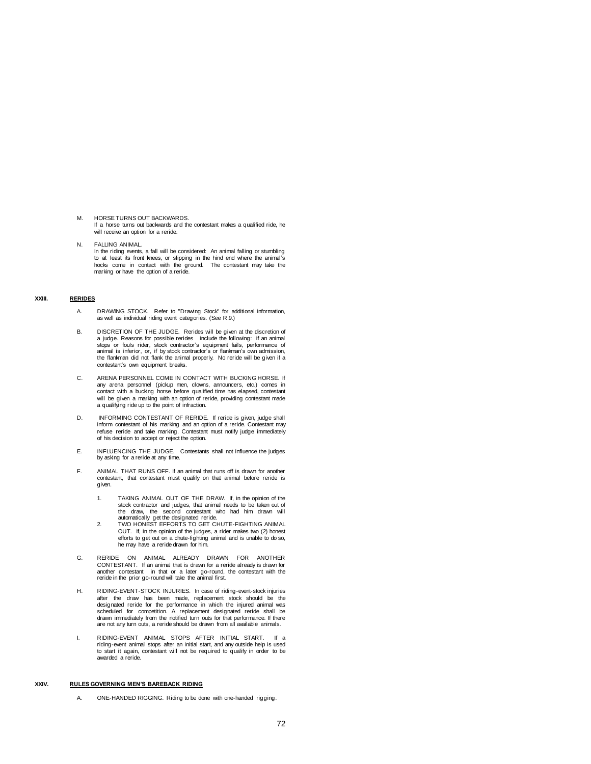M. HORSE TURNS OUT BACKWARDS.
If a horse turns out backwards and the contestant makes a qualified ride, he will receive an option for a reride.

N. FALLING ANIMAL.
In the riding events, a fall will be considered: An animal falling or stumbling to at least its front knees, or slipping in the hind end where the animal's hocks come in contact with the ground. The contestant may take the marking or have the option of a reride.

## XXIII. RERIDES

A. DRAWING STOCK. Refer to "Drawing Stock" for additional information, as well as individual riding event categories. (See R.9.)

B. DISCRETION OF THE JUDGE. Rerides will be given at the discretion of a judge. Reasons for possible rerides include the following: if an animal stops or fouls rider, stock contractor's equipment fails, performance of animal is inferior, or, if by stock contractor's or flankman's own admission, the flankman did not flank the animal properly. No reride will be given if a contestant's own equipment breaks.

C. ARENA PERSONNEL COME IN CONTACT WITH BUCKING HORSE. If any arena personnel (pickup men, clowns, announcers, etc.) comes in contact with a bucking horse before qualified time has elapsed, contestant will be given a marking with an option of reride, providing contestant made a qualifying ride up to the point of infraction.

D. INFORMING CONTESTANT OF RERIDE. If reride is given, judge shall inform contestant of his marking and an option of a reride. Contestant may refuse reride and take marking. Contestant must notify judge immediately of his decision to accept or reject the option.

E. INFLUENCING THE JUDGE. Contestants shall not influence the judges by asking for a reride at any time.

F. ANIMAL THAT RUNS OFF. If an animal that runs off is drawn for another contestant, that contestant must qualify on that animal before reride is given.

1. TAKING ANIMAL OUT OF THE DRAW. If, in the opinion of the stock contractor and judges, that animal needs to be taken out of the draw, the second contestant who had him drawn will automatically get the designated reride.
2. TWO HONEST EFFORTS TO GET CHUTE-FIGHTING ANIMAL OUT. If, in the opinion of the judges, a rider makes two (2) honest efforts to get out on a chute-fighting animal and is unable to do so, he may have a reride drawn for him.

G. RERIDE ON ANIMAL ALREADY DRAWN FOR ANOTHER CONTESTANT. If an animal that is drawn for a reride already is drawn for another contestant in that or a later go-round, the contestant with the reride in the prior go-round will take the animal first.

H. RIDING-EVENT-STOCK INJURIES. In case of riding-event-stock injuries after the draw has been made, replacement stock should be the designated reride for the performance in which the injured animal was scheduled for competition. A replacement designated reride shall be drawn immediately from the notified turn outs for that performance. If there are not any turn outs, a reride should be drawn from all available animals.

I. RIDING-EVENT ANIMAL STOPS AFTER INITIAL START. If a riding-event animal stops after an initial start, and any outside help is used to start it again, contestant will not be required to qualify in order to be awarded a reride.

## XXIV. RULES GOVERNING MEN'S BAREBACK RIDING

A. ONE-HANDED RIGGING. Riding to be done with one-handed rigging.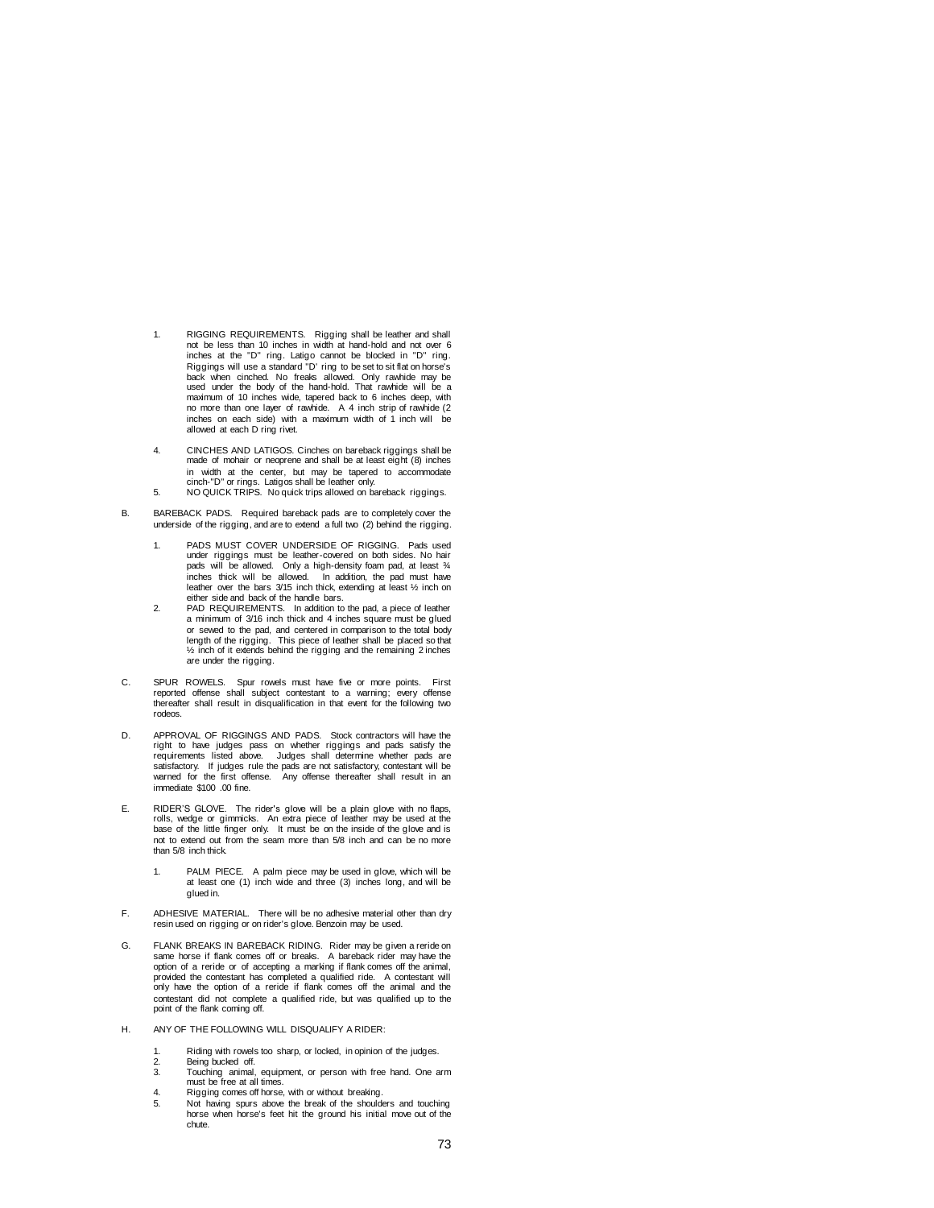1. RIGGING REQUIREMENTS. Rigging shall be leather and shall not be less than 10 inches in width at hand-hold and not over 6 inches at the "D" ring. Latigo cannot be blocked in "D" ring. Riggings will use a standard "D' ring to be set to sit flat on horse's back when cinched. No freaks allowed. Only rawhide may be used under the body of the hand-hold. That rawhide will be a maximum of 10 inches wide, tapered back to 6 inches deep, with no more than one layer of rawhide. A 4 inch strip of rawhide (2 inches on each side) with a maximum width of 1 inch will be allowed at each D ring rivet.

4. CINCHES AND LATIGOS. Cinches on bareback riggings shall be made of mohair or neoprene and shall be at least eight (8) inches in width at the center, but may be tapered to accommodate cinch-"D" or rings. Latigos shall be leather only.
5. NO QUICK TRIPS. No quick trips allowed on bareback riggings.

B. BAREBACK PADS. Required bareback pads are to completely cover the underside of the rigging, and are to extend a full two (2) behind the rigging.

   1. PADS MUST COVER UNDERSIDE OF RIGGING. Pads used under riggings must be leather-covered on both sides. No hair pads will be allowed. Only a high-density foam pad, at least ¾ inches thick will be allowed. In addition, the pad must have leather over the bars 3/15 inch thick, extending at least ½ inch on either side and back of the handle bars.
   2. PAD REQUIREMENTS. In addition to the pad, a piece of leather a minimum of 3/16 inch thick and 4 inches square must be glued or sewed to the pad, and centered in comparison to the total body length of the rigging. This piece of leather shall be placed so that ½ inch of it extends behind the rigging and the remaining 2 inches are under the rigging.

C. SPUR ROWELS. Spur rowels must have five or more points. First reported offense shall subject contestant to a warning; every offense thereafter shall result in disqualification in that event for the following two rodeos.

D. APPROVAL OF RIGGINGS AND PADS. Stock contractors will have the right to have judges pass on whether riggings and pads satisfy the requirements listed above. Judges shall determine whether pads are satisfactory. If judges rule the pads are not satisfactory, contestant will be warned for the first offense. Any offense thereafter shall result in an immediate $100 .00 fine.

E. RIDER'S GLOVE. The rider's glove will be a plain glove with no flaps, rolls, wedge or gimmicks. An extra piece of leather may be used at the base of the little finger only. It must be on the inside of the glove and is not to extend out from the seam more than 5/8 inch and can be no more than 5/8 inch thick.

   1. PALM PIECE. A palm piece may be used in glove, which will be at least one (1) inch wide and three (3) inches long, and will be glued in.

F. ADHESIVE MATERIAL. There will be no adhesive material other than dry resin used on rigging or on rider's glove. Benzoin may be used.

G. FLANK BREAKS IN BAREBACK RIDING. Rider may be given a reride on same horse if flank comes off or breaks. A bareback rider may have the option of a reride or of accepting a marking if flank comes off the animal, provided the contestant has completed a qualified ride. A contestant will only have the option of a reride if flank comes off the animal and the contestant did not complete a qualified ride, but was qualified up to the point of the flank coming off.

H. ANY OF THE FOLLOWING WILL DISQUALIFY A RIDER:

   1. Riding with rowels too sharp, or locked, in opinion of the judges.
   2. Being bucked off.
   3. Touching animal, equipment, or person with free hand. One arm must be free at all times.
   4. Rigging comes off horse, with or without breaking.
   5. Not having spurs above the break of the shoulders and touching horse when horse's feet hit the ground his initial move out of the chute.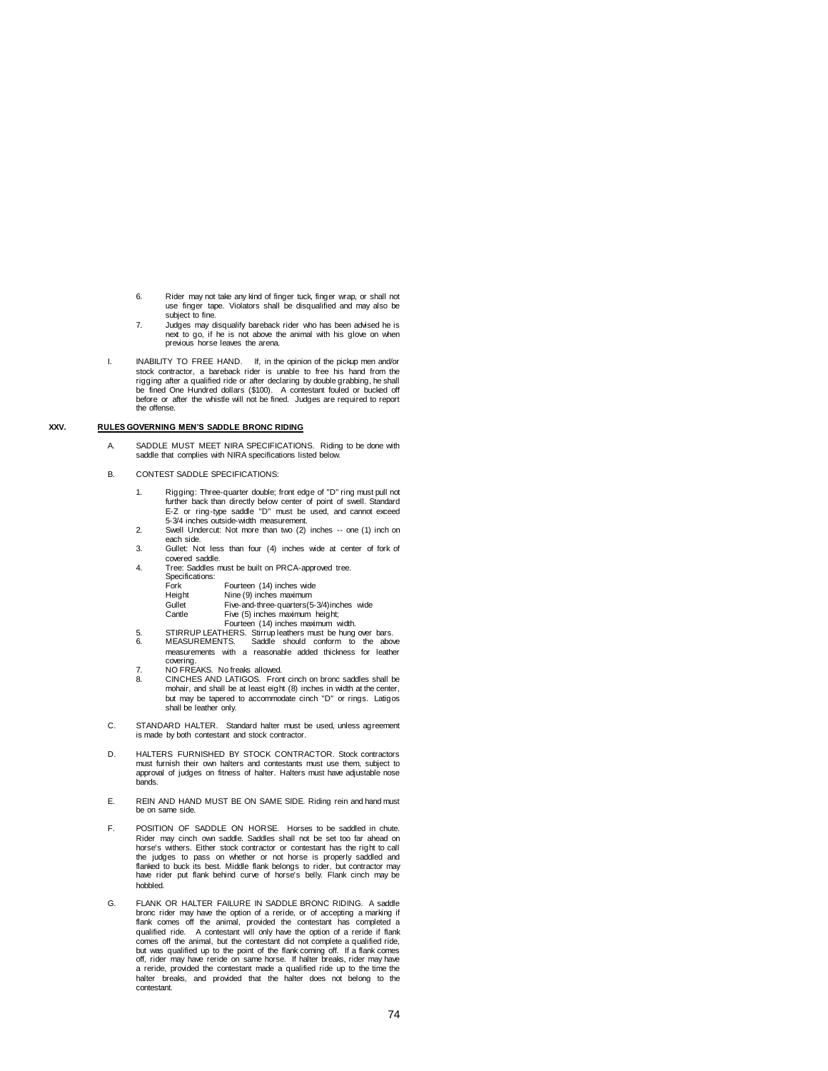6. Rider may not take any kind of finger tuck, finger wrap, or shall not use finger tape. Violators shall be disqualified and may also be subject to fine.
7. Judges may disqualify bareback rider who has been advised he is next to go, if he is not above the animal with his glove on when previous horse leaves the arena.

I. INABILITY TO FREE HAND. If, in the opinion of the pickup men and/or stock contractor, a bareback rider is unable to free his hand from the rigging after a qualified ride or after declaring by double grabbing, he shall be fined One Hundred dollars ($100). A contestant fouled or bucked off before or after the whistle will not be fined. Judges are required to report the offense.

## XXV. RULES GOVERNING MEN'S SADDLE BRONC RIDING

A. SADDLE MUST MEET NIRA SPECIFICATIONS. Riding to be done with saddle that complies with NIRA specifications listed below.

B. CONTEST SADDLE SPECIFICATIONS:

1. Rigging: Three-quarter double; front edge of "D" ring must pull not further back than directly below center of point of swell. Standard E-Z or ring-type saddle "D" must be used, and cannot exceed 5-3/4 inches outside-width measurement.
2. Swell Undercut: Not more than two (2) inches -- one (1) inch on each side.
3. Gullet: Not less than four (4) inches wide at center of fork of covered saddle.
4. Tree: Saddles must be built on PRCA-approved tree.
   Specifications:
   - Fork: Fourteen (14) inches wide
   - Height: Nine (9) inches maximum
   - Gullet: Five-and-three-quarters(5-3/4)inches wide
   - Cantle: Five (5) inches maximum height; Fourteen (14) inches maximum width.
5. STIRRUP LEATHERS. Stirrup leathers must be hung over bars.
6. MEASUREMENTS. Saddle should conform to the above measurements with a reasonable added thickness for leather covering.
7. NO FREAKS. No freaks allowed.
8. CINCHES AND LATIGOS. Front cinch on bronc saddles shall be mohair, and shall be at least eight (8) inches in width at the center, but may be tapered to accommodate cinch "D" or rings. Latigos shall be leather only.

C. STANDARD HALTER. Standard halter must be used, unless agreement is made by both contestant and stock contractor.

D. HALTERS FURNISHED BY STOCK CONTRACTOR. Stock contractors must furnish their own halters and contestants must use them, subject to approval of judges on fitness of halter. Halters must have adjustable nose bands.

E. REIN AND HAND MUST BE ON SAME SIDE. Riding rein and hand must be on same side.

F. POSITION OF SADDLE ON HORSE. Horses to be saddled in chute. Rider may cinch own saddle. Saddles shall not be set too far ahead on horse's withers. Either stock contractor or contestant has the right to call the judges to pass on whether or not horse is properly saddled and flanked to buck its best. Middle flank belongs to rider, but contractor may have rider put flank behind curve of horse's belly. Flank cinch may be hobbled.

G. FLANK OR HALTER FAILURE IN SADDLE BRONC RIDING. A saddle bronc rider may have the option of a reride, or of accepting a marking if flank comes off the animal, provided the contestant has completed a qualified ride. A contestant will only have the option of a reride if flank comes off the animal, but the contestant did not complete a qualified ride, but was qualified up to the point of the flank coming off. If a flank comes off, rider may have reride on same horse. If halter breaks, rider may have a reride, provided the contestant made a qualified ride up to the time the halter breaks, and provided that the halter does not belong to the contestant.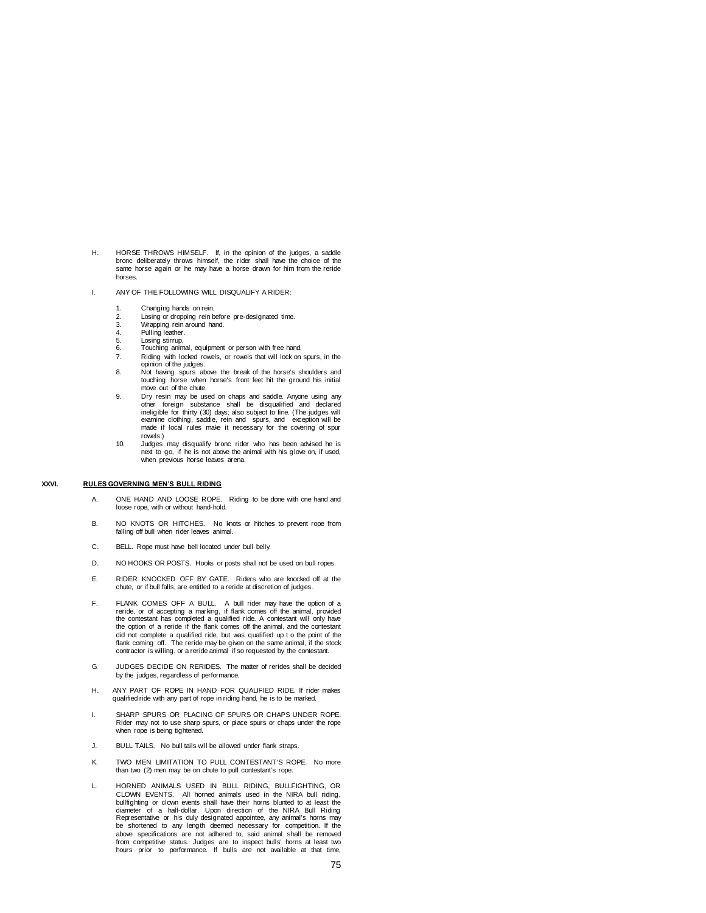H. HORSE THROWS HIMSELF. If, in the opinion of the judges, a saddle bronc deliberately throws himself, the rider shall have the choice of the same horse again or he may have a horse drawn for him from the reride horses.

I. ANY OF THE FOLLOWING WILL DISQUALIFY A RIDER:

1. Changing hands on rein.
2. Losing or dropping rein before pre-designated time.
3. Wrapping rein around hand.
4. Pulling leather.
5. Losing stirrup.
6. Touching animal, equipment or person with free hand.
7. Riding with locked rowels, or rowels that will lock on spurs, in the opinion of the judges.
8. Not having spurs above the break of the horse's shoulders and touching horse when horse's front feet hit the ground his initial move out of the chute.
9. Dry resin may be used on chaps and saddle. Anyone using any other foreign substance shall be disqualified and declared ineligible for thirty (30) days; also subject to fine. (The judges will examine clothing, saddle, rein and spurs, and exception will be made if local rules make it necessary for the covering of spur rowels.)
10. Judges may disqualify bronc rider who has been advised he is next to go, if he is not above the animal with his glove on, if used, when previous horse leaves arena.

## XXVI. RULES GOVERNING MEN'S BULL RIDING

A. ONE HAND AND LOOSE ROPE. Riding to be done with one hand and loose rope, with or without hand-hold.

B. NO KNOTS OR HITCHES. No knots or hitches to prevent rope from falling off bull when rider leaves animal.

C. BELL. Rope must have bell located under bull belly.

D. NO HOOKS OR POSTS. Hooks or posts shall not be used on bull ropes.

E. RIDER KNOCKED OFF BY GATE. Riders who are knocked off at the chute, or if bull falls, are entitled to a reride at discretion of judges.

F. FLANK COMES OFF A BULL. A bull rider may have the option of a reride, or of accepting a marking, if flank comes off the animal, provided the contestant has completed a qualified ride. A contestant will only have the option of a reride if the flank comes off the animal, and the contestant did not complete a qualified ride, but was qualified up t o the point of the flank coming off. The reride may be given on the same animal, if the stock contractor is willing, or a reride animal if so requested by the contestant.

G. JUDGES DECIDE ON RERIDES. The matter of rerides shall be decided by the judges, regardless of performance.

H. ANY PART OF ROPE IN HAND FOR QUALIFIED RIDE. If rider makes qualified ride with any part of rope in riding hand, he is to be marked.

I. SHARP SPURS OR PLACING OF SPURS OR CHAPS UNDER ROPE. Rider may not to use sharp spurs, or place spurs or chaps under the rope when rope is being tightened.

J. BULL TAILS. No bull tails will be allowed under flank straps.

K. TWO MEN LIMITATION TO PULL CONTESTANT'S ROPE. No more than two (2) men may be on chute to pull contestant's rope.

L. HORNED ANIMALS USED IN BULL RIDING, BULLFIGHTING, OR CLOWN EVENTS. All horned animals used in the NIRA bull riding, bullfighting or clown events shall have their horns blunted to at least the diameter of a half-dollar. Upon direction of the NIRA Bull Riding Representative or his duly designated appointee, any animal's horns may be shortened to any length deemed necessary for competition. If the above specifications are not adhered to, said animal shall be removed from competitive status. Judges are to inspect bulls' horns at least two hours prior to performance. If bulls are not available at that time,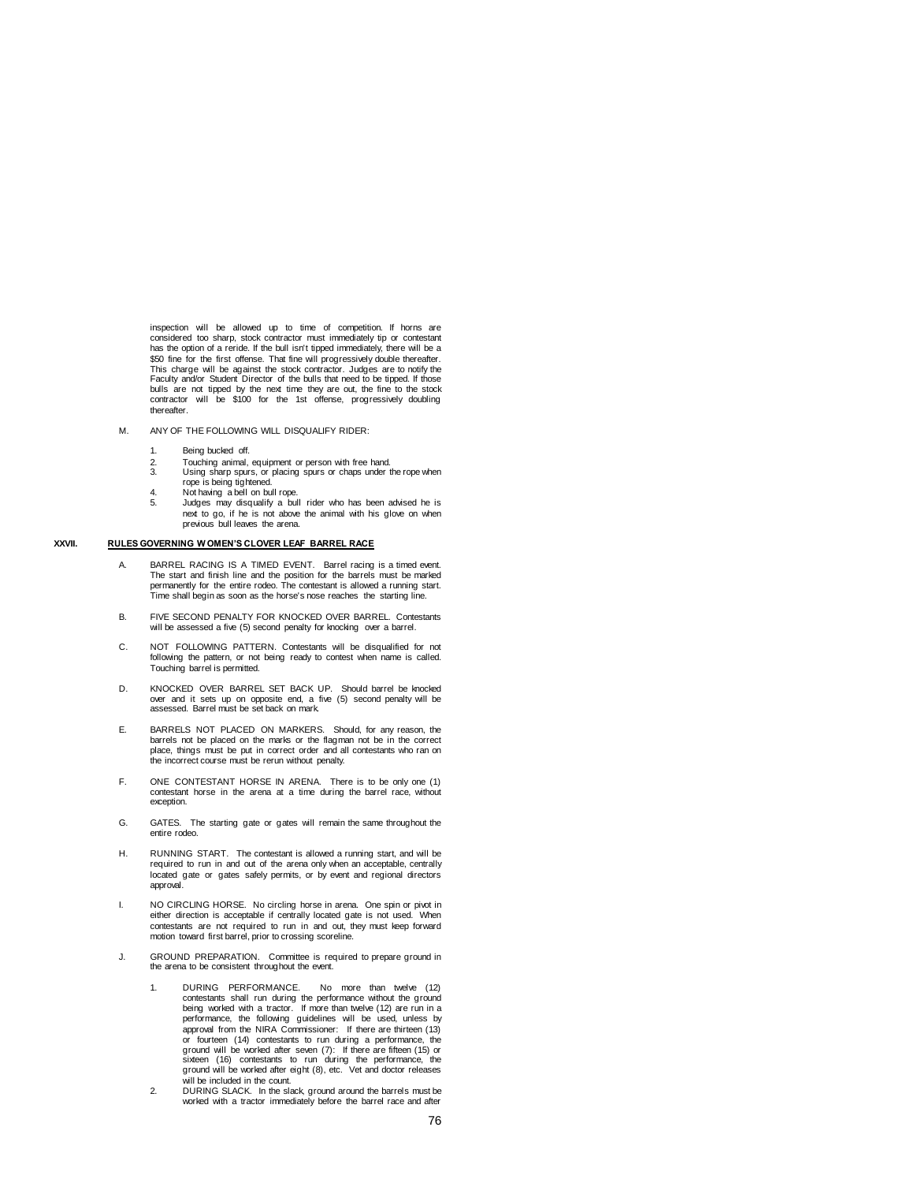inspection will be allowed up to time of competition. If horns are considered too sharp, stock contractor must immediately tip or contestant has the option of a reride. If the bull isn't tipped immediately, there will be a $50 fine for the first offense. That fine will progressively double thereafter. This charge will be against the stock contractor. Judges are to notify the Faculty and/or Student Director of the bulls that need to be tipped. If those bulls are not tipped by the next time they are out, the fine to the stock contractor will be $100 for the 1st offense, progressively doubling thereafter.

M. ANY OF THE FOLLOWING WILL DISQUALIFY RIDER:

1. Being bucked off.
2. Touching animal, equipment or person with free hand.
3. Using sharp spurs, or placing spurs or chaps under the rope when rope is being tightened.
4. Not having a bell on bull rope.
5. Judges may disqualify a bull rider who has been advised he is next to go, if he is not above the animal with his glove on when previous bull leaves the arena.

## XXVII. RULES GOVERNING WOMEN'S CLOVER LEAF BARREL RACE

A. BARREL RACING IS A TIMED EVENT. Barrel racing is a timed event. The start and finish line and the position for the barrels must be marked permanently for the entire rodeo. The contestant is allowed a running start. Time shall begin as soon as the horse's nose reaches the starting line.

B. FIVE SECOND PENALTY FOR KNOCKED OVER BARREL. Contestants will be assessed a five (5) second penalty for knocking over a barrel.

C. NOT FOLLOWING PATTERN. Contestants will be disqualified for not following the pattern, or not being ready to contest when name is called. Touching barrel is permitted.

D. KNOCKED OVER BARREL SET BACK UP. Should barrel be knocked over and it sets up on opposite end, a five (5) second penalty will be assessed. Barrel must be set back on mark.

E. BARRELS NOT PLACED ON MARKERS. Should, for any reason, the barrels not be placed on the marks or the flagman not be in the correct place, things must be put in correct order and all contestants who ran on the incorrect course must be rerun without penalty.

F. ONE CONTESTANT HORSE IN ARENA. There is to be only one (1) contestant horse in the arena at a time during the barrel race, without exception.

G. GATES. The starting gate or gates will remain the same throughout the entire rodeo.

H. RUNNING START. The contestant is allowed a running start, and will be required to run in and out of the arena only when an acceptable, centrally located gate or gates safely permits, or by event and regional directors approval.

I. NO CIRCLING HORSE. No circling horse in arena. One spin or pivot in either direction is acceptable if centrally located gate is not used. When contestants are not required to run in and out, they must keep forward motion toward first barrel, prior to crossing scoreline.

J. GROUND PREPARATION. Committee is required to prepare ground in the arena to be consistent throughout the event.

1. DURING PERFORMANCE. No more than twelve (12) contestants shall run during the performance without the ground being worked with a tractor. If more than twelve (12) are run in a performance, the following guidelines will be used, unless by approval from the NIRA Commissioner: If there are thirteen (13) or fourteen (14) contestants to run during a performance, the ground will be worked after seven (7): If there are fifteen (15) or sixteen (16) contestants to run during the performance, the ground will be worked after eight (8), etc. Vet and doctor releases will be included in the count.
2. DURING SLACK. In the slack, ground around the barrels must be worked with a tractor immediately before the barrel race and after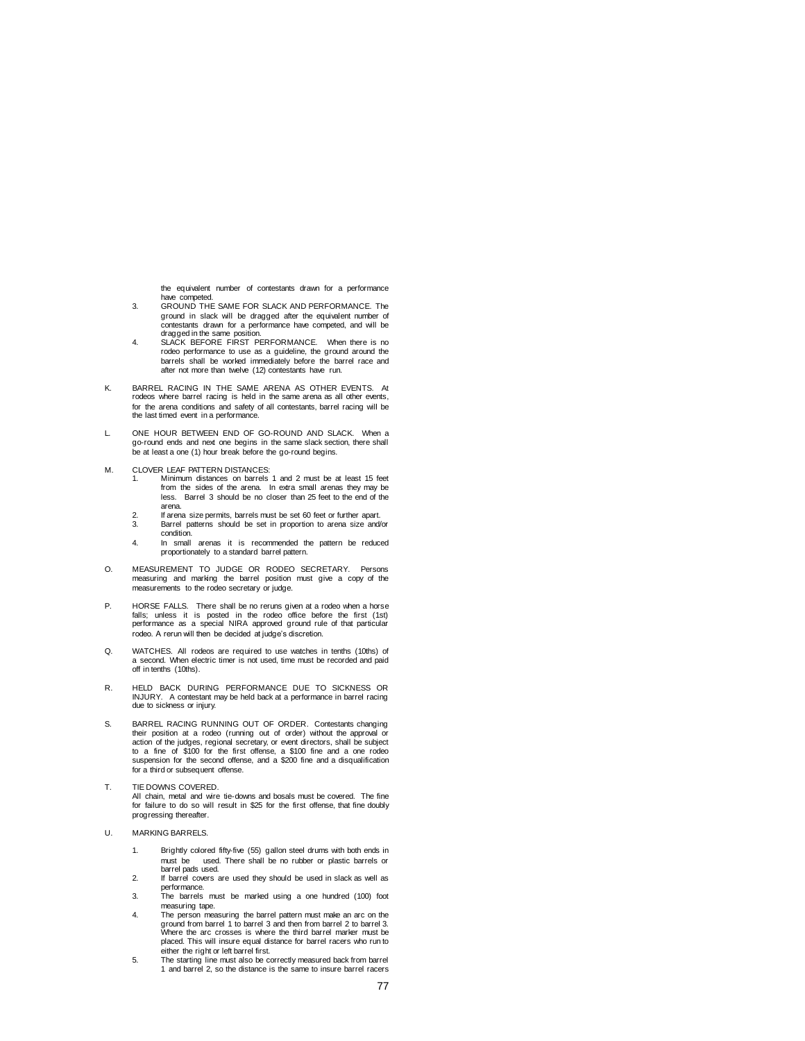the equivalent number of contestants drawn for a performance have competed.

3. GROUND THE SAME FOR SLACK AND PERFORMANCE. The ground in slack will be dragged after the equivalent number of contestants drawn for a performance have competed, and will be dragged in the same position.
4. SLACK BEFORE FIRST PERFORMANCE. When there is no rodeo performance to use as a guideline, the ground around the barrels shall be worked immediately before the barrel race and after not more than twelve (12) contestants have run.

K. BARREL RACING IN THE SAME ARENA AS OTHER EVENTS. At rodeos where barrel racing is held in the same arena as all other events, for the arena conditions and safety of all contestants, barrel racing will be the last timed event in a performance.

L. ONE HOUR BETWEEN END OF GO-ROUND AND SLACK. When a go-round ends and next one begins in the same slack section, there shall be at least a one (1) hour break before the go-round begins.

M. CLOVER LEAF PATTERN DISTANCES:
1. Minimum distances on barrels 1 and 2 must be at least 15 feet from the sides of the arena. In extra small arenas they may be less. Barrel 3 should be no closer than 25 feet to the end of the arena.
2. If arena size permits, barrels must be set 60 feet or further apart.
3. Barrel patterns should be set in proportion to arena size and/or condition.
4. In small arenas it is recommended the pattern be reduced proportionately to a standard barrel pattern.

O. MEASUREMENT TO JUDGE OR RODEO SECRETARY. Persons measuring and marking the barrel position must give a copy of the measurements to the rodeo secretary or judge.

P. HORSE FALLS. There shall be no reruns given at a rodeo when a horse falls; unless it is posted in the rodeo office before the first (1st) performance as a special NIRA approved ground rule of that particular rodeo. A rerun will then be decided at judge's discretion.

Q. WATCHES. All rodeos are required to use watches in tenths (10ths) of a second. When electric timer is not used, time must be recorded and paid off in tenths (10ths).

R. HELD BACK DURING PERFORMANCE DUE TO SICKNESS OR INJURY. A contestant may be held back at a performance in barrel racing due to sickness or injury.

S. BARREL RACING RUNNING OUT OF ORDER. Contestants changing their position at a rodeo (running out of order) without the approval or action of the judges, regional secretary, or event directors, shall be subject to a fine of $100 for the first offense, a $100 fine and a one rodeo suspension for the second offense, and a $200 fine and a disqualification for a third or subsequent offense.

T. TIE DOWNS COVERED.
All chain, metal and wire tie-downs and bosals must be covered. The fine for failure to do so will result in $25 for the first offense, that fine doubly progressing thereafter.

U. MARKING BARRELS.

1. Brightly colored fifty-five (55) gallon steel drums with both ends in must be used. There shall be no rubber or plastic barrels or barrel pads used.
2. If barrel covers are used they should be used in slack as well as performance.
3. The barrels must be marked using a one hundred (100) foot measuring tape.
4. The person measuring the barrel pattern must make an arc on the ground from barrel 1 to barrel 3 and then from barrel 2 to barrel 3. Where the arc crosses is where the third barrel marker must be placed. This will insure equal distance for barrel racers who run to either the right or left barrel first.
5. The starting line must also be correctly measured back from barrel 1 and barrel 2, so the distance is the same to insure barrel racers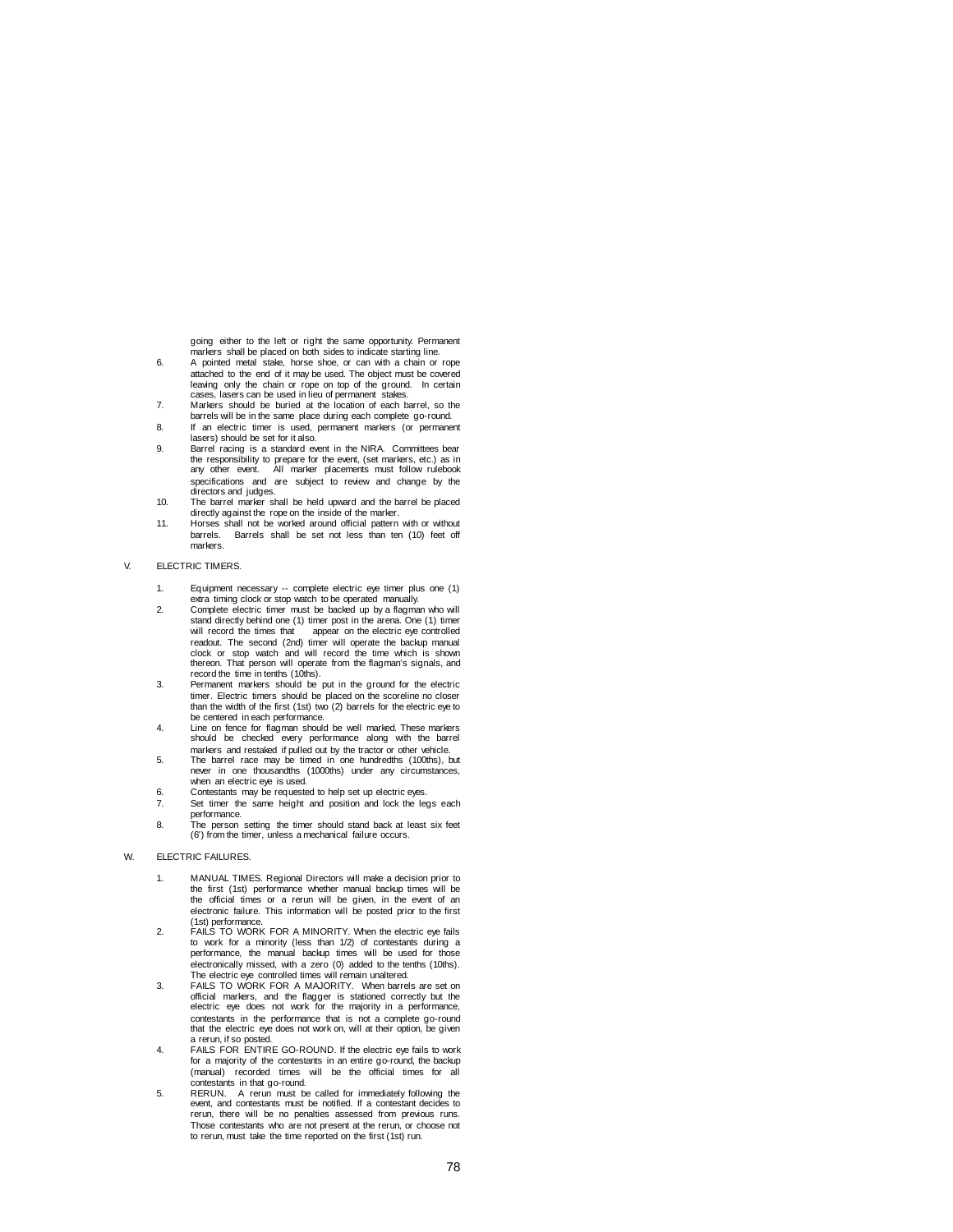going either to the left or right the same opportunity. Permanent markers shall be placed on both sides to indicate starting line.

6. A pointed metal stake, horse shoe, or can with a chain or rope attached to the end of it may be used. The object must be covered leaving only the chain or rope on top of the ground. In certain cases, lasers can be used in lieu of permanent stakes.
7. Markers should be buried at the location of each barrel, so the barrels will be in the same place during each complete go-round.
8. If an electric timer is used, permanent markers (or permanent lasers) should be set for it also.
9. Barrel racing is a standard event in the NIRA. Committees bear the responsibility to prepare for the event, (set markers, etc.) as in any other event. All marker placements must follow rulebook specifications and are subject to review and change by the directors and judges.
10. The barrel marker shall be held upward and the barrel be placed directly against the rope on the inside of the marker.
11. Horses shall not be worked around official pattern with or without barrels. Barrels shall be set not less than ten (10) feet off markers.

V. ELECTRIC TIMERS.

1. Equipment necessary -- complete electric eye timer plus one (1) extra timing clock or stop watch to be operated manually.
2. Complete electric timer must be backed up by a flagman who will stand directly behind one (1) timer post in the arena. One (1) timer will record the times that appear on the electric eye controlled readout. The second (2nd) timer will operate the backup manual clock or stop watch and will record the time which is shown thereon. That person will operate from the flagman's signals, and record the time in tenths (10ths).
3. Permanent markers should be put in the ground for the electric timer. Electric timers should be placed on the scoreline no closer than the width of the first (1st) two (2) barrels for the electric eye to be centered in each performance.
4. Line on fence for flagman should be well marked. These markers should be checked every performance along with the barrel markers and restaked if pulled out by the tractor or other vehicle.
5. The barrel race may be timed in one hundredths (100ths), but never in one thousandths (1000ths) under any circumstances, when an electric eye is used.
6. Contestants may be requested to help set up electric eyes.
7. Set timer the same height and position and lock the legs each performance.
8. The person setting the timer should stand back at least six feet (6') from the timer, unless a mechanical failure occurs.

W. ELECTRIC FAILURES.

1. MANUAL TIMES. Regional Directors will make a decision prior to the first (1st) performance whether manual backup times will be the official times or a rerun will be given, in the event of an electronic failure. This information will be posted prior to the first (1st) performance.
2. FAILS TO WORK FOR A MINORITY. When the electric eye fails to work for a minority (less than 1/2) of contestants during a performance, the manual backup times will be used for those electronically missed, with a zero (0) added to the tenths (10ths). The electric eye controlled times will remain unaltered.
3. FAILS TO WORK FOR A MAJORITY. When barrels are set on official markers, and the flagger is stationed correctly but the electric eye does not work for the majority in a performance, contestants in the performance that is not a complete go-round that the electric eye does not work on, will at their option, be given a rerun, if so posted.
4. FAILS FOR ENTIRE GO-ROUND. If the electric eye fails to work for a majority of the contestants in an entire go-round, the backup (manual) recorded times will be the official times for all contestants in that go-round.
5. RERUN. A rerun must be called for immediately following the event, and contestants must be notified. If a contestant decides to rerun, there will be no penalties assessed from previous runs. Those contestants who are not present at the rerun, or choose not to rerun, must take the time reported on the first (1st) run.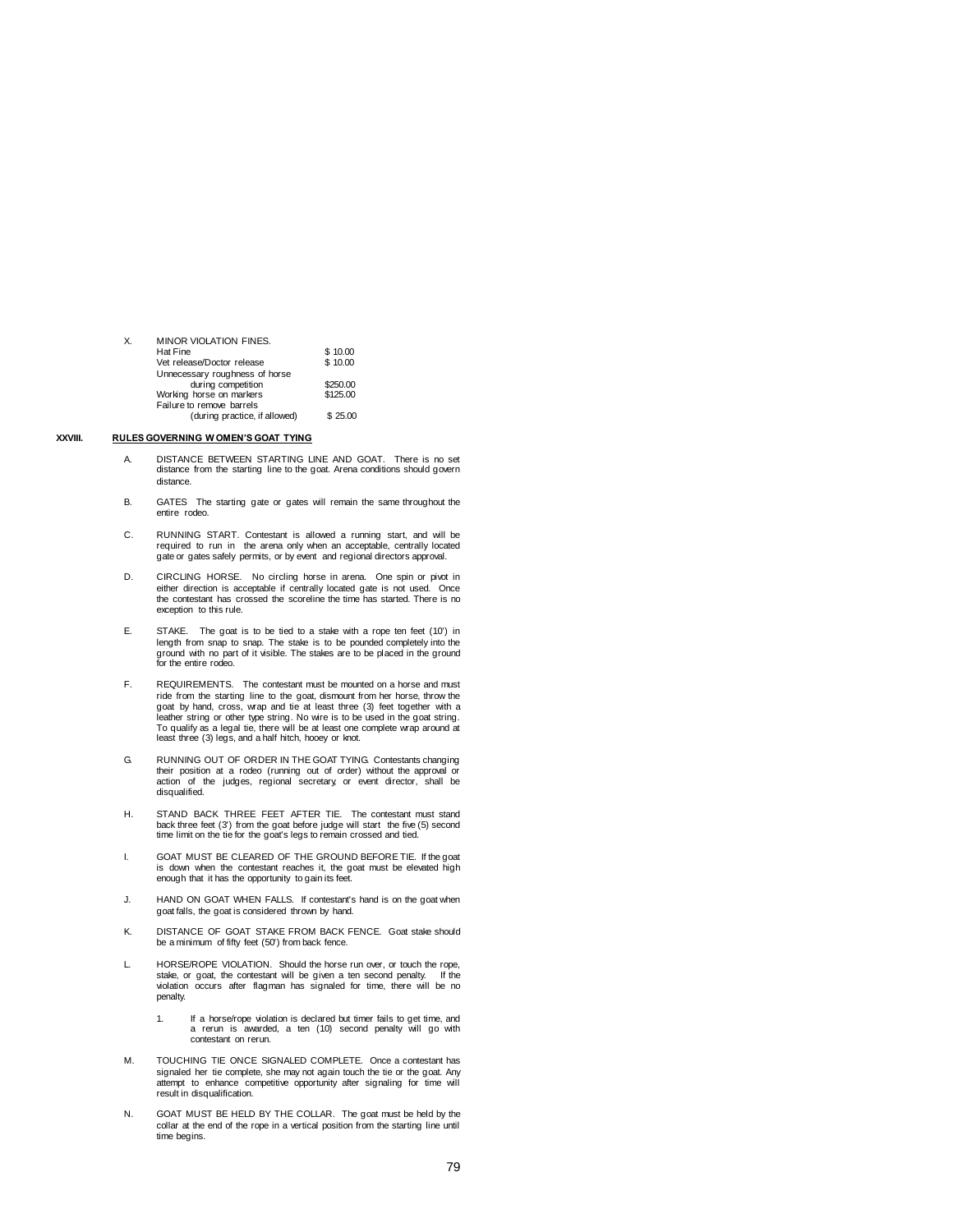X. MINOR VIOLATION FINES.

| | |
|---|---|
| Hat Fine | $ 10.00 |
| Vet release/Doctor release | $ 10.00 |
| Unnecessary roughness of horse during competition | $250.00 |
| Working horse on markers | $125.00 |
| Failure to remove barrels (during practice, if allowed) | $ 25.00 |

## XXVIII. RULES GOVERNING WOMEN'S GOAT TYING

A. DISTANCE BETWEEN STARTING LINE AND GOAT. There is no set distance from the starting line to the goat. Arena conditions should govern distance.

B. GATES The starting gate or gates will remain the same throughout the entire rodeo.

C. RUNNING START. Contestant is allowed a running start, and will be required to run in the arena only when an acceptable, centrally located gate or gates safely permits, or by event and regional directors approval.

D. CIRCLING HORSE. No circling horse in arena. One spin or pivot in either direction is acceptable if centrally located gate is not used. Once the contestant has crossed the scoreline the time has started. There is no exception to this rule.

E. STAKE. The goat is to be tied to a stake with a rope ten feet (10') in length from snap to snap. The stake is to be pounded completely into the ground with no part of it visible. The stakes are to be placed in the ground for the entire rodeo.

F. REQUIREMENTS. The contestant must be mounted on a horse and must ride from the starting line to the goat, dismount from her horse, throw the goat by hand, cross, wrap and tie at least three (3) feet together with a leather string or other type string. No wire is to be used in the goat string. To qualify as a legal tie, there will be at least one complete wrap around at least three (3) legs, and a half hitch, hooey or knot.

G. RUNNING OUT OF ORDER IN THE GOAT TYING. Contestants changing their position at a rodeo (running out of order) without the approval or action of the judges, regional secretary, or event director, shall be disqualified.

H. STAND BACK THREE FEET AFTER TIE. The contestant must stand back three feet (3') from the goat before judge will start the five (5) second time limit on the tie for the goat's legs to remain crossed and tied.

I. GOAT MUST BE CLEARED OF THE GROUND BEFORE TIE. If the goat is down when the contestant reaches it, the goat must be elevated high enough that it has the opportunity to gain its feet.

J. HAND ON GOAT WHEN FALLS. If contestant's hand is on the goat when goat falls, the goat is considered thrown by hand.

K. DISTANCE OF GOAT STAKE FROM BACK FENCE. Goat stake should be a minimum of fifty feet (50') from back fence.

L. HORSE/ROPE VIOLATION. Should the horse run over, or touch the rope, stake, or goat, the contestant will be given a ten second penalty. If the violation occurs after flagman has signaled for time, there will be no penalty.

   1. If a horse/rope violation is declared but timer fails to get time, and a rerun is awarded, a ten (10) second penalty will go with contestant on rerun.

M. TOUCHING TIE ONCE SIGNALED COMPLETE. Once a contestant has signaled her tie complete, she may not again touch the tie or the goat. Any attempt to enhance competitive opportunity after signaling for time will result in disqualification.

N. GOAT MUST BE HELD BY THE COLLAR. The goat must be held by the collar at the end of the rope in a vertical position from the starting line until time begins.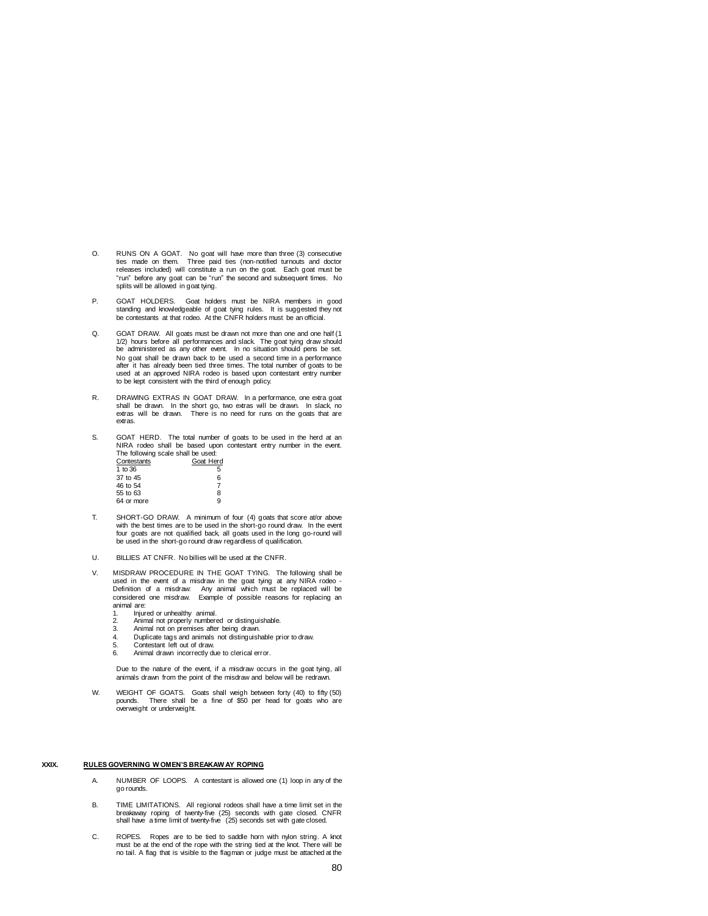O. RUNS ON A GOAT. No goat will have more than three (3) consecutive ties made on them. Three paid ties (non-notified turnouts and doctor releases included) will constitute a run on the goat. Each goat must be "run" before any goat can be "run" the second and subsequent times. No splits will be allowed in goat tying.

P. GOAT HOLDERS. Goat holders must be NIRA members in good standing and knowledgeable of goat tying rules. It is suggested they not be contestants at that rodeo. At the CNFR holders must be an official.

Q. GOAT DRAW. All goats must be drawn not more than one and one half (1 1/2) hours before all performances and slack. The goat tying draw should be administered as any other event. In no situation should pens be set. No goat shall be drawn back to be used a second time in a performance after it has already been tied three times. The total number of goats to be used at an approved NIRA rodeo is based upon contestant entry number to be kept consistent with the third of enough policy.

R. DRAWING EXTRAS IN GOAT DRAW. In a performance, one extra goat shall be drawn. In the short go, two extras will be drawn. In slack, no extras will be drawn. There is no need for runs on the goats that are extras.

S. GOAT HERD. The total number of goats to be used in the herd at an NIRA rodeo shall be based upon contestant entry number in the event. The following scale shall be used:

| Contestants | Goat Herd |
|---|---|
| 1 to 36 | 5 |
| 37 to 45 | 6 |
| 46 to 54 | 7 |
| 55 to 63 | 8 |
| 64 or more | 9 |

T. SHORT-GO DRAW. A minimum of four (4) goats that score at/or above with the best times are to be used in the short-go round draw. In the event four goats are not qualified back, all goats used in the long go-round will be used in the short-go round draw regardless of qualification.

U. BILLIES AT CNFR. No billies will be used at the CNFR.

V. MISDRAW PROCEDURE IN THE GOAT TYING. The following shall be used in the event of a misdraw in the goat tying at any NIRA rodeo - Definition of a misdraw: Any animal which must be replaced will be considered one misdraw. Example of possible reasons for replacing an animal are:

1. Injured or unhealthy animal.
2. Animal not properly numbered or distinguishable.
3. Animal not on premises after being drawn.
4. Duplicate tags and animals not distinguishable prior to draw.
5. Contestant left out of draw.
6. Animal drawn incorrectly due to clerical error.

Due to the nature of the event, if a misdraw occurs in the goat tying, all animals drawn from the point of the misdraw and below will be redrawn.

W. WEIGHT OF GOATS. Goats shall weigh between forty (40) to fifty (50) pounds. There shall be a fine of $50 per head for goats who are overweight or underweight.

## XXIX. RULES GOVERNING WOMEN'S BREAKAWAY ROPING

A. NUMBER OF LOOPS. A contestant is allowed one (1) loop in any of the go rounds.

B. TIME LIMITATIONS. All regional rodeos shall have a time limit set in the breakaway roping of twenty-five (25) seconds with gate closed. CNFR shall have a time limit of twenty-five (25) seconds set with gate closed.

C. ROPES. Ropes are to be tied to saddle horn with nylon string. A knot must be at the end of the rope with the string tied at the knot. There will be no tail. A flag that is visible to the flagman or judge must be attached at the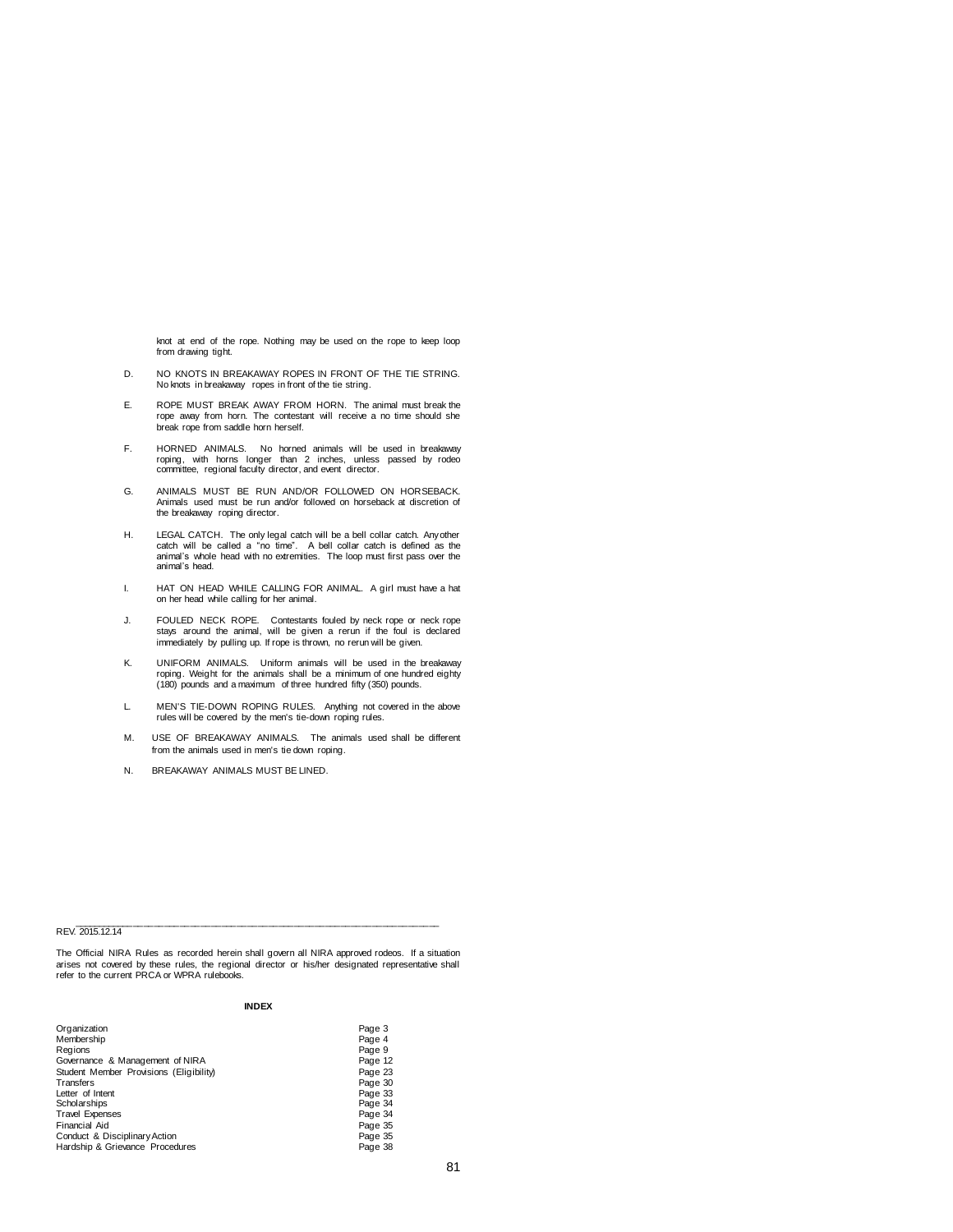knot at end of the rope. Nothing may be used on the rope to keep loop from drawing tight.

D. NO KNOTS IN BREAKAWAY ROPES IN FRONT OF THE TIE STRING. No knots in breakaway ropes in front of the tie string.

E. ROPE MUST BREAK AWAY FROM HORN. The animal must break the rope away from horn. The contestant will receive a no time should she break rope from saddle horn herself.

F. HORNED ANIMALS. No horned animals will be used in breakaway roping, with horns longer than 2 inches, unless passed by rodeo committee, regional faculty director, and event director.

G. ANIMALS MUST BE RUN AND/OR FOLLOWED ON HORSEBACK. Animals used must be run and/or followed on horseback at discretion of the breakaway roping director.

H. LEGAL CATCH. The only legal catch will be a bell collar catch. Any other catch will be called a "no time". A bell collar catch is defined as the animal's whole head with no extremities. The loop must first pass over the animal's head.

I. HAT ON HEAD WHILE CALLING FOR ANIMAL. A girl must have a hat on her head while calling for her animal.

J. FOULED NECK ROPE. Contestants fouled by neck rope or neck rope stays around the animal, will be given a rerun if the foul is declared immediately by pulling up. If rope is thrown, no rerun will be given.

K. UNIFORM ANIMALS. Uniform animals will be used in the breakaway roping. Weight for the animals shall be a minimum of one hundred eighty (180) pounds and a maximum of three hundred fifty (350) pounds.

L. MEN'S TIE-DOWN ROPING RULES. Anything not covered in the above rules will be covered by the men's tie-down roping rules.

M. USE OF BREAKAWAY ANIMALS. The animals used shall be different from the animals used in men's tie down roping.

N. BREAKAWAY ANIMALS MUST BE LINED.

---

REV. 2015.12.14

The Official NIRA Rules as recorded herein shall govern all NIRA approved rodeos. If a situation arises not covered by these rules, the regional director or his/her designated representative shall refer to the current PRCA or WPRA rulebooks.

**INDEX**

| | |
|---|---|
| Organization | Page 3 |
| Membership | Page 4 |
| Regions | Page 9 |
| Governance & Management of NIRA | Page 12 |
| Student Member Provisions (Eligibility) | Page 23 |
| Transfers | Page 30 |
| Letter of Intent | Page 33 |
| Scholarships | Page 34 |
| Travel Expenses | Page 34 |
| Financial Aid | Page 35 |
| Conduct & Disciplinary Action | Page 35 |
| Hardship & Grievance Procedures | Page 38 |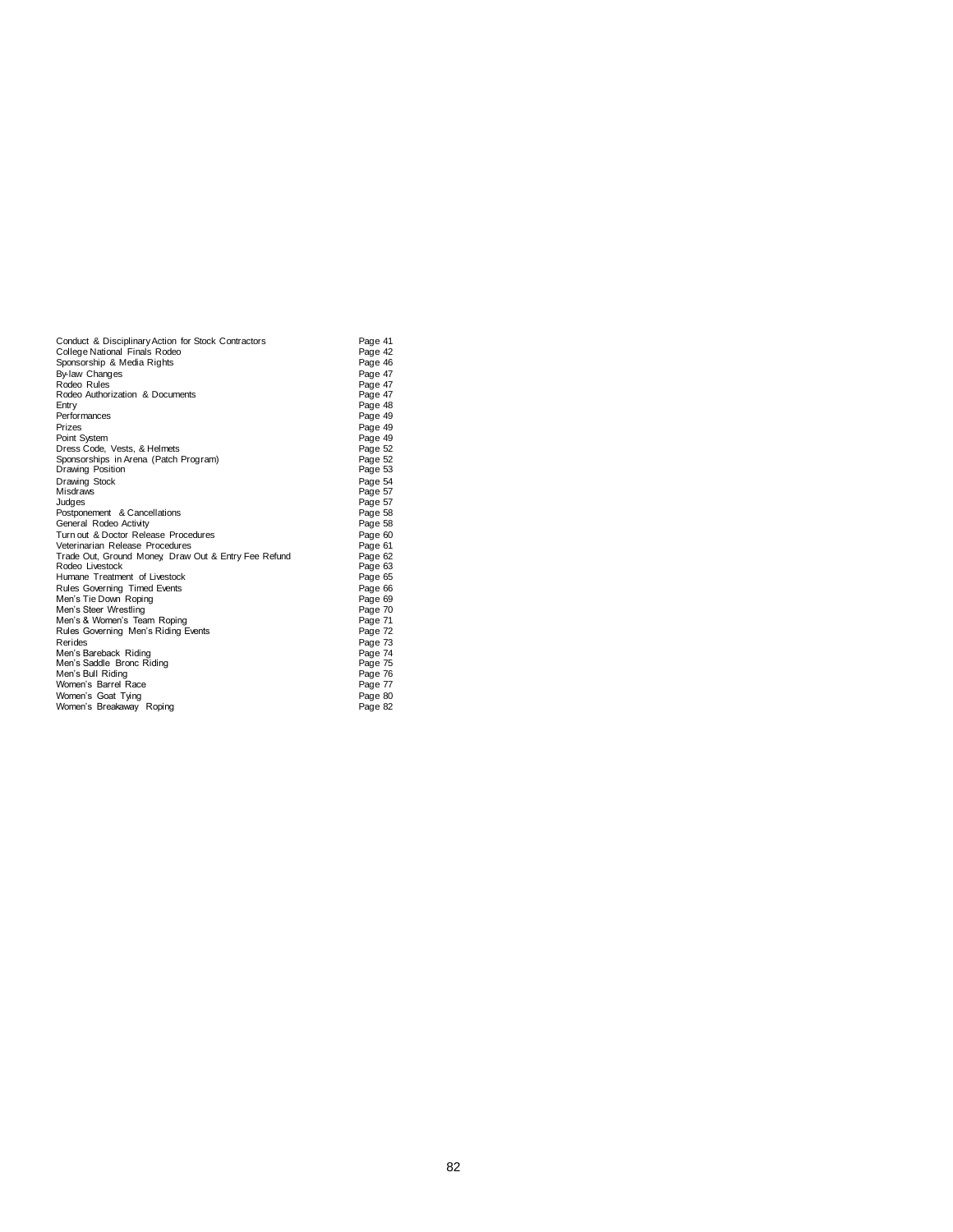| | |
|---|---|
| Conduct & Disciplinary Action for Stock Contractors | Page 41 |
| College National Finals Rodeo | Page 42 |
| Sponsorship & Media Rights | Page 46 |
| By-law Changes | Page 47 |
| Rodeo Rules | Page 47 |
| Rodeo Authorization & Documents | Page 47 |
| Entry | Page 48 |
| Performances | Page 49 |
| Prizes | Page 49 |
| Point System | Page 49 |
| Dress Code, Vests, & Helmets | Page 52 |
| Sponsorships in Arena (Patch Program) | Page 52 |
| Drawing Position | Page 53 |
| Drawing Stock | Page 54 |
| Misdraws | Page 57 |
| Judges | Page 57 |
| Postponement & Cancellations | Page 58 |
| General Rodeo Activity | Page 58 |
| Turn out & Doctor Release Procedures | Page 60 |
| Veterinarian Release Procedures | Page 61 |
| Trade Out, Ground Money, Draw Out & Entry Fee Refund | Page 62 |
| Rodeo Livestock | Page 63 |
| Humane Treatment of Livestock | Page 65 |
| Rules Governing Timed Events | Page 66 |
| Men's Tie Down Roping | Page 69 |
| Men's Steer Wrestling | Page 70 |
| Men's & Women's Team Roping | Page 71 |
| Rules Governing Men's Riding Events | Page 72 |
| Rerides | Page 73 |
| Men's Bareback Riding | Page 74 |
| Men's Saddle Bronc Riding | Page 75 |
| Men's Bull Riding | Page 76 |
| Women's Barrel Race | Page 77 |
| Women's Goat Tying | Page 80 |
| Women's Breakaway Roping | Page 82 |